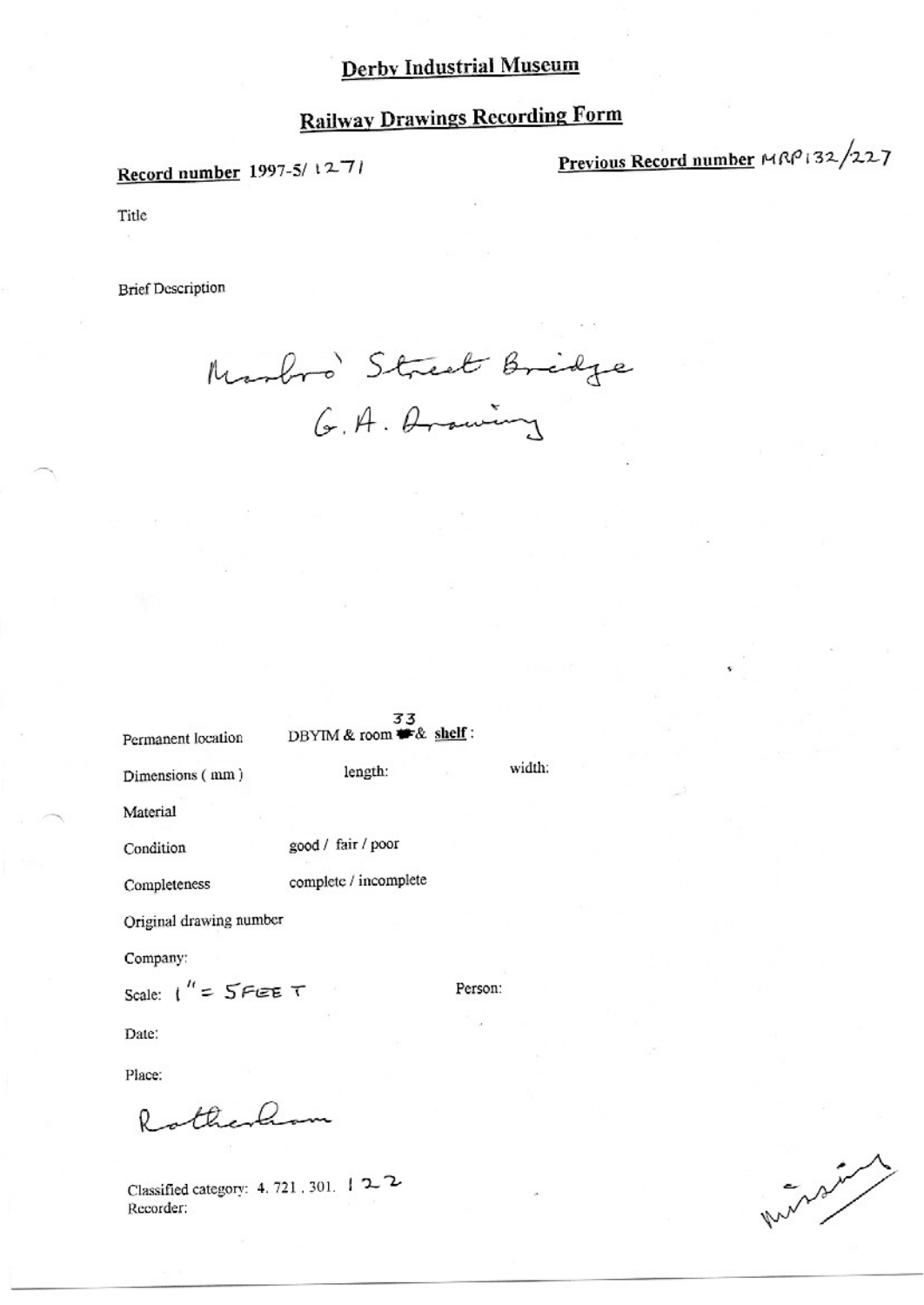# Derby Industrial Museum

## Railway Drawings Recording Form

**Record number** 1997-5/ 1271

**Previous Record number** MRP132/227

Title

Brief Description

Marlbro' Street Bridge
G.A. Drawing

Permanent location DBYIM & room 33 & **shelf** :

Dimensions ( mm ) length: width:

Material

Condition good / fair / poor

Completeness complete / incomplete

Original drawing number

Company:

Scale: 1" = 5FEET Person:

Date:

Place:

Rotherham

Classified category: 4. 721 . 301. 122

Recorder:

missing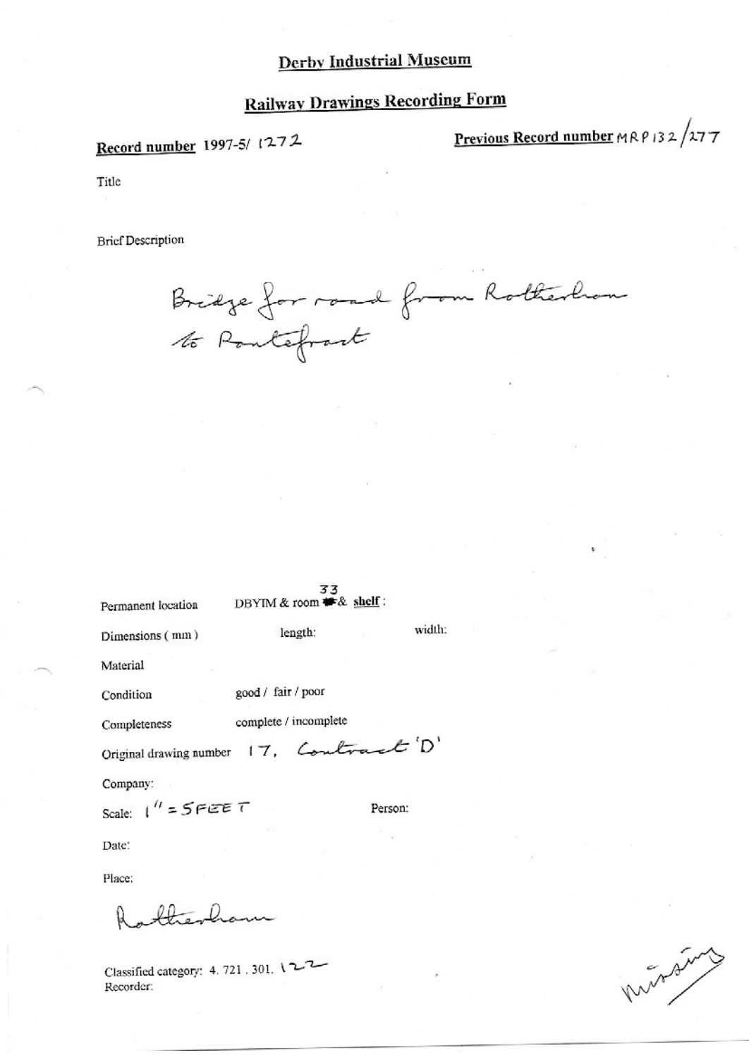# Derby Industrial Museum

## Railway Drawings Recording Form

**Record number** 1997-5/ 1272

**Previous Record number** MRP 132/277

Title

Brief Description

Bridge for road from Rotherham to Pontefract

Permanent location DBYIM & room 33 & **shelf**:

Dimensions (mm) length: width:

Material

Condition good / fair / poor

Completeness complete / incomplete

Original drawing number 17, Contract 'D'

Company:

Scale: 1" = 5FEET

Person:

Date:

Place:

Rotherham

Classified category: 4. 721. 301. 122

Recorder:

missing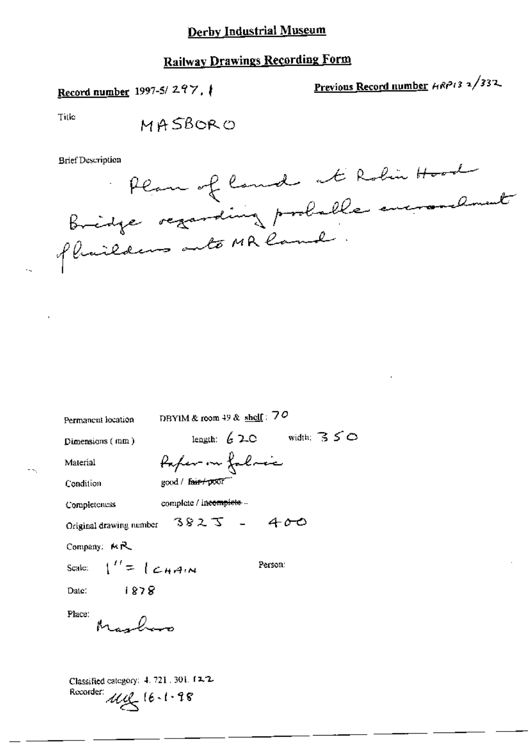# Derby Industrial Museum

## Railway Drawings Recording Form

**Record number** 1997-5/ 297.1

**Previous Record number** HRP13 2/332

Title MASBORO

Brief Description

Plan of land at Robin Hood Bridge regarding probable encroachment of builders onto MR land.

Permanent location DBYIM & room 49 & shelf: 70

Dimensions (mm) length: 620 width: 350

Material Paper on fabric

Condition good / ~~fair / poor~~

Completeness complete / ~~incomplete~~

Original drawing number 3825 - 400

Company: MR

Scale: 1'' = 1 CHAIN

Person:

Date: 1878

Place: Masboro

Classified category: 4.721.301.122

Recorder: MG 16-1-98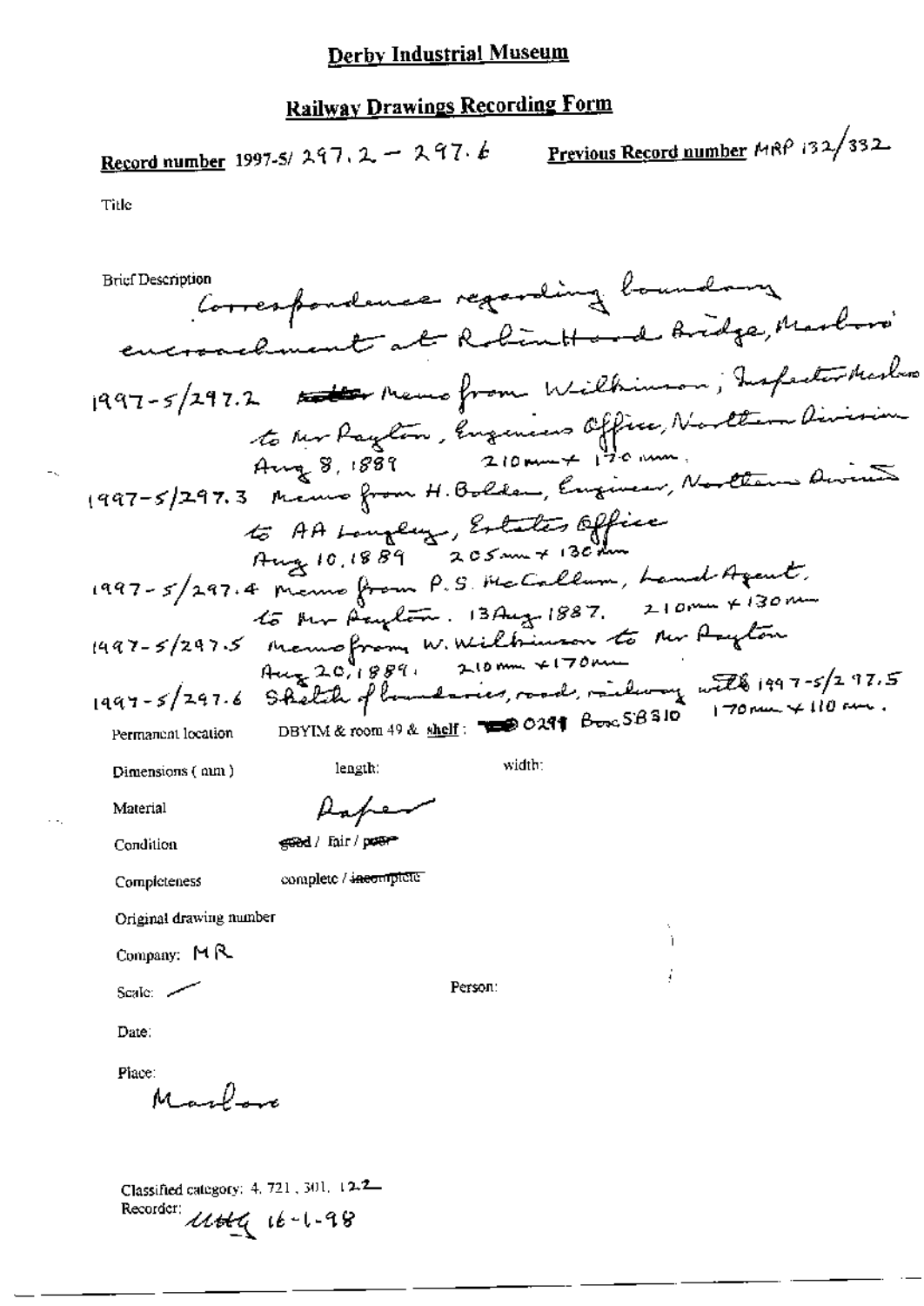# Derby Industrial Museum

## Railway Drawings Recording Form

**Record number** 1997-5/ 297.2 – 297.6 **Previous Record number** MRP 132/332

Title

Brief Description
Correspondence regarding boundary encroachment at Robin Hood Bridge, Marboro'

1997-5/297.2 ~~[struck]~~ Memo from Wilkinson, Inspector Marboro' to Mr Payton, Engineers Office, Northern Division Aug 8, 1889 210mm × 170mm.

1997-5/297.3 Memo from H. Bolden, Engineer, Northern Division to AA Langley, Estates Office Aug 10, 1889 205mm × 130mm

1997-5/297.4 Memo from P.S. McCallum, Land Agent, to Mr Payton. 13 Aug. 1887. 210mm × 130mm

1997-5/297.5 Memo from W. Wilkinson to Mr Payton Aug 20, 1889. 210mm × 170mm

1997-5/297.6 Sketch of boundaries, road, railway with 1997-5/297.5 170mm × 110mm.

Permanent location DBYIM & room 49 & **shelf**: 0299 Box SB310

Dimensions (mm) length: width:

Material Paper

Condition good / fair / poor

Completeness complete / ~~incomplete~~

Original drawing number

Company: MR

Scale: ——

Person:

Date:

Place:
Marboro

Classified category: 4. 721. 301. 122
Recorder: UHG 16-1-98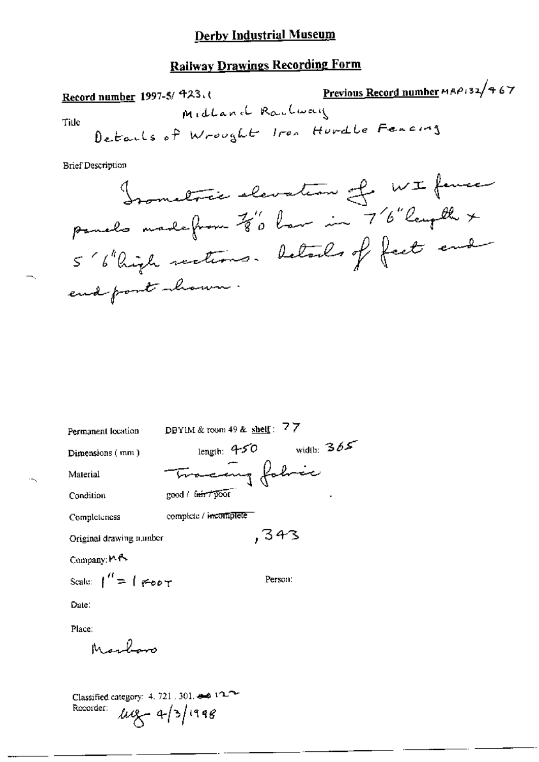# Derby Industrial Museum

## Railway Drawings Recording Form

**Record number** 1997-5/ 423.1

**Previous Record number** MRP132/467

Title

Midland Railway
Details of Wrought Iron Hurdle Fencing

Brief Description

Isometric elevation of WI fence panels made from 7/8" o bar in 7'6" length x 5'6" high sections. Details of feet and end post shown.

Permanent location: DBYIM & room 49 & **shelf**: 77

Dimensions (mm): length: 450 width: 365

Material: Tracing fabric

Condition: good / ~~fair / poor~~

Completeness: complete / ~~incomplete~~

Original drawing number: ,343

Company: MR

Scale: 1" = 1 FOOT

Person:

Date:

Place:

Marlboro

Classified category: 4. 721 . 301. ~~~~ 122

Recorder: ulg 4/3/1998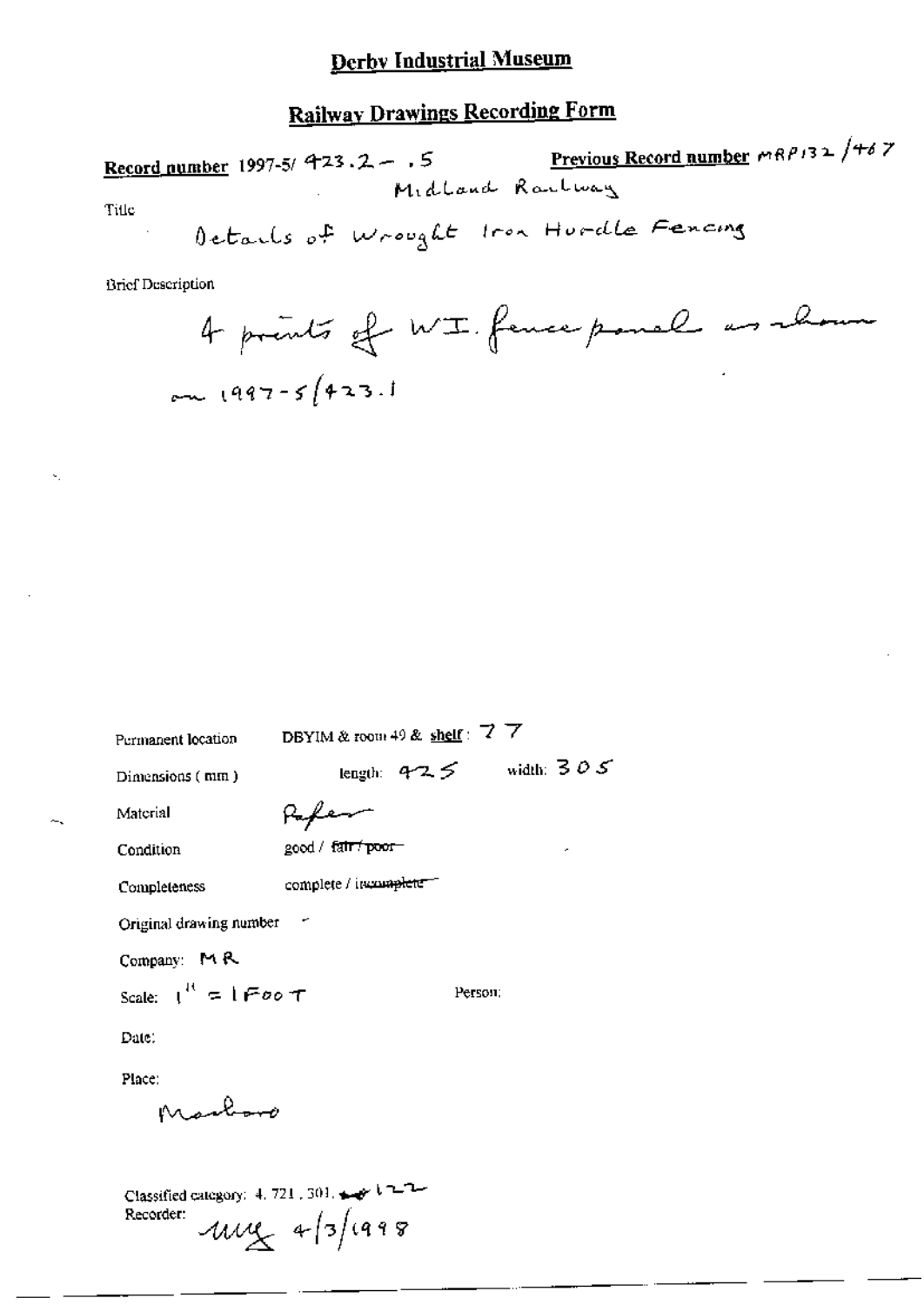# Derby Industrial Museum

## Railway Drawings Recording Form

**Record number** 1997-5/ 423.2 – .5 **Previous Record number** MRP132 /467

Midland Railway

Title

Details of Wrought Iron Hurdle Fencing

Brief Description

4 prints of W.I. fence panel as shown on 1997-5/423.1

Permanent location DBYIM & room 49 & shelf: 77

Dimensions (mm) length: 425 width: 305

Material Paper

Condition good / ~~fair / poor~~

Completeness complete / ~~incomplete~~

Original drawing number –

Company: MR

Scale: 1" = 1 FOOT Person:

Date:

Place:

Marlboro

Classified category: 4. 721. 301. 122

Recorder: MG 4/3/1998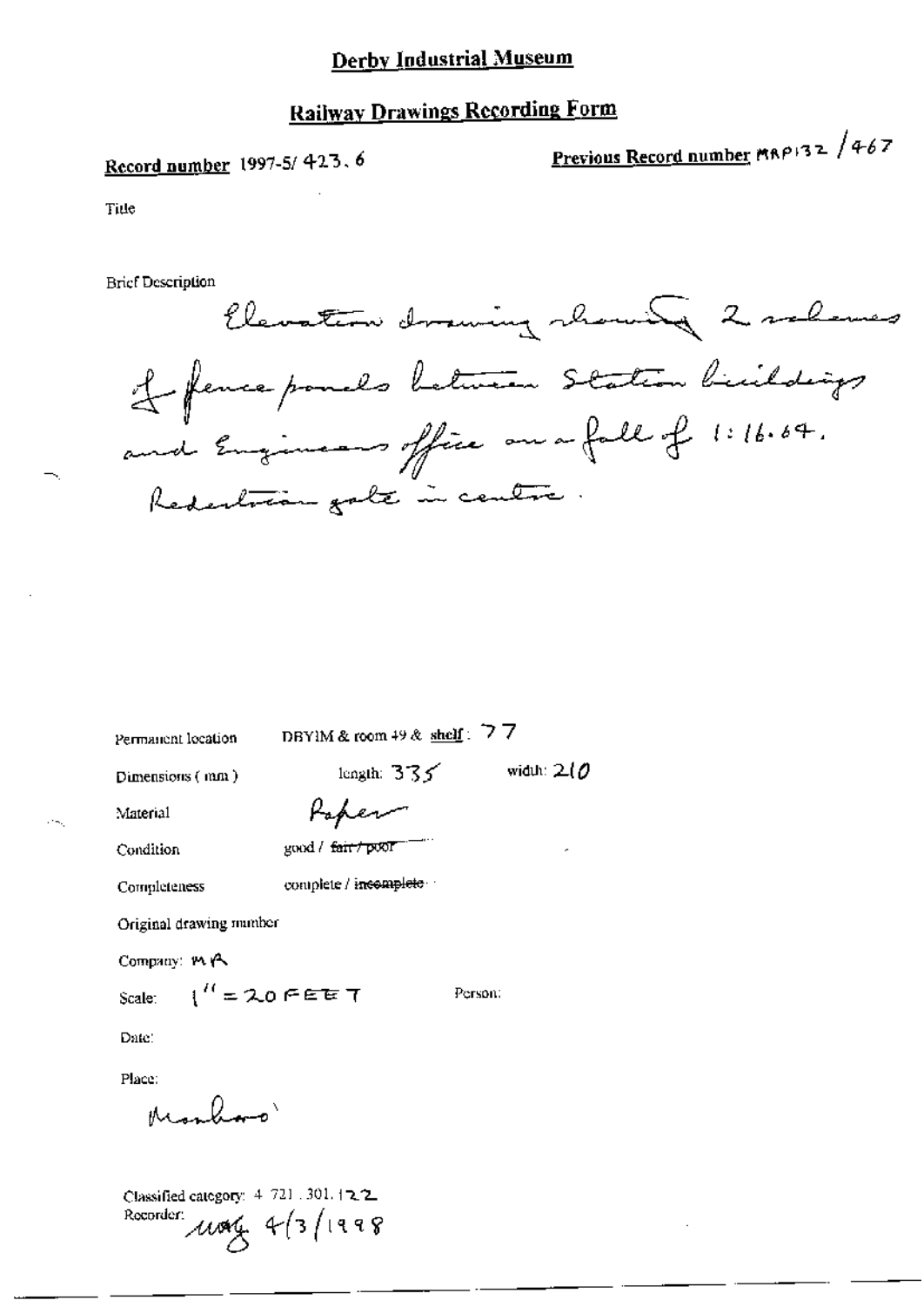# Derby Industrial Museum

## Railway Drawings Recording Form

**Record number** 1997-5/423.6

**Previous Record number** MRP132/467

Title

Brief Description

Elevation drawing showing 2 schemes of fence panels between Station buildings and Engineers office on a fall of 1:16.64. Pedestrian gate in centre.

Permanent location DBYIM & room 49 & shelf: 77

Dimensions (mm) length: 335 width: 210

Material Paper

Condition good / ~~fair / poor~~

Completeness complete / ~~incomplete~~

Original drawing number

Company: MR

Scale: 1" = 20 FEET Person:

Date:

Place:

Monsal

Classified category: 4.721.301.122

Recorder: mag 4/3/1998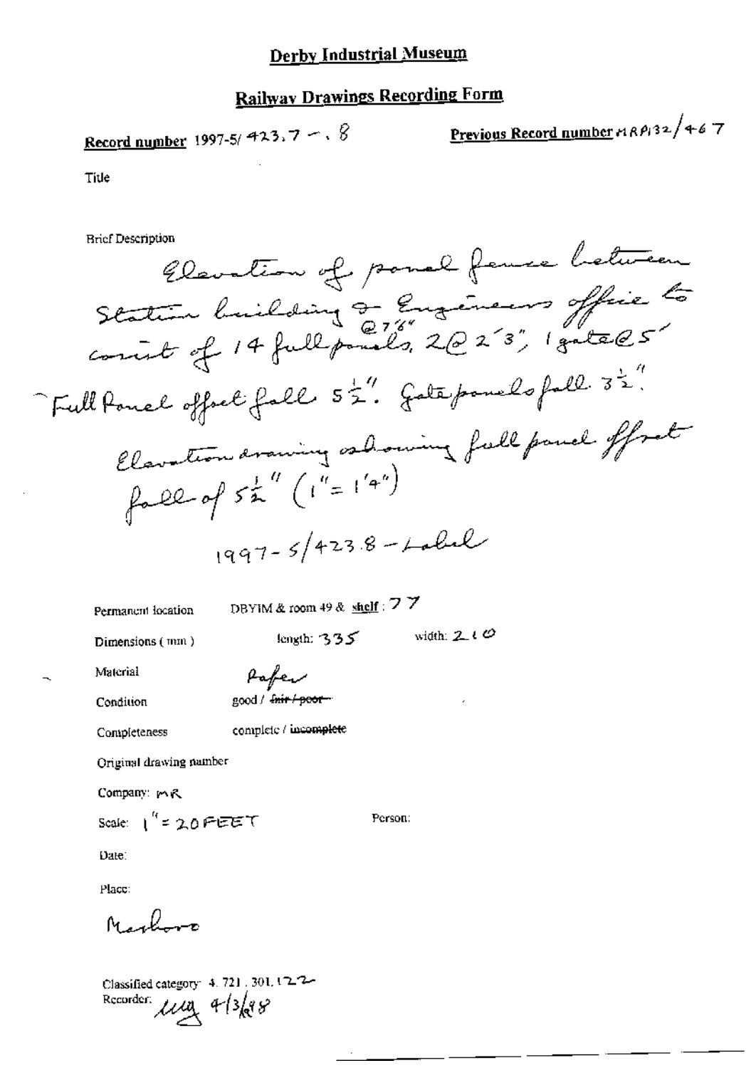# Derby Industrial Museum

## Railway Drawings Recording Form

**Record number** 1997-5/ 423.7 - .8

**Previous Record number** MRP132/467

Title

Brief Description

Elevation of panel fence between Station building & Engineers office to consist of 14 full panels @ 7'6", 2 @ 2'3", 1 gate @ 5'

Full Panel offset fall $5\frac{1}{2}$". Gate panels fall $3\frac{1}{2}$".

Elevation drawing showing full panel offset fall of $5\frac{1}{2}$" (1" = 1'4")

1997-5/423.8 - Label

Permanent location: DBYIM & room 49 & shelf: 77

Dimensions (mm): length: 335 width: 210

Material: Paper

Condition: good / ~~fair / poor~~

Completeness: complete / incomplete

Original drawing number

Company: MR

Scale: 1" = 20 FEET

Person:

Date:

Place:

Marlboro

Classified category: 4.721.301.122

Recorder: ug 4/3/98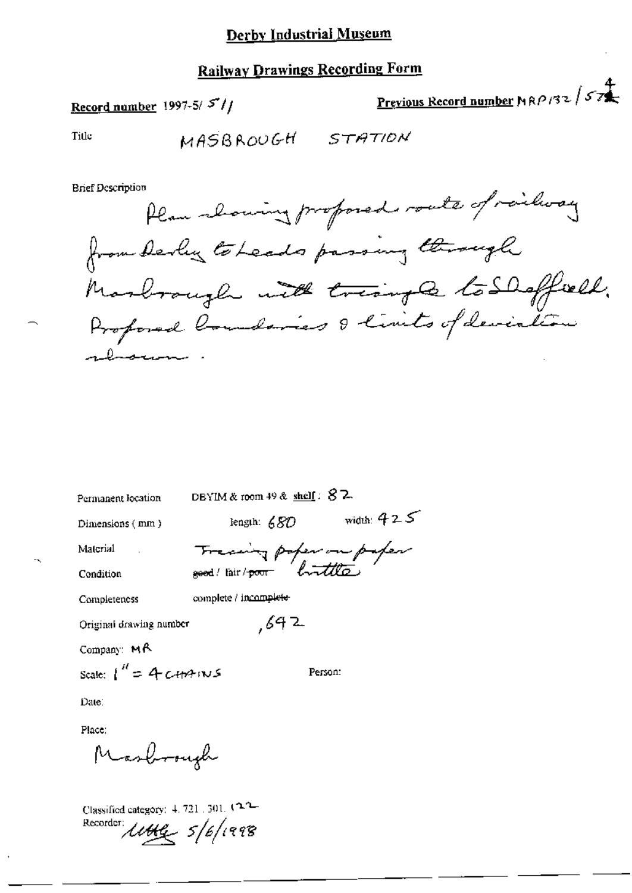# Derby Industrial Museum

## Railway Drawings Recording Form

**Record number** 1997-5/ 511

**Previous Record number** MRP132/574

Title MASBROUGH STATION

Brief Description

Plan showing proposed route of railway from Derby to Leeds passing through Masbrough with triangle to Sheffield. Proposed boundaries & limits of deviation shown.

Permanent location DBYIM & room 49 & **shelf**: 82

Dimensions (mm) length: 680 width: 425

Material Tracing paper on paper

Condition ~~good~~ / fair / ~~poor~~ brittle

Completeness complete / ~~incomplete~~

Original drawing number ,642

Company: MR

Scale: 1" = 4 CHAINS

Person:

Date:

Place:

Masbrough

Classified category: 4. 721. 301. 122

Recorder: [illegible] 5/6/1998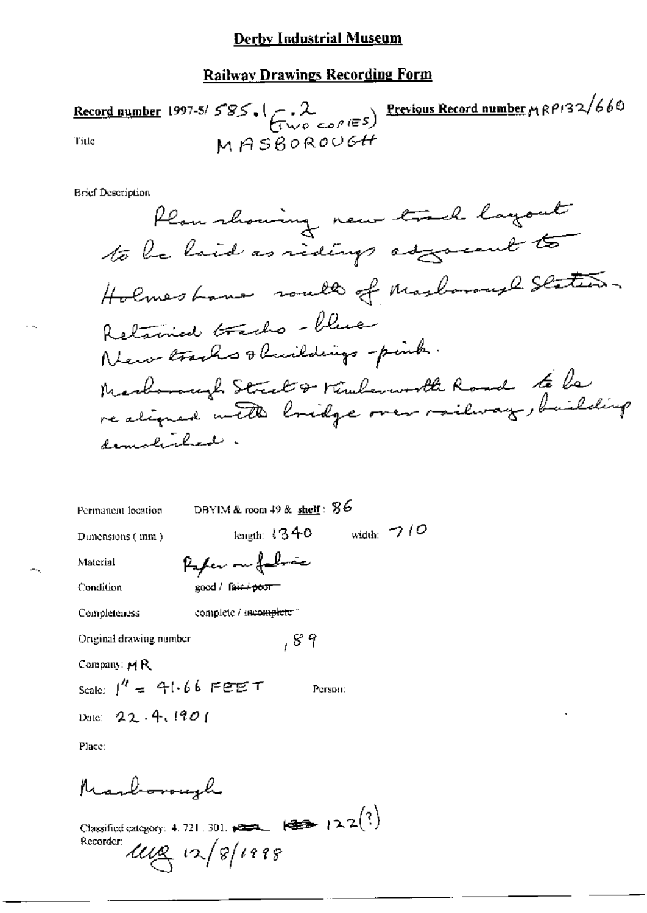# Derby Industrial Museum

## Railway Drawings Recording Form

**Record number** 1997-5/ 585.1 – .2 (TWO COPIES) **Previous Record number** MRP132/660

Title MASBOROUGH

Brief Description

Plan showing new track layout to be laid as sidings adjacent to Holmes Lane south of Masborough Station. Retained tracks - blue. New tracks & buildings - pink. Masborough Street & Kimberworth Road to be realigned with bridge over railway, building demolished.

Permanent location DBYIM & room 49 & **shelf**: 86

Dimensions (mm) length: 1340 width: 710

Material Paper on fabric

Condition good / ~~fair / poor~~

Completeness complete / ~~incomplete~~

Original drawing number ,89

Company: MR

Scale: 1" = 41.66 FEET Person:

Date: 22.4.1901

Place:

Masborough

Classified category: 4. 721. 301. ~~~~ ~~~~ 122(?)

Recorder: MG 12/8/1998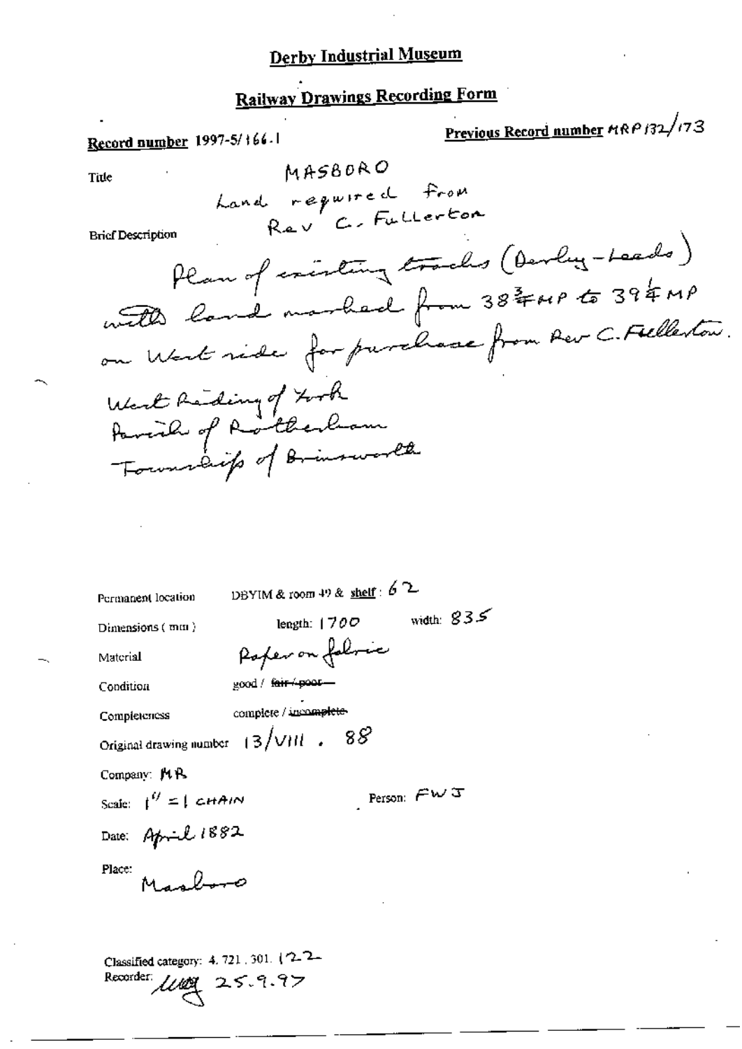# Derby Industrial Museum

## Railway Drawings Recording Form

**Record number** 1997-5/166.1

**Previous Record number** MRP 132/173

Title

MASBORO
Land required from
Rev C. Fullerton

Brief Description

Plan of existing tracks (Derby-Leeds) with land marked from 38¾MP to 39¼MP on West side for purchase from Rev C. Fullerton.

West Riding of York
Parish of Rotherham
Township of Brinsworth

Permanent location: DBYIM & room 49 & shelf: 62

Dimensions (mm): length: 1700 width: 835

Material: Paper on fabric

Condition: good / ~~fair / poor~~

Completeness: complete / ~~incomplete~~

Original drawing number: 13/VIII. 88

Company: MR

Scale: 1" = 1 CHAIN

Person: FWJ

Date: April 1882

Place: Masboro

Classified category: 4. 721. 301. 122

Recorder: [signature] 25.9.97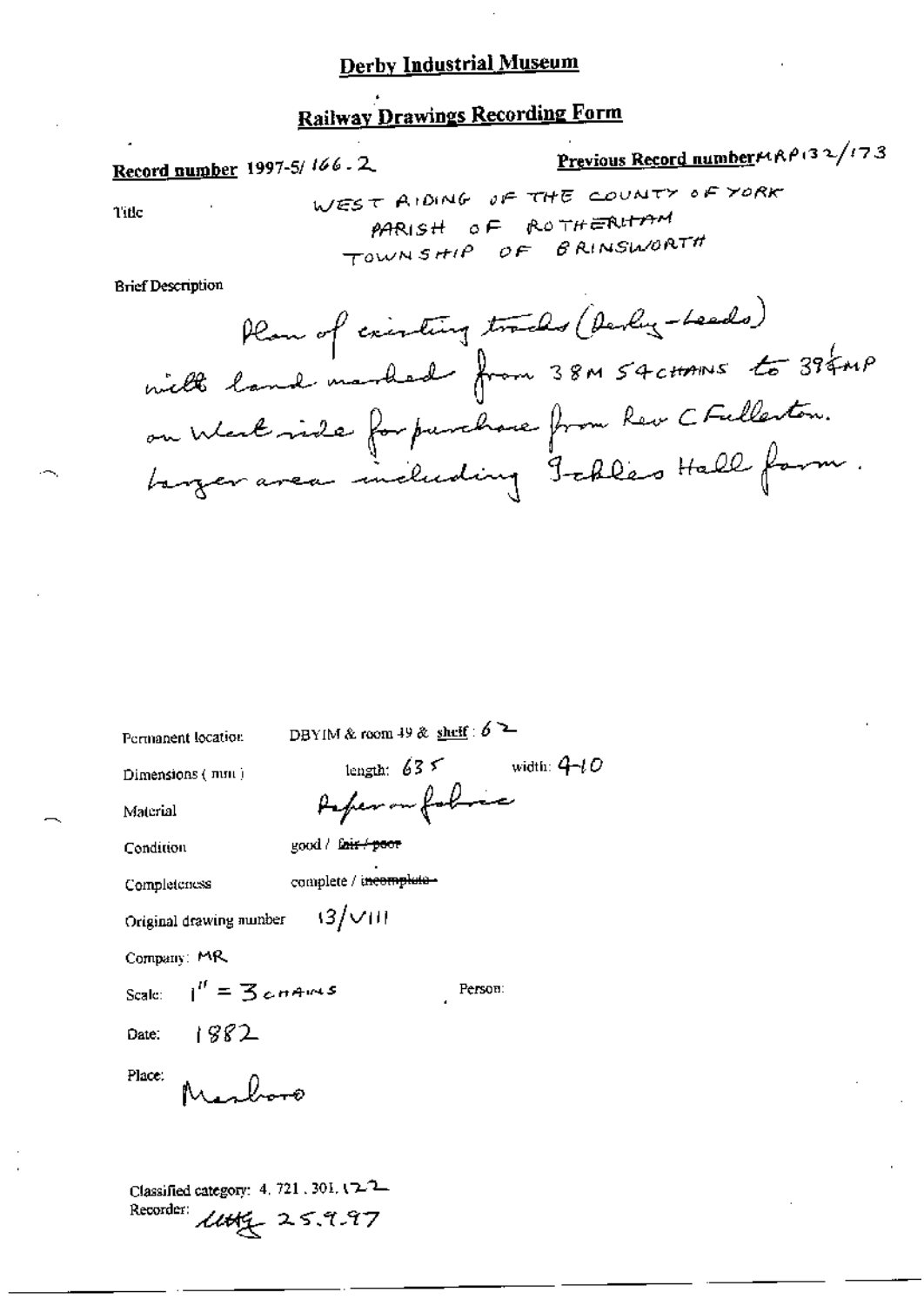# Derby Industrial Museum

## Railway Drawings Recording Form

**Record number** 1997-5/ 166 . 2

**Previous Record number** MRP132/173

Title

WEST RIDING OF THE COUNTY OF YORK
PARISH OF ROTHERHAM
TOWNSHIP OF BRINSWORTH

Brief Description

Plan of existing tracks (Derby - Leeds) with land marked from 38M 54CHAINS to 39¼MP on West side for purchase from Rev C Fullerton. Larger area including Ickles Hall farm.

Permanent location: DBYIM & room 49 & shelf : 62

Dimensions ( mm ): length: 635 width: 410

Material: Paper on fabric

Condition: good / ~~fair / poor~~

Completeness: complete / ~~incomplete~~

Original drawing number: 13/VIII

Company: MR

Scale: 1" = 3 CHAINS

Person:

Date: 1882

Place: Marlboro

Classified category: 4. 721 . 301. 122

Recorder: LLHG 25.9.97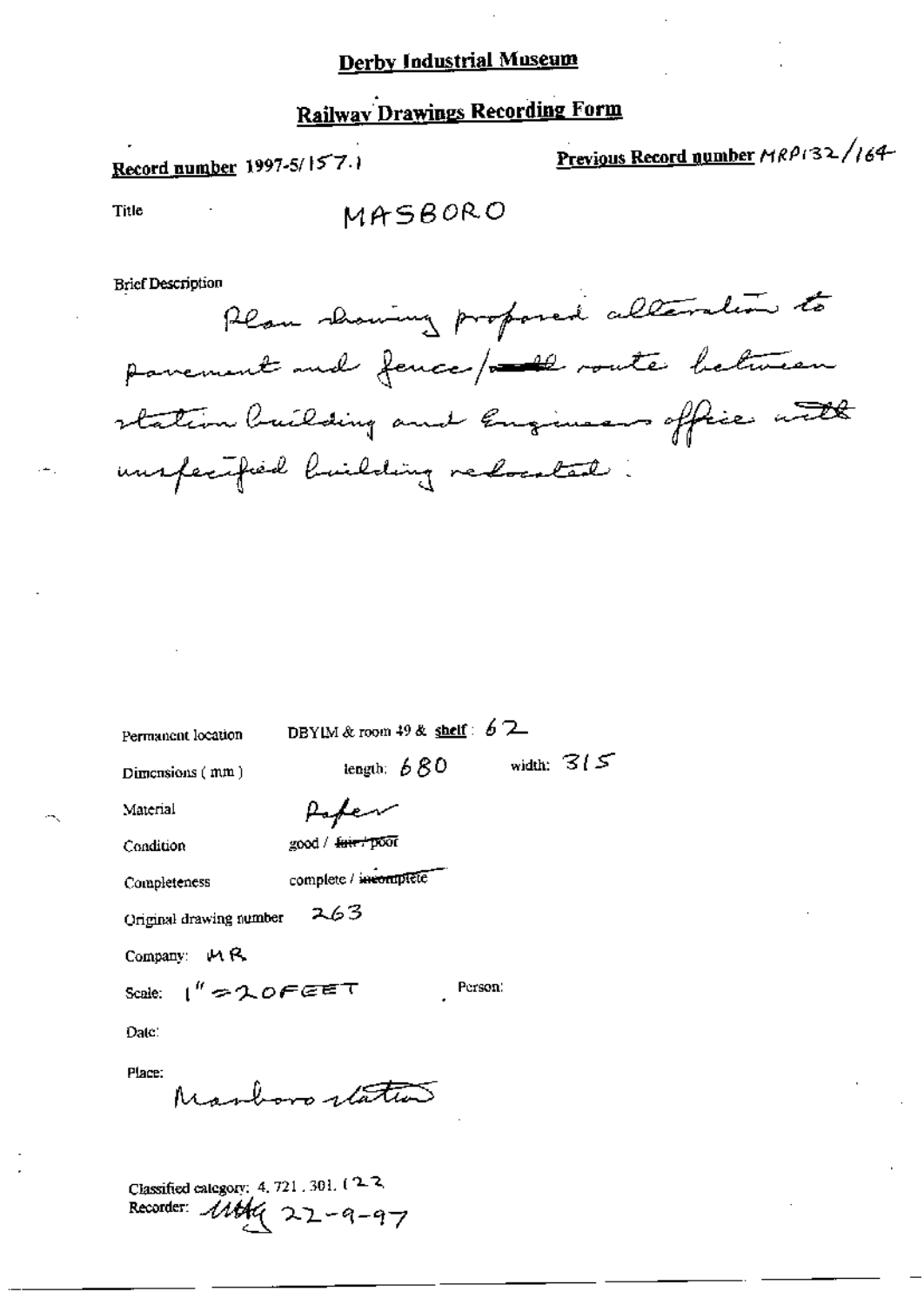# Derby Industrial Museum

## Railway Drawings Recording Form

**Record number** 1997-5/157.1

**Previous Record number** MRP132/164

Title MASBORO

Brief Description

Plan showing proposed alteration to pavement and fence/wall route between station building and Engineers office with unspecified building relocated.

Permanent location DBYIM & room 49 & **shelf**: 62

Dimensions (mm) length: 680 width: 315

Material Paper

Condition good / ~~fair / poor~~

Completeness complete / ~~incomplete~~

Original drawing number 263

Company: MR

Scale: 1" = 20 FEET Person:

Date:

Place: Masboro station

Classified category: 4. 721. 301. 122

Recorder: MHG 22-9-97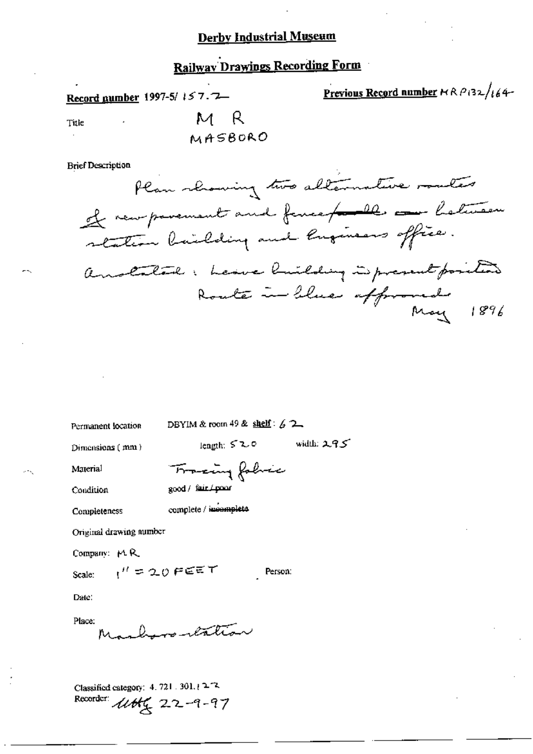# Derby Industrial Museum

## Railway Drawings Recording Form

**Record number** 1997-5/ 157.2

**Previous Record number** MRP132/164

Title

M R
MASBORO

Brief Description

Plan showing two alternative routes of new pavement and fence ~~wall~~ ~~on~~ between station building and Engineers office.
Annotated: Leave building in present position
Route in blue approved
May 1896

Permanent location DBYIM & room 49 & **shelf**: 62

Dimensions (mm) length: 520 width: 295

Material Tracing fabric

Condition good / ~~fair / poor~~

Completeness complete / ~~incomplete~~

Original drawing number

Company: M.R.

Scale: 1" = 20 FEET Person:

Date:

Place:
Masboro station

Classified category: 4. 721 . 301. 122
Recorder: MH 22-9-97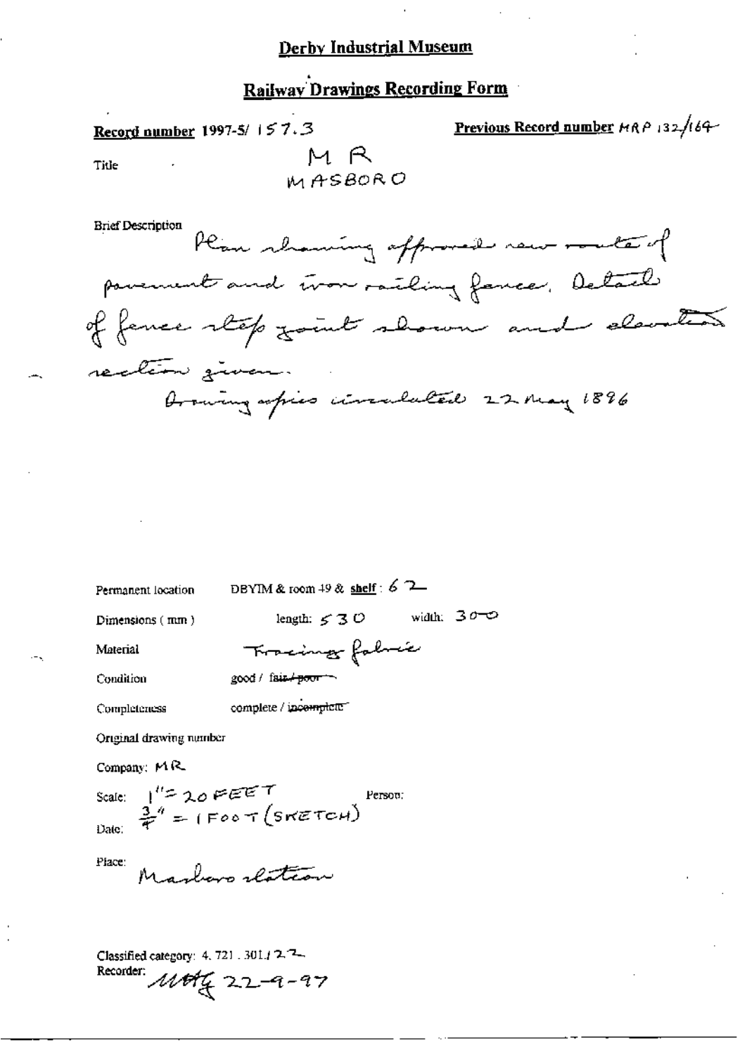## Derby Industrial Museum

## Railway Drawings Recording Form

**Record number** 1997-5/ 157.3 **Previous Record number** MRP 132/164

Title MR MASBORO

Brief Description Plan showing approved new route of pavement and iron railing fence. Detail of fence step joint shown and elevation section given.
Drawing copies circulated 22 May 1896

Permanent location DBYIM & room 49 & **shelf** : 62

Dimensions (mm) length: 530 width: 300

Material Tracing fabric

Condition good / ~~fair / poor~~

Completeness complete / ~~incomplete~~

Original drawing number

Company: MR

Scale: 1" = 20 FEET
3/4" = 1 FOOT (SKETCH) Person:

Date:

Place: Masboro station

Classified category: 4. 721 . 301.1 22
Recorder: MAG 22-9-97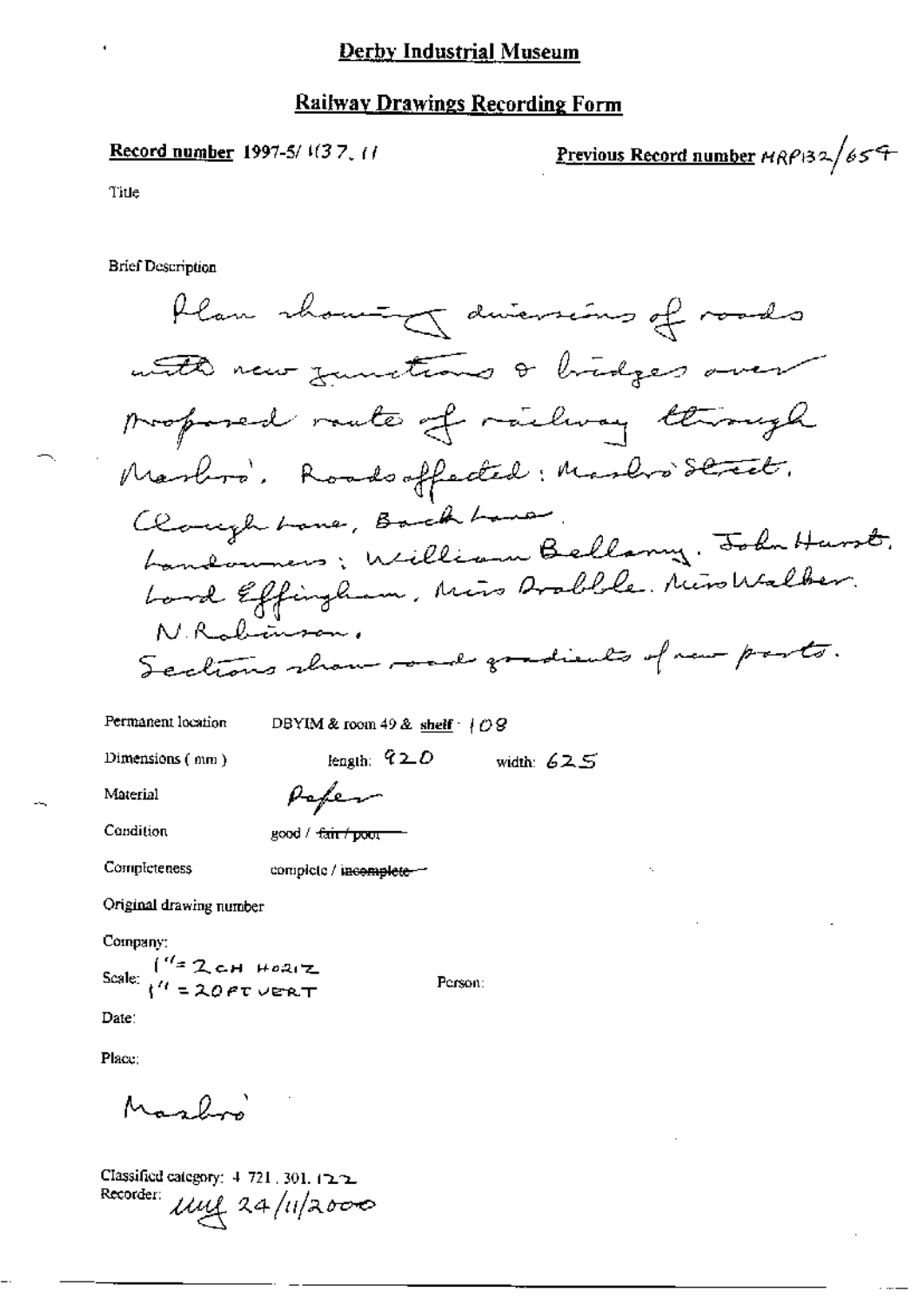# Derby Industrial Museum

## Railway Drawings Recording Form

**Record number** 1997-5/ 1137. 11

**Previous Record number** MRP132/654

Title

Brief Description

Plan showing diversions of roads with new junctions & bridges over proposed route of railway through Marsbro'. Roads affected: Marsbro' Street, Clough Lane, Back Lane. Landowners: William Bellamy. John Hurst. Lord Effingham. Miss Drabble. Miss Walker. N. Robinson. Sections show road gradients of new parts.

Permanent location: DBYIM & room 49 & **shelf**: 108

Dimensions (mm): length: 920 width: 625

Material: Paper

Condition: good / ~~fair / poor~~

Completeness: complete / ~~incomplete~~

Original drawing number

Company:

Scale: 1" = 2CH HORIZ; 1" = 20FT VERT

Person:

Date:

Place:

Marsbro'

Classified category: 4.721.301.122

Recorder: MW 24/11/2000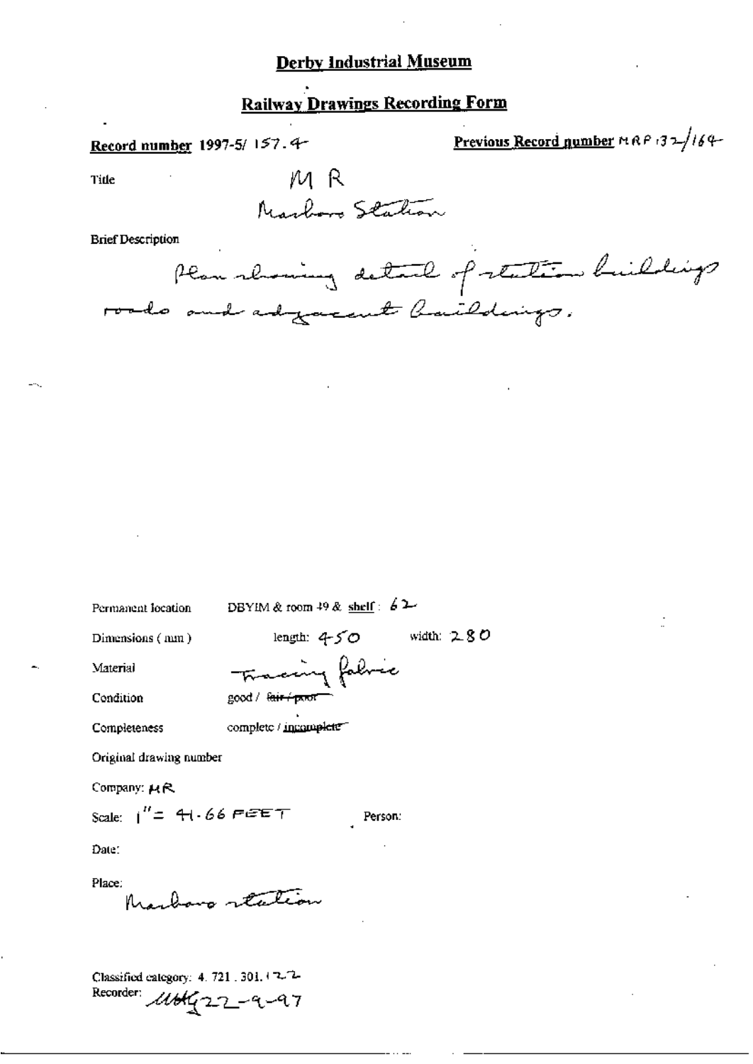# Derby Industrial Museum

## Railway Drawings Recording Form

**Record number** 1997-5/ 157.4

**Previous Record number** MRP 132/164

Title

MR
Marlboro Station

Brief Description

Plan showing detail of station buildings roads and adjacent buildings.

Permanent location DBYIM & room 49 & **shelf**: 62

Dimensions (mm) length: 450 width: 280

Material Tracing fabric

Condition good / ~~fair / poor~~

Completeness complete / ~~incomplete~~

Original drawing number

Company: MR

Scale: 1" = 41.66 FEET Person:

Date:

Place:
Marlboro station

Classified category: 4. 721. 301. 122

Recorder: MMG 22-9-97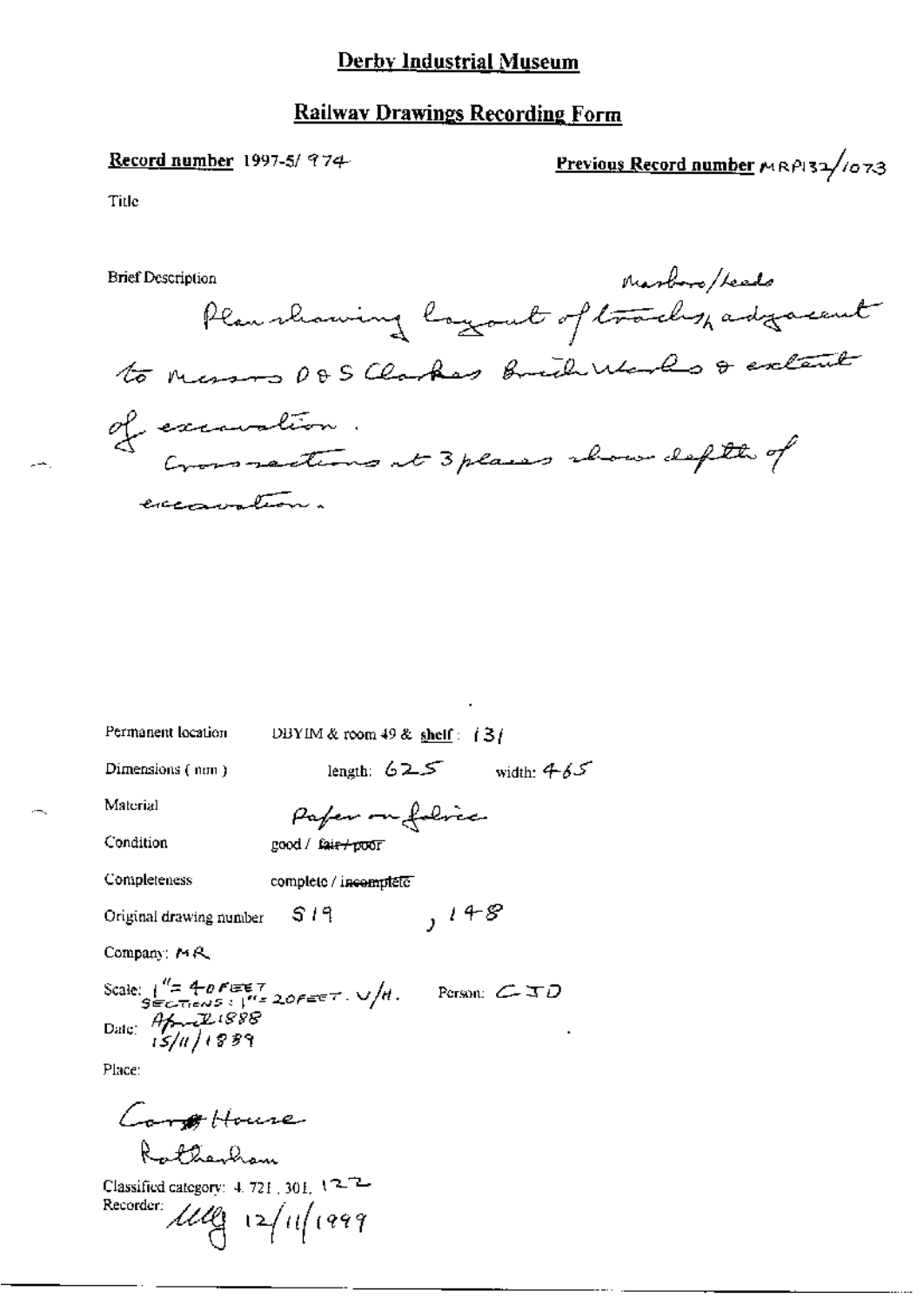## Derby Industrial Museum

## Railway Drawings Recording Form

**Record number** 1997-5/974

**Previous Record number** MRP132/1073

Title

Brief Description

Masboro/Leeds

Plan showing layout of tracks, adjacent to Messrs D & S Clarkes Brick Works & extent of excavation.

Cross-sections at 3 places show depth of excavation.

Permanent location: DBYIM & room 49 & shelf: 131

Dimensions (mm): length: 625 width: 465

Material: Paper on fabric

Condition: good / ~~fair / poor~~

Completeness: complete / ~~incomplete~~

Original drawing number: S19, 148

Company: MR

Scale: 1" = 40 FEET; SECTIONS: 1" = 20 FEET. V/H. Person: CJD

Date: April 1888; 15/11/1889

Place:

Carr House

Rotherham

Classified category: 4.721, 301, 122

Recorder: lllg 12/11/1999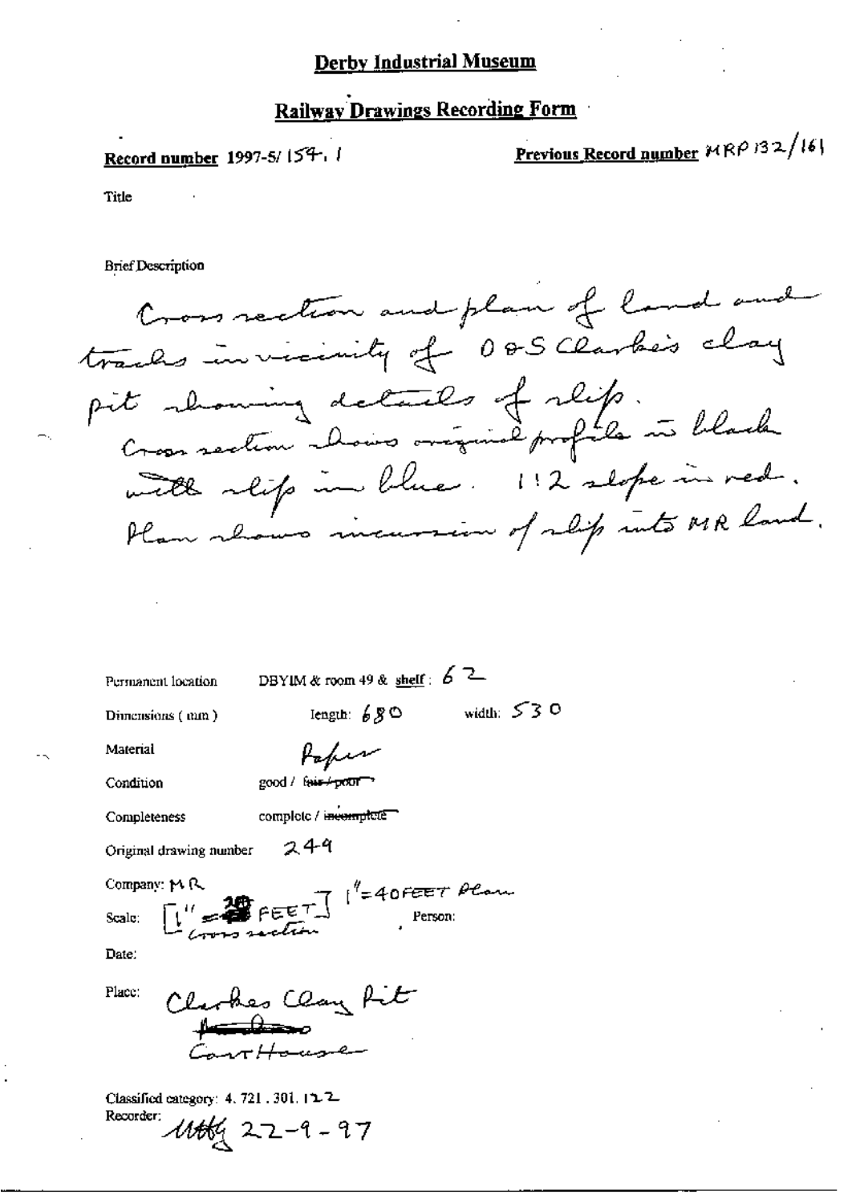# Derby Industrial Museum

## Railway Drawings Recording Form

**Record number** 1997-5/ 154. 1

**Previous Record number** MRP 132/161

Title

Brief Description

Cross section and plan of land and tracks in vicinity of O&S Clarke's clay pit showing details of slip.
Cross section shows original profile in black with slip in blue. 1:2 slope in red.
Plan shows incursion of slip into MR land.

Permanent location: DBYIM & room 49 & **shelf**: 62

Dimensions (mm): length: 680 width: 530

Material: Paper

Condition: good / ~~fair / poor~~

Completeness: complete / ~~incomplete~~

Original drawing number: 249

Company: MR

Scale: [1" = 20 FEET] Cross section; 1" = 40 FEET Plan

Person:

Date:

Place: Clarkes Clay Pit ~~...~~ Cart House

Classified category: 4. 721. 301. 122

Recorder: MH 22-9-97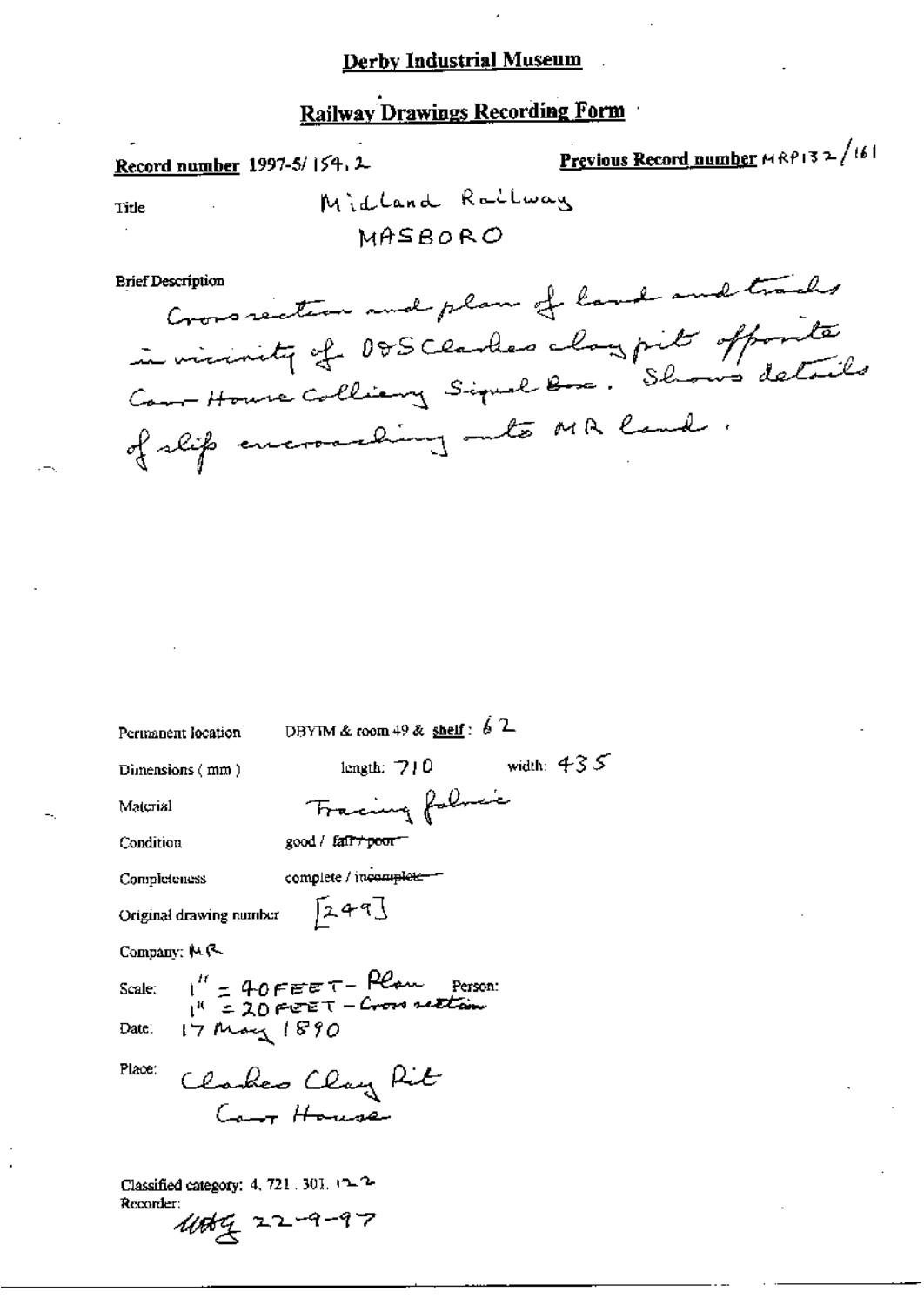**Derby Industrial Museum**

**Railway Drawings Recording Form**

**Record number** 1997-5/ 154. 2

**Previous Record number** MRP132/161

Title

Midland Railway

MASBORO

Brief Description

Cross section and plan of land and tracks in vicinity of O&S Clarkes clay pit opposite Carr House Colliery Signal Box. Shows details of slip encroaching onto MR land.

Permanent location: DBYIM & room 49 & shelf: 62

Dimensions (mm): length: 710 width: 435

Material: Tracing fabric

Condition: good / ~~fair / poor~~

Completeness: complete / ~~incomplete~~

Original drawing number: [249]

Company: MR

Scale: 1" = 40 FEET - Plan; 1" = 20 FEET - Cross section

Person:

Date: 17 May 1890

Place: Clarkes Clay Pit Carr House

Classified category: 4. 721. 301. 12.2

Recorder: 22-9-97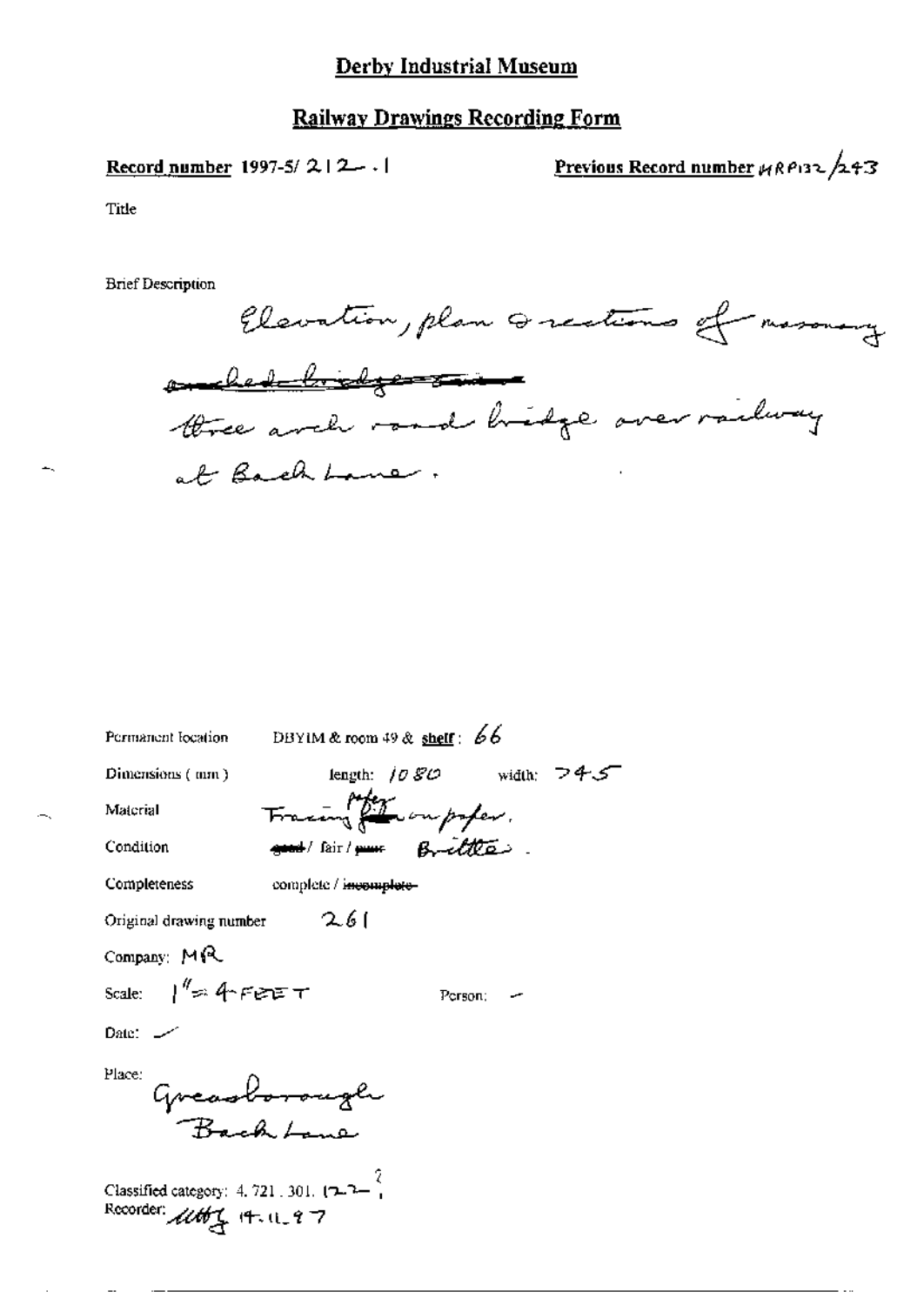# Derby Industrial Museum

## Railway Drawings Recording Form

**Record number** 1997-5/ 212 . 1

**Previous Record number** MRP132/243

Title

Brief Description

Elevation, plan & sections of masonry ~~arched bridge~~ three arch road bridge over railway at Back Lane.

Permanent location DBYIM & room 49 & **shelf**: 66

Dimensions (mm) length: 1080 width: 745

Material Tracing paper on paper.

Condition ~~good~~ / fair / ~~poor~~ Brittle.

Completeness complete / ~~incomplete~~

Original drawing number 261

Company: MR

Scale: 1" = 4 FEET

Person: –

Date: –

Place: Greasborough Back Lane

Classified category: 4. 721. 301. 122. 1

Recorder: MHG 14.11.97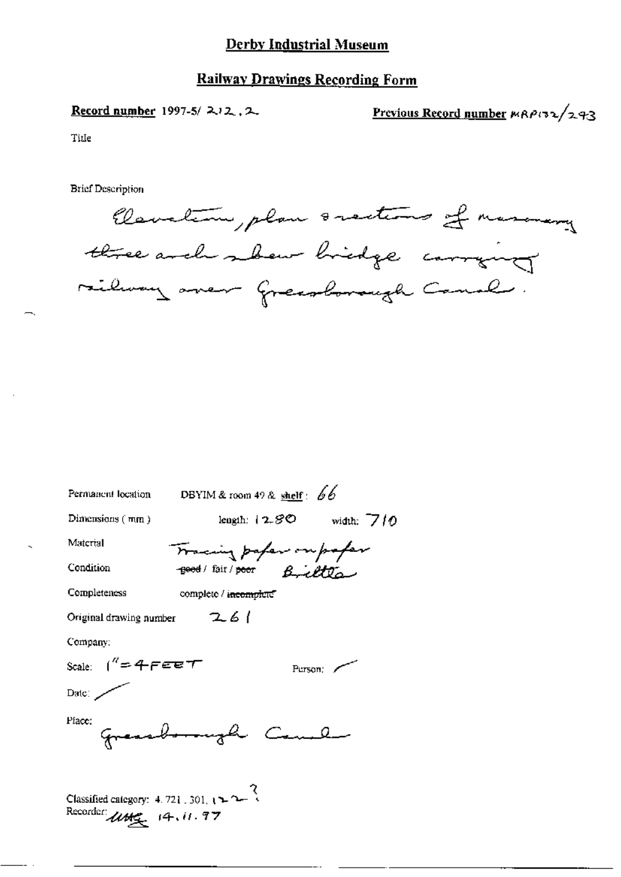# Derby Industrial Museum

## Railway Drawings Recording Form

**Record number** 1997-5/ 212.2

**Previous Record number** MRP132/243

Title

Brief Description

Elevation, plan & sections of masonry three arch skew bridge carrying railway over Greasborough Canal.

Permanent location DBYIM & room 49 & shelf: 66

Dimensions (mm) length: 1280 width: 710

Material Tracing paper on paper

Condition ~~good~~ / fair / ~~poor~~ Brittle

Completeness complete / ~~incomplete~~

Original drawing number 261

Company:

Scale: 1" = 4 FEET

Person: /

Date: /

Place: Greasborough Canal

Classified category: 4.721.301.122?

Recorder: UMG 14.11.97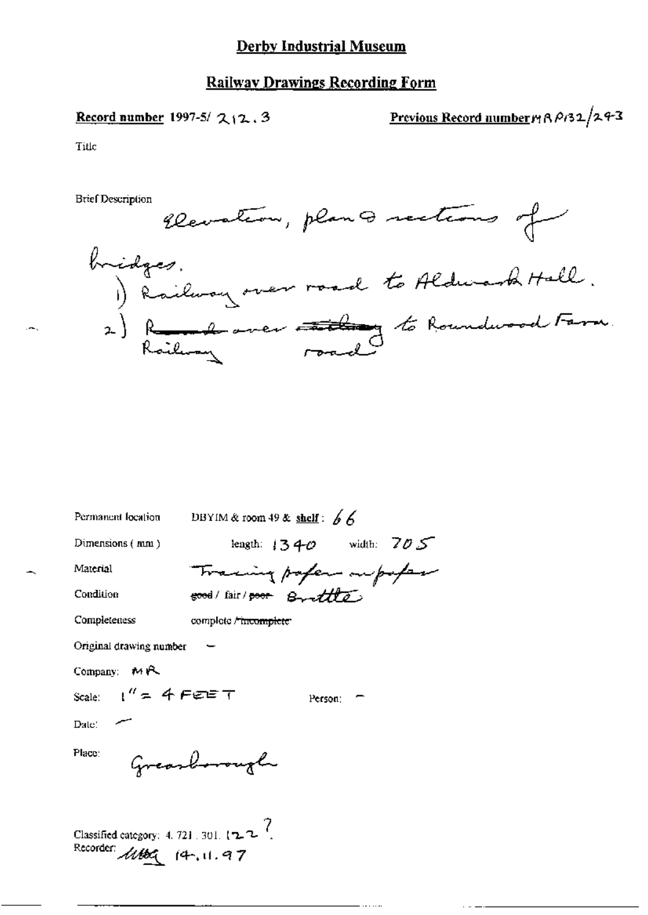# Derby Industrial Museum

## Railway Drawings Recording Form

**Record number** 1997-5/ 212.3

**Previous Record number** MRP132/243

Title

Brief Description

Elevation, plan & sections of bridges.
1) Railway over road to Aldwark Hall.
2) ~~Road~~ over ~~railway~~ to Roundwood Farm.
Railway road

Permanent location: DBYIM & room 49 & **shelf**: 66

Dimensions (mm): length: 1340 width: 705

Material: Tracing paper on paper

Condition: ~~good~~ / fair / ~~poor~~ Brittle

Completeness: complete / ~~incomplete~~

Original drawing number: –

Company: MR

Scale: 1" = 4 FEET

Person: –

Date: –

Place: Greasborough

Classified category: 4. 721. 301. 122 ?

Recorder: MBG 14.11.97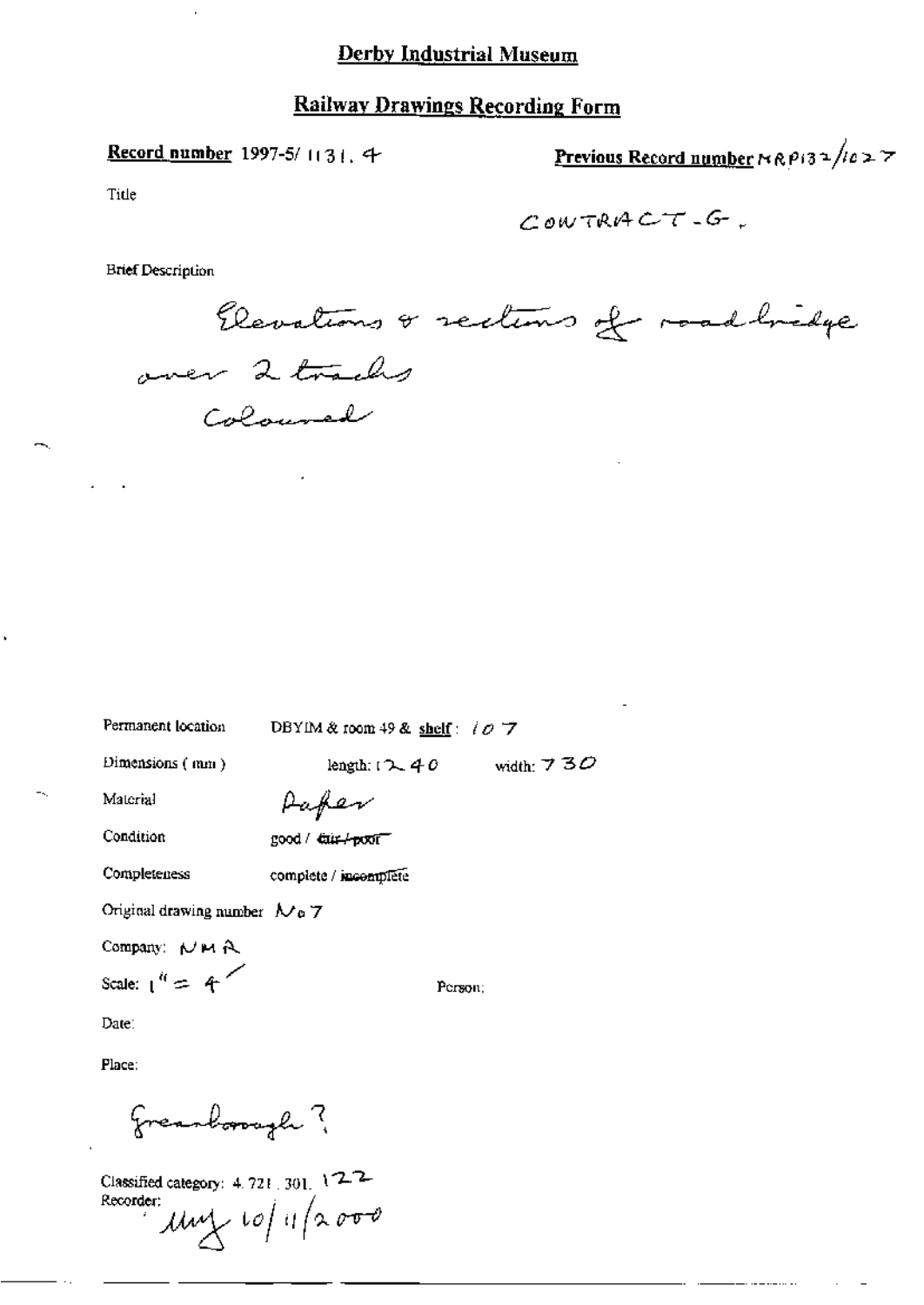# Derby Industrial Museum

## Railway Drawings Recording Form

**Record number** 1997-5/ 1131. 4

**Previous Record number** MRP132/1027

Title

CONTRACT-G.

Brief Description

Elevations & sections of road bridge over 2 tracks
Coloured

Permanent location DBYIM & room 49 & **shelf**: 107

Dimensions (mm) length: 1240 width: 730

Material Paper

Condition good / ~~fair / poor~~

Completeness complete / ~~incomplete~~

Original drawing number No 7

Company: NMR

Scale: 1" = 4'

Person:

Date:

Place:

Greenborough ?

Classified category: 4. 721. 301. 122

Recorder: MMy 10/11/2000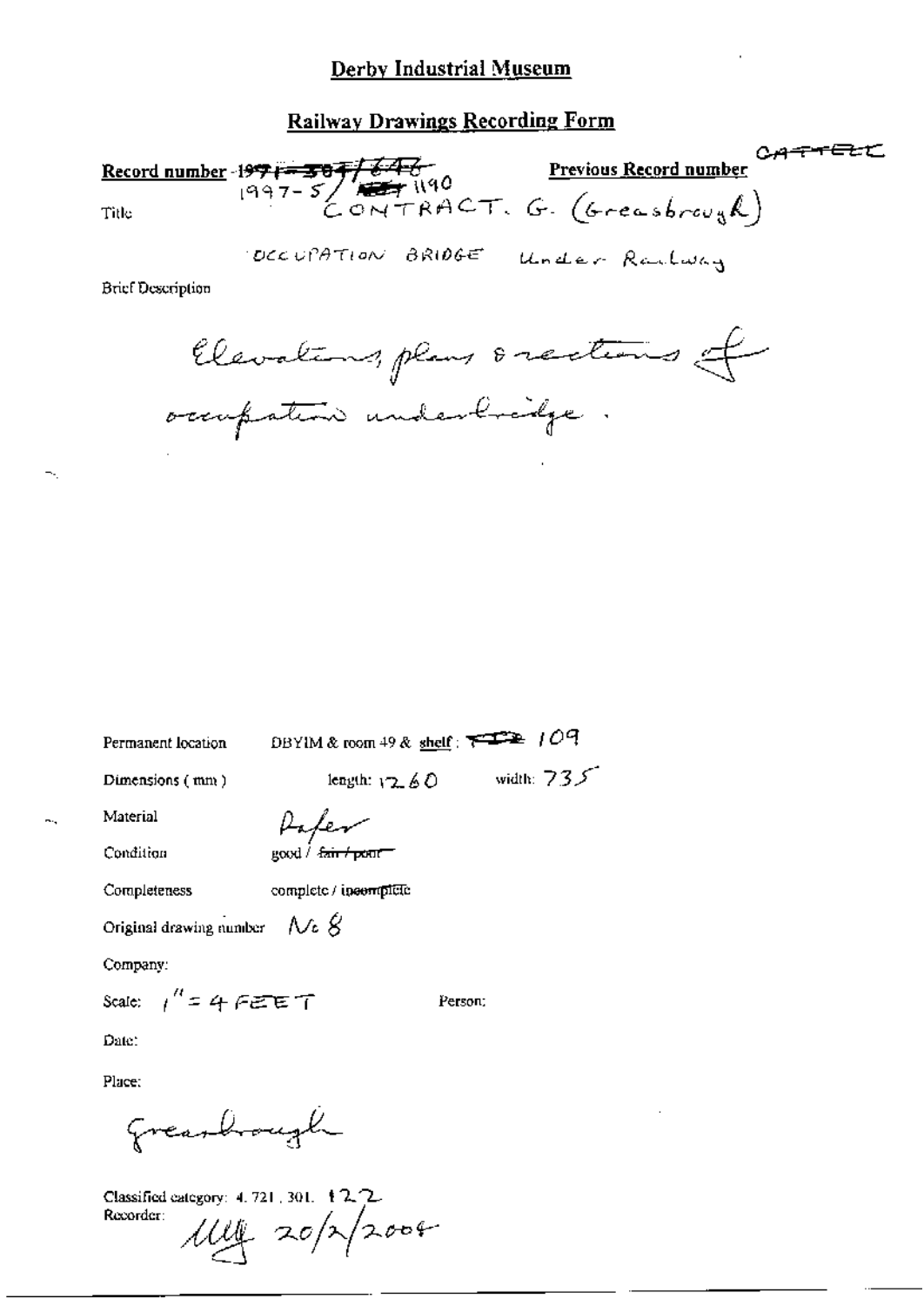# Derby Industrial Museum

## Railway Drawings Recording Form

**Record number** ~~1997-5~~ ~~647/646~~ 1997-5/ ~~647~~ 1190 **Previous Record number** ~~CATTELL~~

Title CONTRACT. G. (Greasbrough)

OCCUPATION BRIDGE Under Railway

Brief Description

Elevations, plans & sections of occupation underbridge.

Permanent location DBYIM & room 49 & shelf: ~~...~~ 109

Dimensions (mm) length: 1260 width: 735

Material Paper

Condition good / ~~fair / poor~~

Completeness complete / ~~incomplete~~

Original drawing number No 8

Company:

Scale: 1" = 4 FEET Person:

Date:

Place:

Greasbrough

Classified category: 4. 721. 301. 122

Recorder: MG 20/2/2004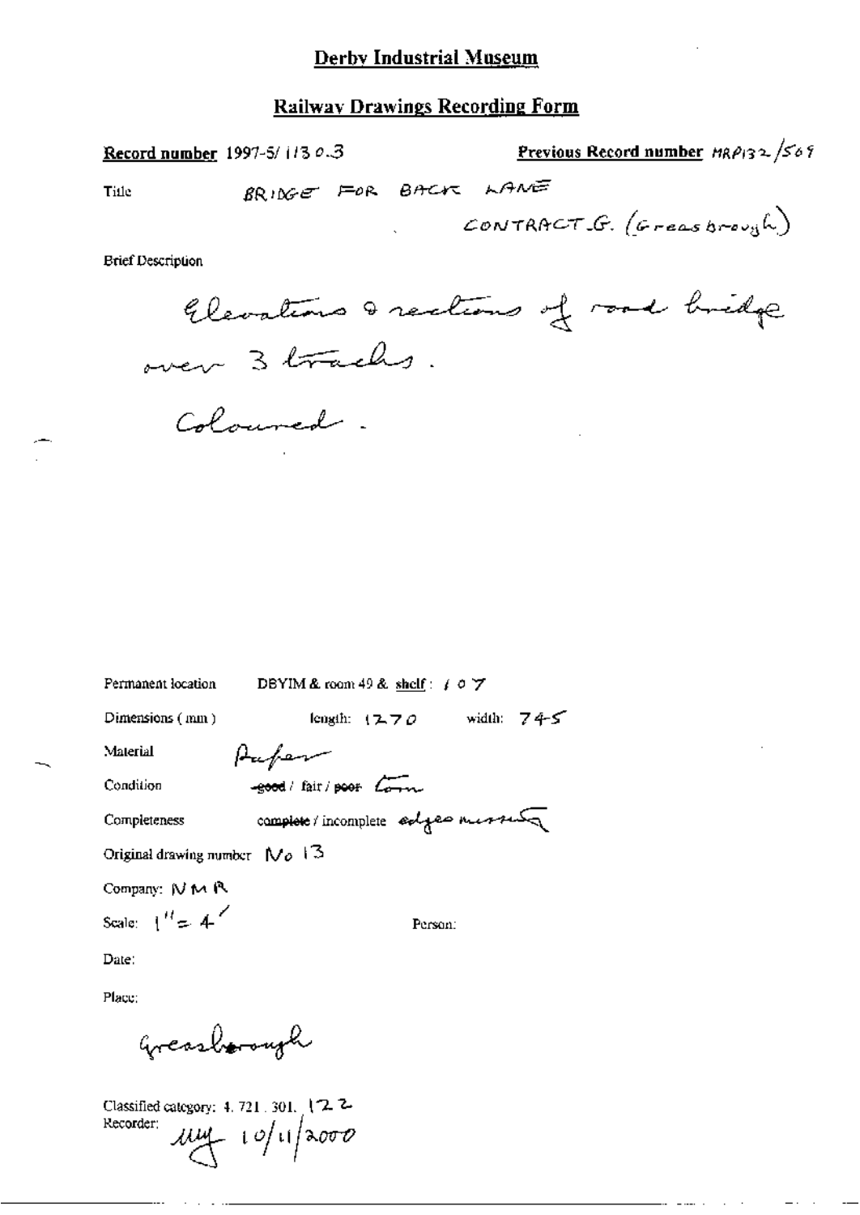## Derby Industrial Museum

## Railway Drawings Recording Form

**Record number** 1997-5/1130.3

**Previous Record number** MRP132/569

Title BRIDGE FOR BACK LANE

CONTRACT G. (Greasbrough)

Brief Description

Elevations & sections of road bridge over 3 tracks.

Coloured.

Permanent location DBYIM & room 49 & shelf: 107

Dimensions (mm) length: 1270 width: 745

Material Paper

Condition ~~good~~ / fair / ~~poor~~ Torn

Completeness ~~complete~~ / incomplete edges missing

Original drawing number No 13

Company: NMR

Scale: 1" = 4'

Person:

Date:

Place:

Greasbrough

Classified category: 4. 721. 301. 122

Recorder: mg 10/11/2000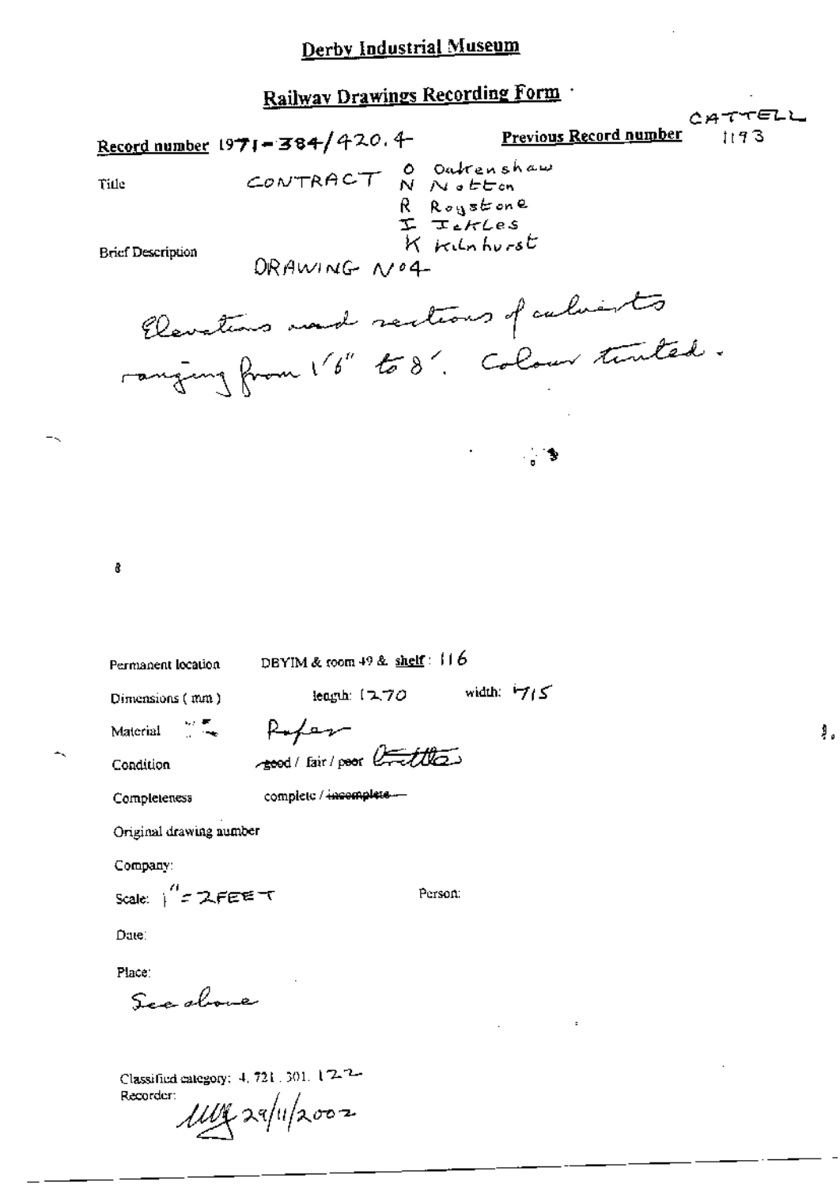# Derby Industrial Museum

## Railway Drawings Recording Form

CATTELL

**Record number** 1971-384/420.4

**Previous Record number** 1193

Title CONTRACT O Oakenshaw
N Notton
R Roystone
I Ickles
K Kilnhurst

Brief Description DRAWING No4

Elevations and sections of culverts ranging from 1'6" to 8'. Colour tinted.

Permanent location DBYIM & room 49 & shelf: 116

Dimensions (mm) length: 1270 width: 715

Material Paper

Condition ~~good~~ / fair / poor Brittle

Completeness complete / ~~incomplete~~

Original drawing number

Company:

Scale: 1" = 2FEET

Person:

Date:

Place:
See above

Classified category: 4. 721. 301. 122
Recorder:
29/11/2002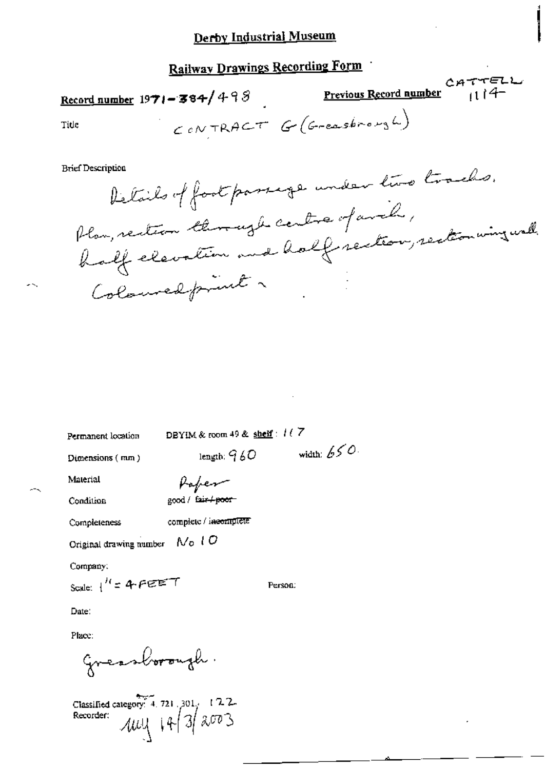# Derby Industrial Museum

## Railway Drawings Recording Form

**Record number** 1971-384/498

**Previous Record number** CATTELL 1114

Title CONTRACT G (Greasbrough)

Brief Description

Details of foot passage under two tracks. Plan, section through centre of arch, half elevation and half section, section wing wall. Coloured print.

Permanent location DBYIM & room 49 & **shelf**: 117

Dimensions (mm) length: 960 width: 650

Material Paper

Condition good / ~~fair / poor~~

Completeness complete / ~~incomplete~~

Original drawing number No 10

Company:

Scale: 1" = 4 FEET

Person:

Date:

Place:

Greasbrough.

Classified category: 4.721.301.122

Recorder: MMJ 14/3/2003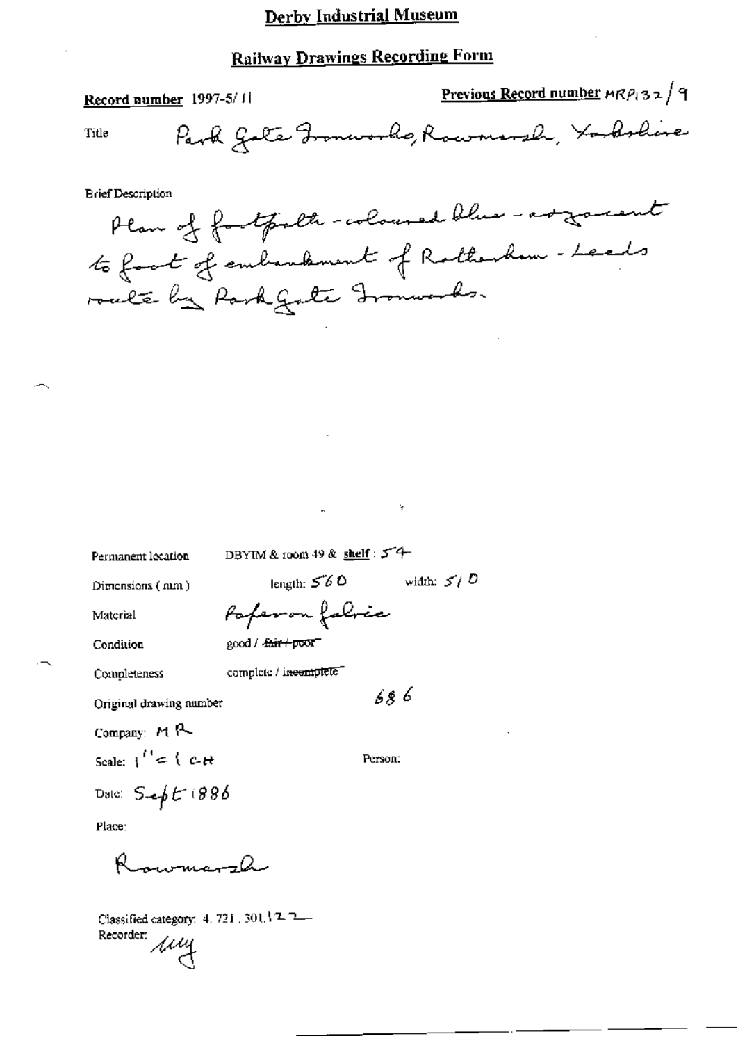# Derby Industrial Museum

## Railway Drawings Recording Form

**Record number** 1997-5/11

**Previous Record number** MRP132/9

Title: Park Gate Ironworks, Rawmarsh, Yorkshire

Brief Description

Plan of footpath - coloured blue - adjacent to foot of embankment of Rotherham - Leeds route by Park Gate Ironworks.

Permanent location: DBYIM & room 49 & **shelf**: 54

Dimensions (mm): length: 560 width: 510

Material: Paper on fabric

Condition: good / ~~fair / poor~~

Completeness: complete / ~~incomplete~~

Original drawing number: 686

Company: MR

Scale: 1'' = 1 ch

Person:

Date: Sept 1886

Place:

Rawmarsh

Classified category: 4. 721. 301.122

Recorder: MM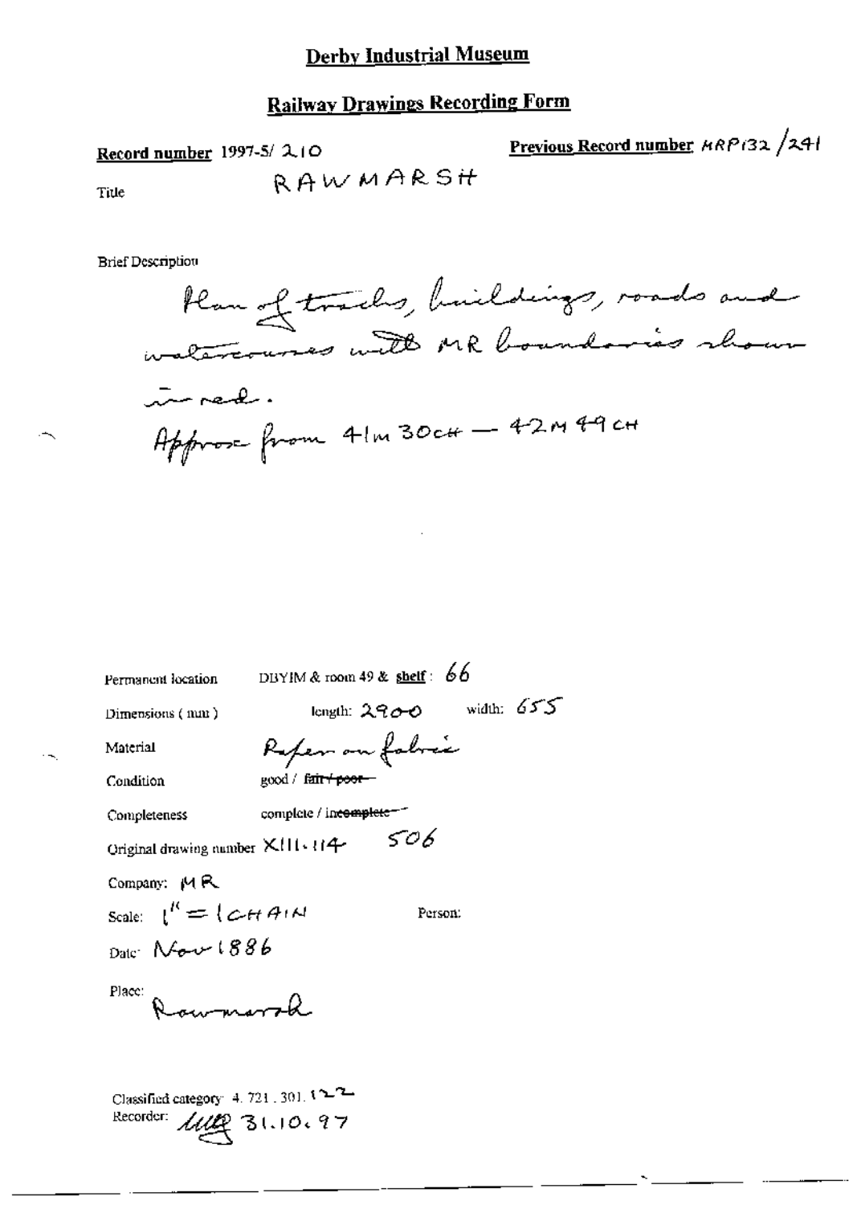# Derby Industrial Museum

## Railway Drawings Recording Form

**Record number** 1997-5/ 210

**Previous Record number** MRP132 /241

Title RAWMARSH

Brief Description

Plan of tracks, buildings, roads and watercourses with MR boundaries shown in red.

Approx from 41m 30ch — 42m 49ch

Permanent location DBYIM & room 49 & **shelf**: 66

Dimensions (mm) length: 2900 width: 655

Material Paper on fabric

Condition good / ~~fair / poor~~

Completeness complete / ~~incomplete~~

Original drawing number XIII.114 506

Company: MR

Scale: 1" = 1 CHAIN

Person:

Date: Nov 1886

Place: Rawmarsh

Classified category: 4.721.301.122

Recorder: [initials] 31.10.97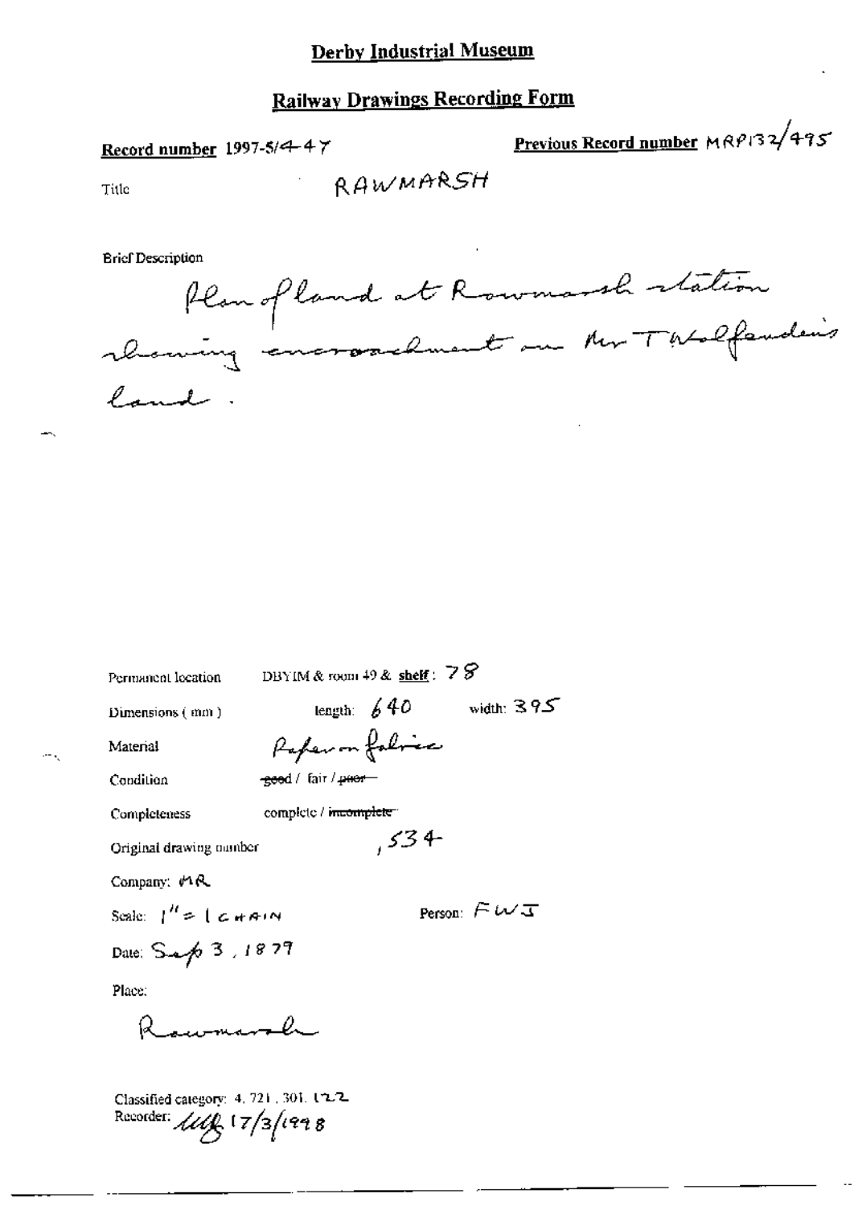# Derby Industrial Museum

## Railway Drawings Recording Form

**Record number** 1997-5/447

**Previous Record number** MRP132/495

Title RAWMARSH

Brief Description

Plan of land at Rawmarsh station showing encroachment on Mr T Wolfenden's land.

Permanent location DBYIM & room 49 & **shelf**: 78

Dimensions (mm) length: 640 width: 395

Material Paper on fabric

Condition ~~good~~ / fair / ~~poor~~

Completeness complete / ~~incomplete~~

Original drawing number ,534

Company: MR

Scale: 1" = 1 CHAIN

Person: FWJ

Date: Sep 3, 1879

Place:

Rawmarsh

Classified category: 4, 721, 301, 122

Recorder: [signature] 17/3/1998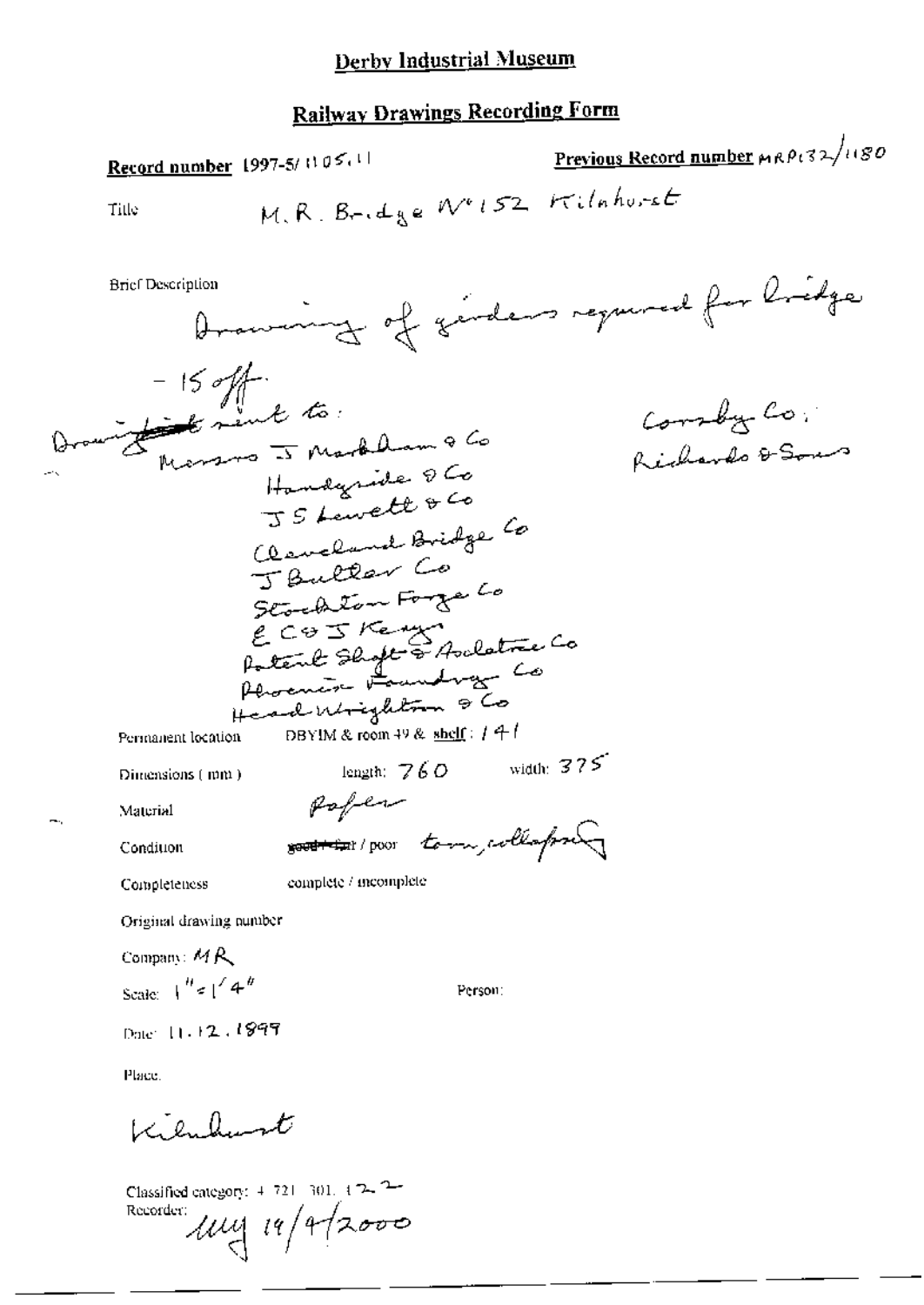# Derby Industrial Museum

## Railway Drawings Recording Form

**Record number** 1997-5/1105.11 **Previous Record number** MRP132/1180

Title M.R. Bridge No 152 Kilnhurst

Brief Description

Drawing of girders required for bridge - 15 off.

Drawing sent to:

Messrs J Markham & Co
Handyside & Co
J S Lewett & Co
Cleveland Bridge Co
J Butler Co
Stockton Forge Co
E C & J Keay
Patent Shaft & Axletree Co
Phoenix Foundry Co
Head Wrighton & Co

Cornby Co:
Richards & Sons

Permanent location DBYIM & room 49 & shelf: 141

Dimensions (mm) length: 760 width: 375

Material Paper

Condition ~~good/fair~~ / poor torn, collapsing

Completeness complete / incomplete

Original drawing number

Company: MR

Scale: 1" = 1' 4"

Person:

Date: 11.12.1899

Place.

Kilnhurst

Classified category: 4.721.301.122

Recorder: MM 19/4/2000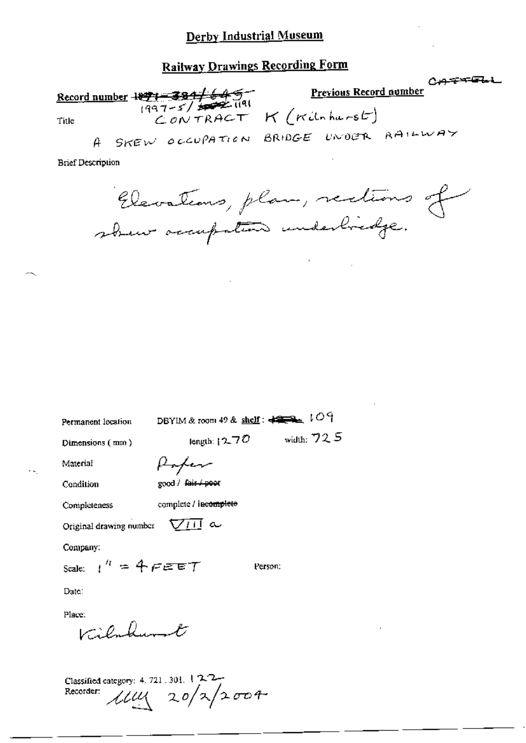# Derby Industrial Museum

## Railway Drawings Recording Form

**Record number** ~~1971-384/645~~ 1997-5/ ~~1092~~ 1191

**Previous Record number** ~~CATTELL~~

Title CONTRACT K (Kilnhurst)

A SKEW OCCUPATION BRIDGE UNDER RAILWAY

Brief Description

Elevations, plan, sections of skew occupation underbridge.

Permanent location DBYIM & room 49 & **shelf** : ~~~~ 109

Dimensions (mm) length: 1270 width: 725

Material Paper

Condition good / ~~fair / poor~~

Completeness complete / ~~incomplete~~

Original drawing number VIII a

Company:

Scale: 1" = 4 FEET

Person:

Date:

Place:

Kilnhurst

Classified category: 4. 721. 301. 122

Recorder: ℓℓℓ 20/2/2004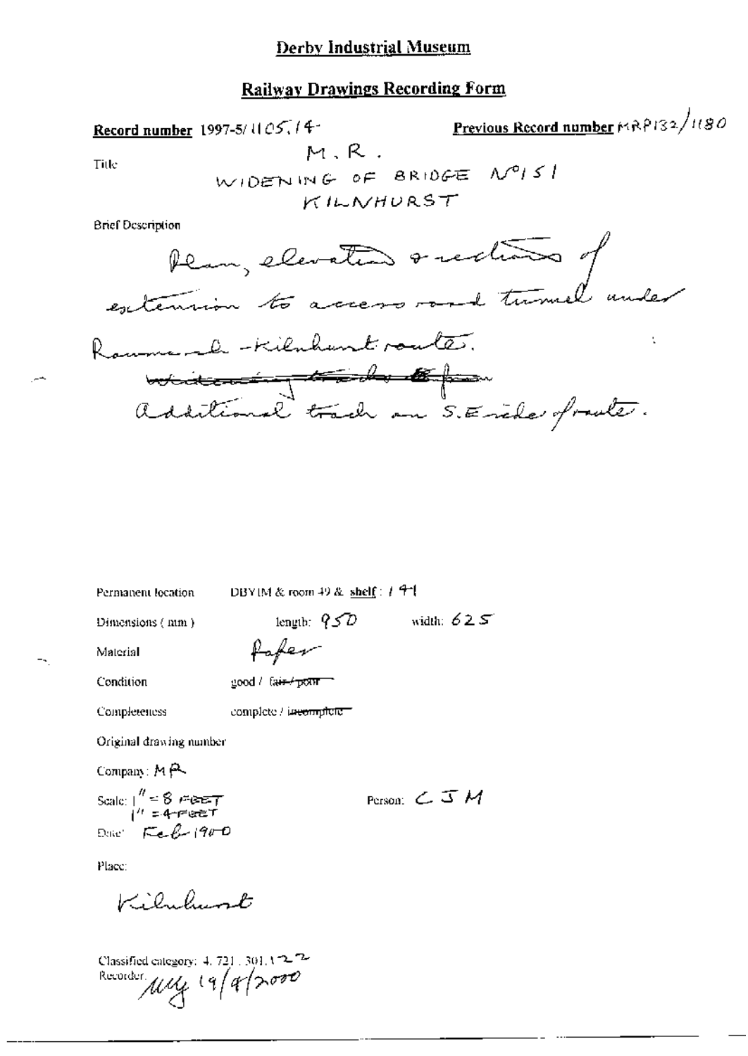# Derby Industrial Museum

## Railway Drawings Recording Form

**Record number** 1997-5/1105.14 **Previous Record number** MRP132/1180

Title

M.R.
WIDENING OF BRIDGE No 151
KILNHURST

Brief Description

Plan, elevation & sections of extension to access road tunnel under Rawmarsh - Kilnhurst route.
~~Widening tracks from~~
Additional track on S.E side of route.

Permanent location: DBYIM & room 49 & shelf: 141

Dimensions (mm): length: 950 width: 625

Material: Paper

Condition: good / ~~fair / poor~~

Completeness: complete / ~~incomplete~~

Original drawing number

Company: MR

Scale: 1" = 8 FEET
1" = 4 FEET

Person: CJM

Date: Feb 1900

Place:

Kilnhurst

Classified category: 4.721.301.122
Recorder: MLY 19/9/2000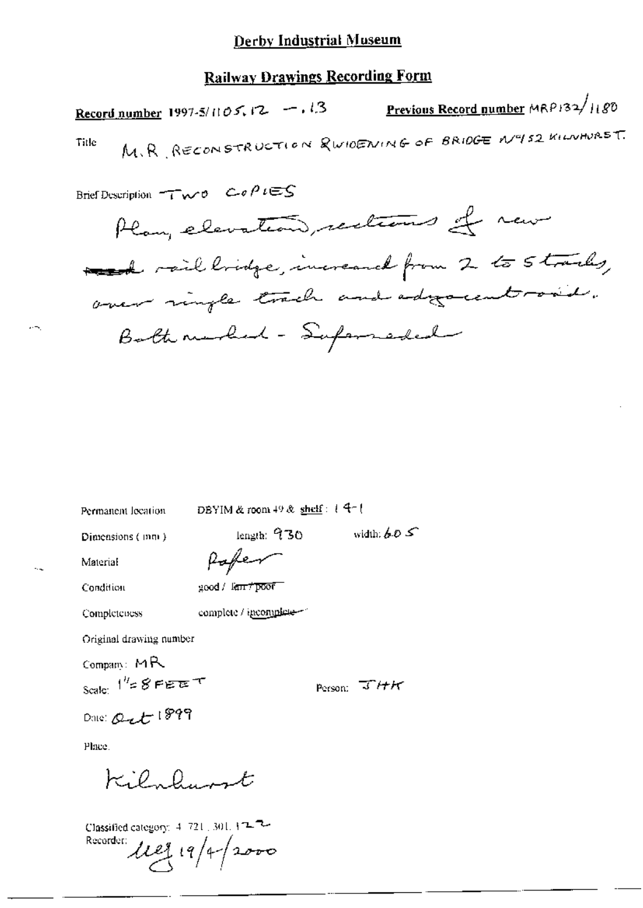# Derby Industrial Museum

## Railway Drawings Recording Form

**Record number** 1997-5/1105.12 — .13 **Previous Record number** MRP132/1180

Title M.R. RECONSTRUCTION & WIDENING OF BRIDGE No 52 KILNHURST.

Brief Description TWO COPIES

Plan, elevation, sections of new ~~road~~ rail bridge, increased from 2 to 5 tracks, over single track and adjacent road.

Both marked - Superseded

Permanent location DBYIM & room 49 & shelf : 14-1

Dimensions (mm) length: 930 width: 605

Material Paper

Condition good / ~~fair / poor~~

Completeness complete / ~~incomplete~~

Original drawing number

Company: MR

Scale: 1" = 8 FEET Person: JHK

Date: Oct 1899

Place.

Kilnhurst

Classified category: 4. 721. 301. 122

Recorder: *[signature]* 19/4/2000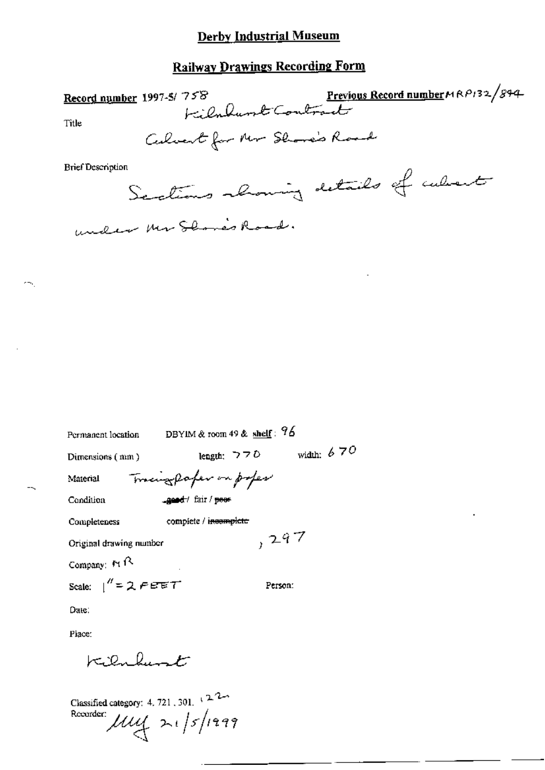# Derby Industrial Museum

## Railway Drawings Recording Form

**Record number** 1997-5/ 758

**Previous Record number** MRP132/894

Title

Kilnhurst Contract

Culvert for Mr Shore's Road

Brief Description

Sections showing details of culvert under Mr Shore's Road.

Permanent location DBYIM & room 49 & **shelf**: 96

Dimensions (mm) length: 770 width: 670

Material Tracing paper on paper

Condition ~~good~~ / fair / ~~poor~~

Completeness complete / ~~incomplete~~

Original drawing number , 297

Company: MR

Scale: 1" = 2 FEET

Person:

Date:

Place:

Kilnhurst

Classified category: 4. 721. 301. 122

Recorder: MUY 21/5/1999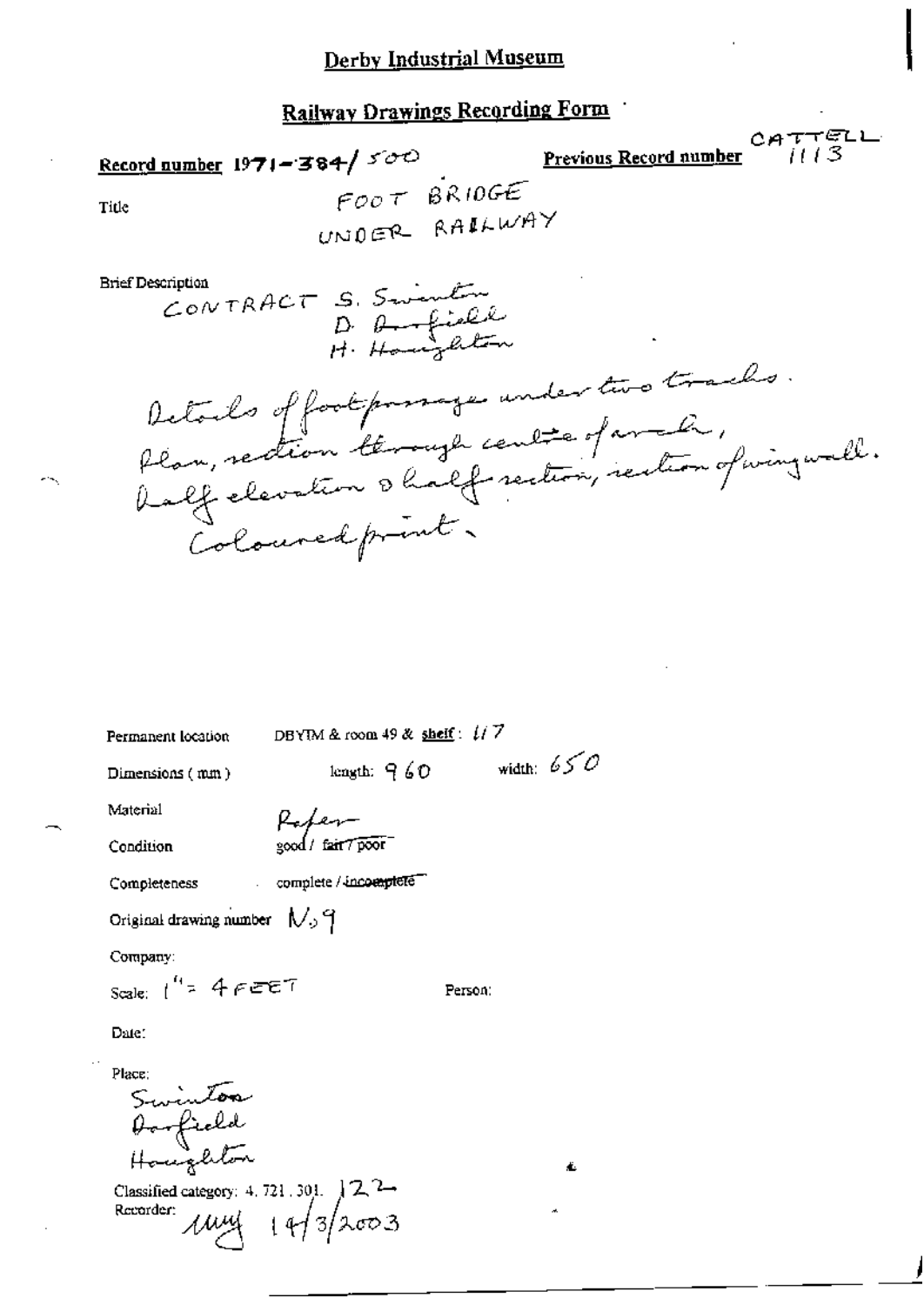# Derby Industrial Museum

## Railway Drawings Recording Form

**Record number** 1971-384/500 **Previous Record number** CATTELL 1113

Title FOOT BRIDGE UNDER RAILWAY

Brief Description
CONTRACT S. Swinton
D. Darfield
H. Houghton

Details of foot passage under two tracks.
Plan, section through centre of arch,
half elevation & half section, section of wing wall.
Coloured print.

Permanent location DBYIM & room 49 & shelf: 117

Dimensions (mm) length: 960 width: 650

Material Paper

Condition good / ~~fair / poor~~

Completeness complete / ~~incomplete~~

Original drawing number No 9

Company:

Scale: 1" = 4 FEET

Person:

Date:

Place:
Swinton
Darfield
Houghton

Classified category: 4. 721. 301. 122

Recorder: uuy 14/3/2003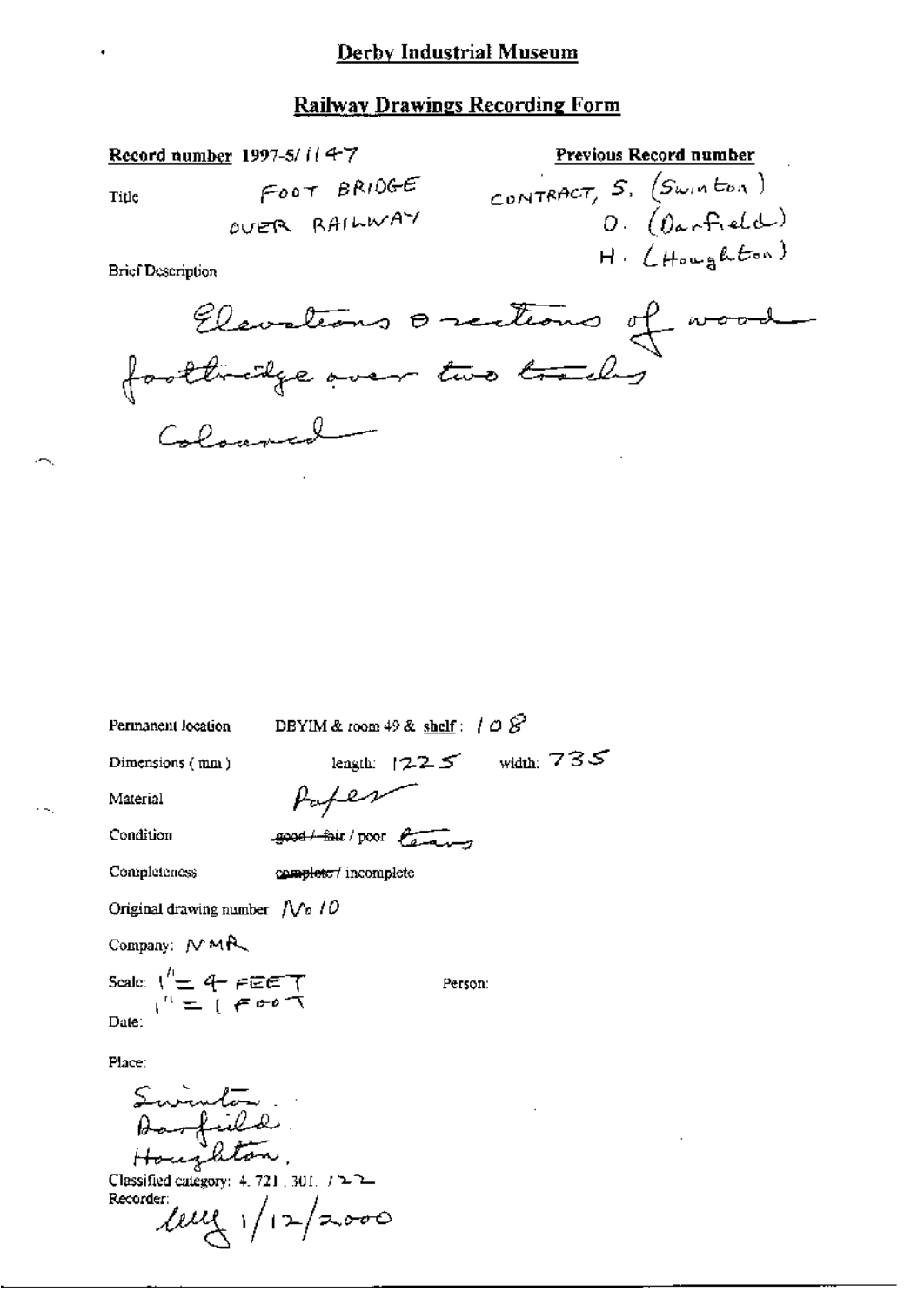# Derby Industrial Museum

## Railway Drawings Recording Form

**Record number** 1997-5/1147

**Previous Record number** CONTRACT, S. (Swinton) D. (Darfield) H. (Houghton)

Title FOOT BRIDGE OVER RAILWAY

Brief Description

Elevations & sections of wood footbridge over two tracks

Coloured

Permanent location DBYIM & room 49 & shelf: 108

Dimensions (mm) length: 1225 width: 735

Material Paper

Condition ~~good / fair~~ / poor tears

Completeness ~~complete~~ / incomplete

Original drawing number No 10

Company: NMR

Scale: 1" = 4 FEET 1" = 1 FOOT

Person:

Date:

Place:

Swinton. Darfield. Houghton.

Classified category: 4. 721, 301. 122

Recorder: lmg 1/12/2000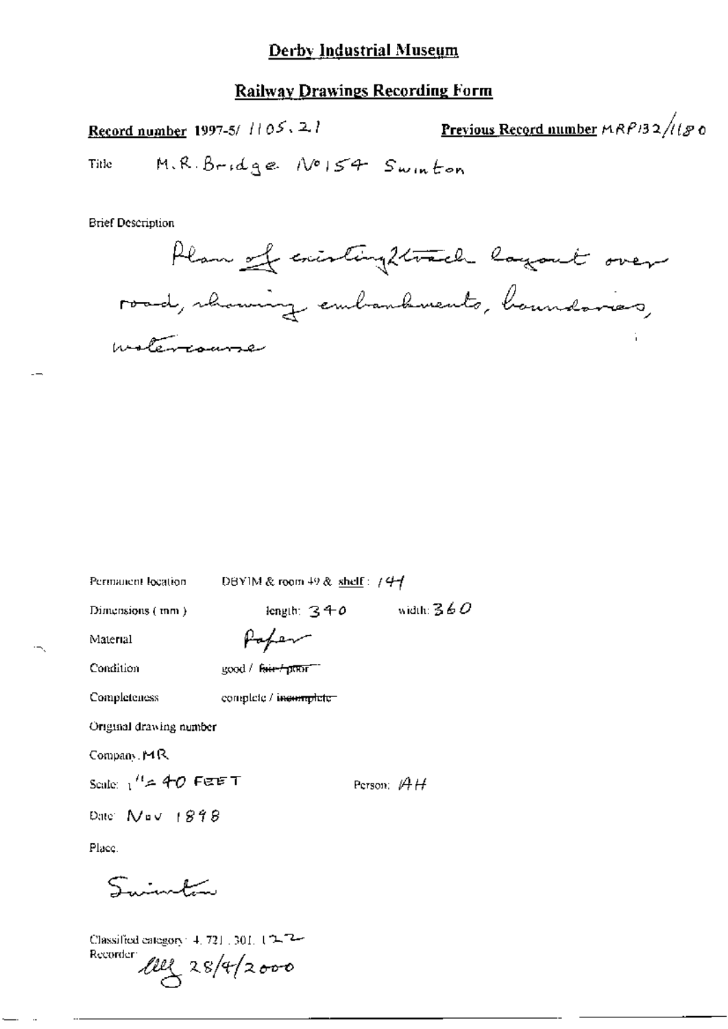# Derby Industrial Museum

## Railway Drawings Recording Form

**Record number** 1997-5/ 1105.21

**Previous Record number** MRP132/1180

Title M.R. Bridge No 154 Swinton

Brief Description

Plan of existing 2 track layout over road, showing embankments, boundaries, watercourse

Permanent location DBYIM & room 49 & shelf : 144

Dimensions ( mm ) length: 340 width: 360

Material Paper

Condition good / ~~fair / poor~~

Completeness complete / ~~incomplete~~

Original drawing number

Company: MR

Scale: 1" = 40 FEET

Person: AH

Date: Nov 1898

Place.

Swinton

Classified category: 4. 721. 301. 122

Recorder: *[initials]* 28/4/2000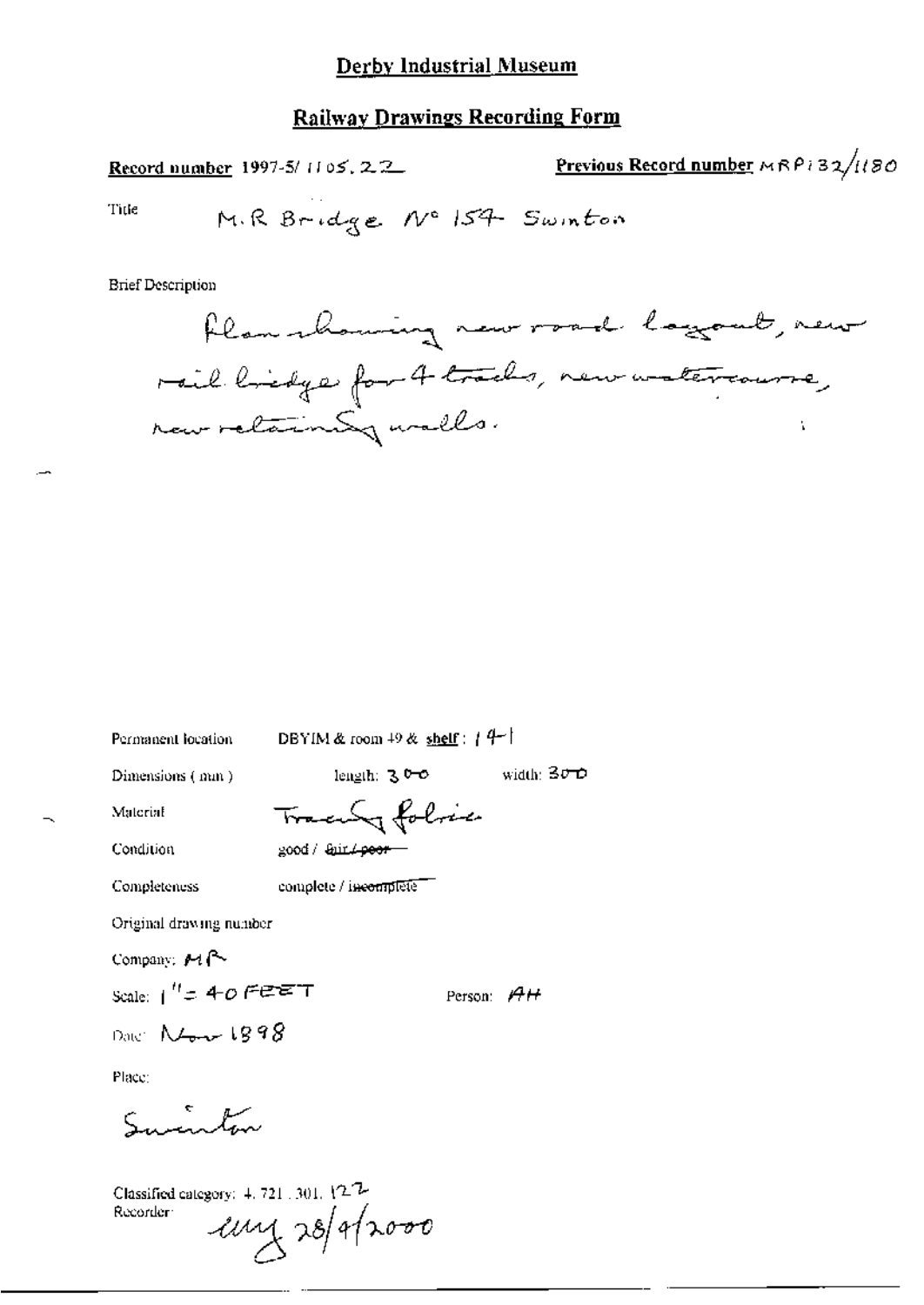# Derby Industrial Museum

## Railway Drawings Recording Form

**Record number** 1997-5/ 1105. 22

**Previous Record number** MRP132/1180

Title M.R Bridge No 154 Swinton

Brief Description

Plan showing new road layout, new rail bridge for 4 tracks, new watercourse, new retaining walls.

Permanent location DBYIM & room 49 & **shelf**: 14-1

Dimensions (mm) length: 300 width: 300

Material Tracing fabric

Condition good / ~~fair / poor~~

Completeness complete / ~~incomplete~~

Original drawing number

Company: MR

Scale: 1" = 40 FEET

Person: AH

Date: Nov 1898

Place:

Swinton

Classified category: 4. 721. 301. 122

Recorder: cmj 28/4/2000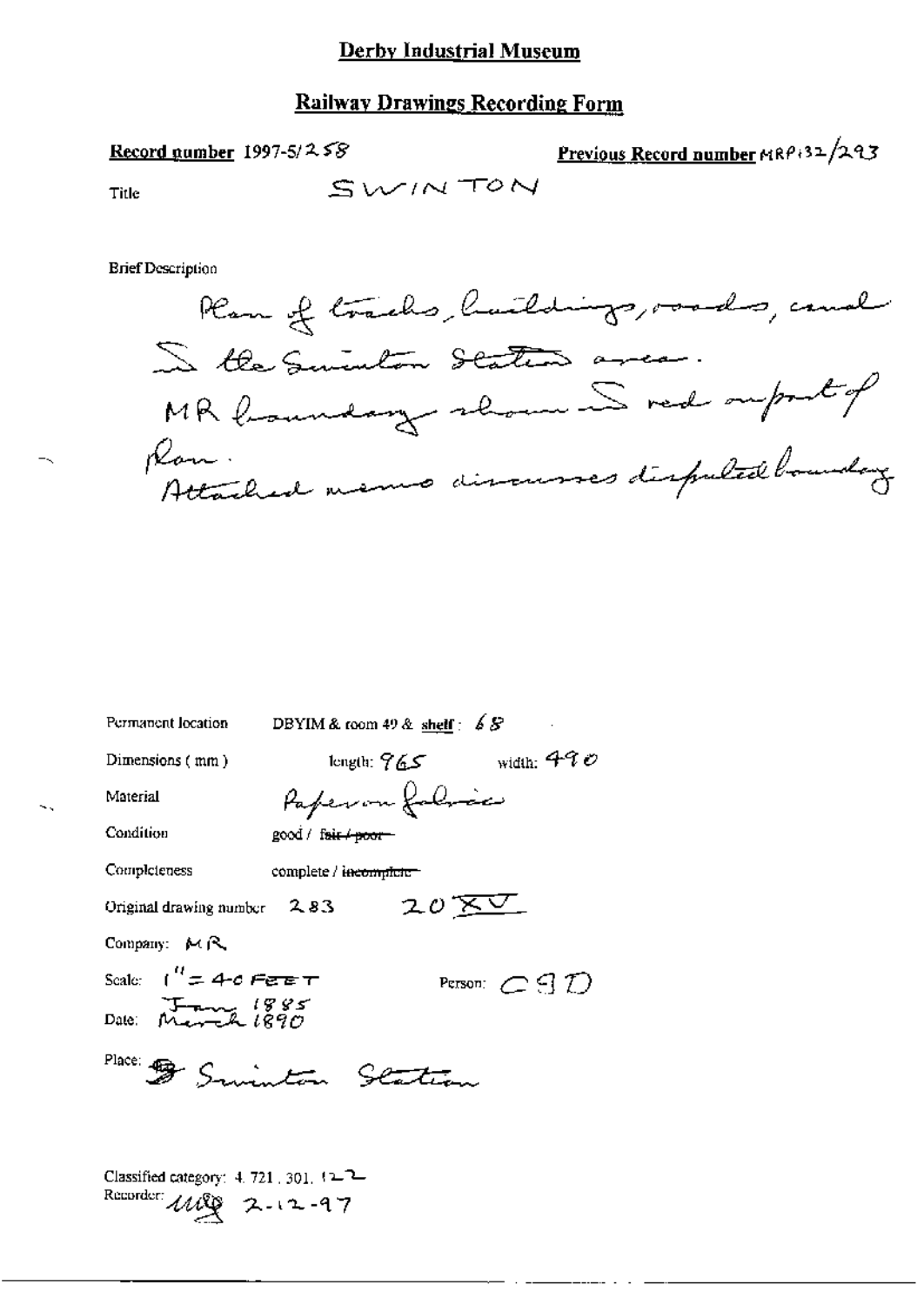# Derby Industrial Museum

## Railway Drawings Recording Form

**Record number** 1997-5/258

**Previous Record number** MRP132/293

Title SWINTON

Brief Description

Plan of tracks, buildings, roads, canal in the Swinton Station area.
MR boundary shown in red on part of plan.
Attached memo discusses disputed boundary

Permanent location DBYIM & room 49 & shelf: 68

Dimensions (mm) length: 965 width: 490

Material Paper on fabric

Condition good / ~~fair / poor~~

Completeness complete / ~~incomplete~~

Original drawing number 283 20 XV

Company: MR

Scale: 1" = 40 FEET

Person: CGD

Date: Jan 1885 March 1890

Place: Swinton Station

Classified category: 4.721.301.122

Recorder: MLQ 2-12-97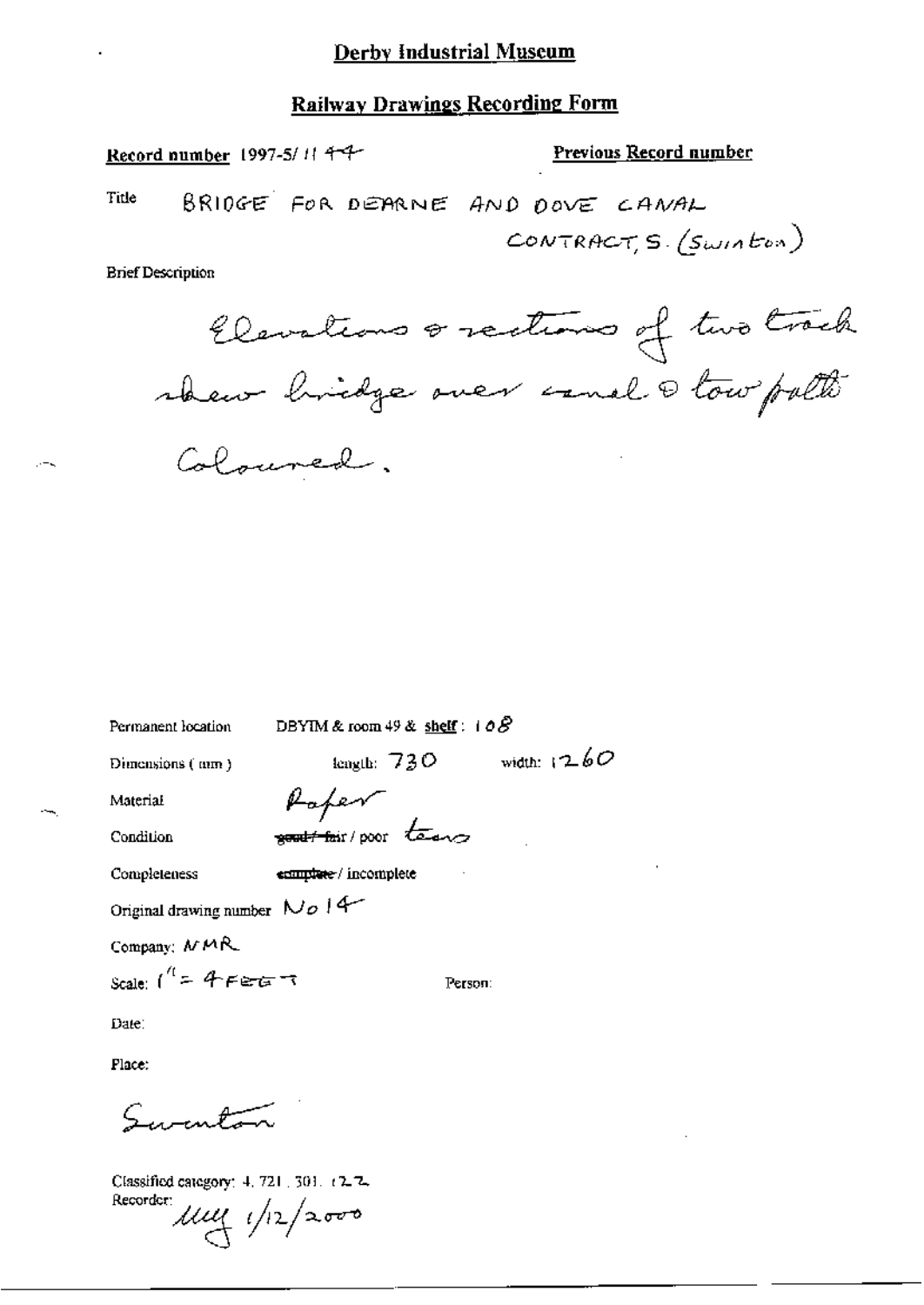# Derby Industrial Museum

## Railway Drawings Recording Form

**Record number** 1997-5/1144

**Previous Record number**

Title BRIDGE FOR DEARNE AND DOVE CANAL CONTRACT, S. (Swinton)

Brief Description

Elevations & sections of two track skew bridge over canal & tow path. Coloured.

Permanent location DBYIM & room 49 & shelf: 108

Dimensions (mm) length: 730 width: 1260

Material Paper

Condition ~~good / fair~~ / poor tears

Completeness ~~complete~~ / incomplete

Original drawing number No 14

Company: NMR

Scale: 1" = 4 FEET

Person:

Date:

Place:

Swinton

Classified category: 4. 721. 301. 122.

Recorder: MMJ 1/12/2000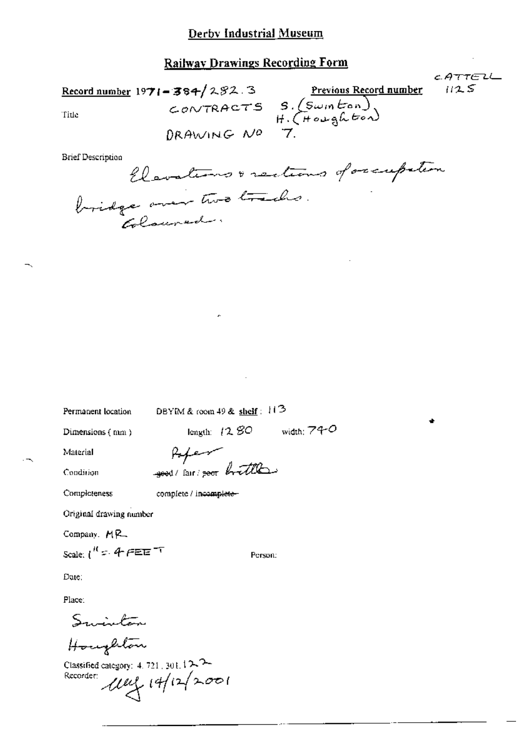# Derby Industrial Museum

## Railway Drawings Recording Form

CATTELL 1125

**Record number** 1971-384/282.3 **Previous Record number**

Title CONTRACTS S. (Swinton) H. (Houghton)

DRAWING NO 7.

Brief Description

Elevations & sections of occupation bridge over two tracks. Coloured.

Permanent location DBYIM & room 49 & shelf: 113

Dimensions (mm) length: 1280 width: 740

Material Paper

Condition ~~good~~ / fair / ~~poor~~ brittle

Completeness complete / ~~incomplete~~

Original drawing number

Company. MR

Scale: 1" = 4 FEET Person:

Date:

Place:

Swinton

Houghton

Classified category: 4.721.301.122

Recorder: [signature] 14/12/2001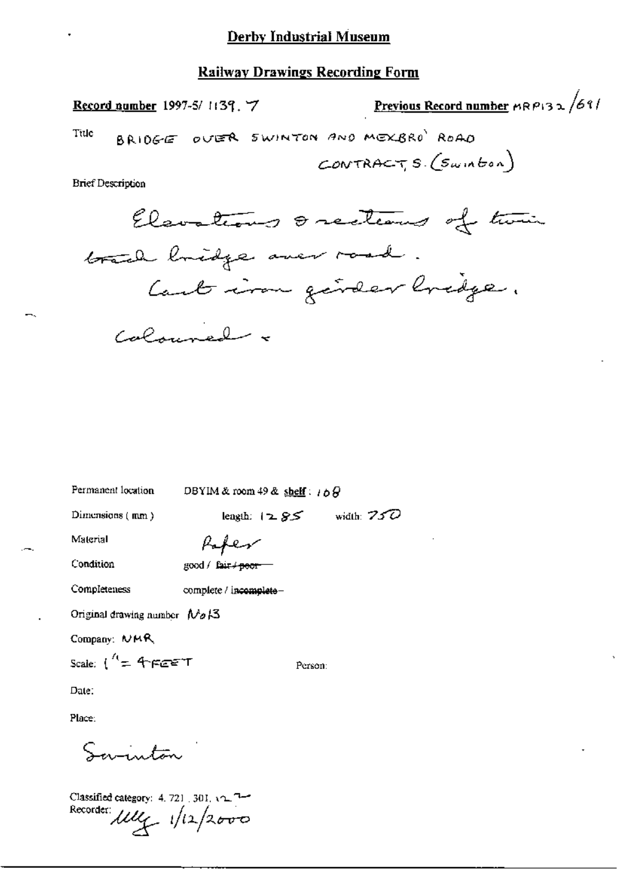# Derby Industrial Museum

## Railway Drawings Recording Form

**Record number** 1997-5/ 1139. 7

**Previous Record number** MRP132/691

Title BRIDGE OVER SWINTON AND MEXBRO' ROAD CONTRACT S. (Swinton)

Brief Description

Elevations & sections of twin track bridge over road.
Cast iron girder bridge.
Coloured.

Permanent location DBYIM & room 49 & **shelf**: 168

Dimensions (mm) length: 1285 width: 750

Material Paper

Condition good / ~~fair / poor~~

Completeness complete / ~~incomplete~~

Original drawing number No 13

Company: NMR

Scale: 1" = 4 FEET

Person:

Date:

Place:

Swinton

Classified category: 4. 721. 301. 12

Recorder: [initials] 1/12/2000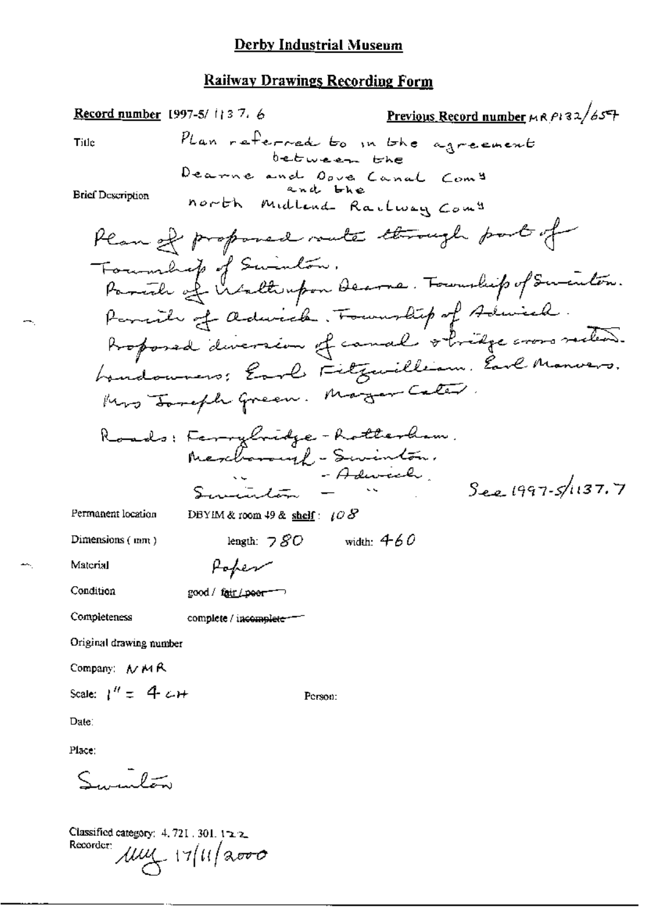# Derby Industrial Museum

## Railway Drawings Recording Form

**Record number** 1997-5/ 1137. 6 **Previous Record number** MR P132/654

Title: Plan referred to in the agreement between the Dearne and Dove Canal Comy and the North Midland Railway Comy

Brief Description:

Plan of proposed route through part of Township of Swinton.
Parish of Wath upon Dearne. Township of Swinton.
Parish of Adwick. Township of Adwick.
Proposed diversion of canal & bridge cross section.
Landowners: Earl Fitzwilliam. Earl Manvers.
Mrs Joseph Green. Major Cater.

Roads: Ferrybridge - Rotherham.
Mexborough - Swinton.
" - Adwick.
Swinton - " See 1997-5/1137.7

Permanent location: DBYIM & room 49 & shelf: 108

Dimensions (mm): length: 780 width: 460

Material: Paper

Condition: good / ~~fair / poor~~

Completeness: complete / ~~incomplete~~

Original drawing number

Company: NMR

Scale: 1" = 4 CH

Person:

Date:

Place:

Swinton

Classified category: 4. 721. 301. 122
Recorder: MM 17/11/2000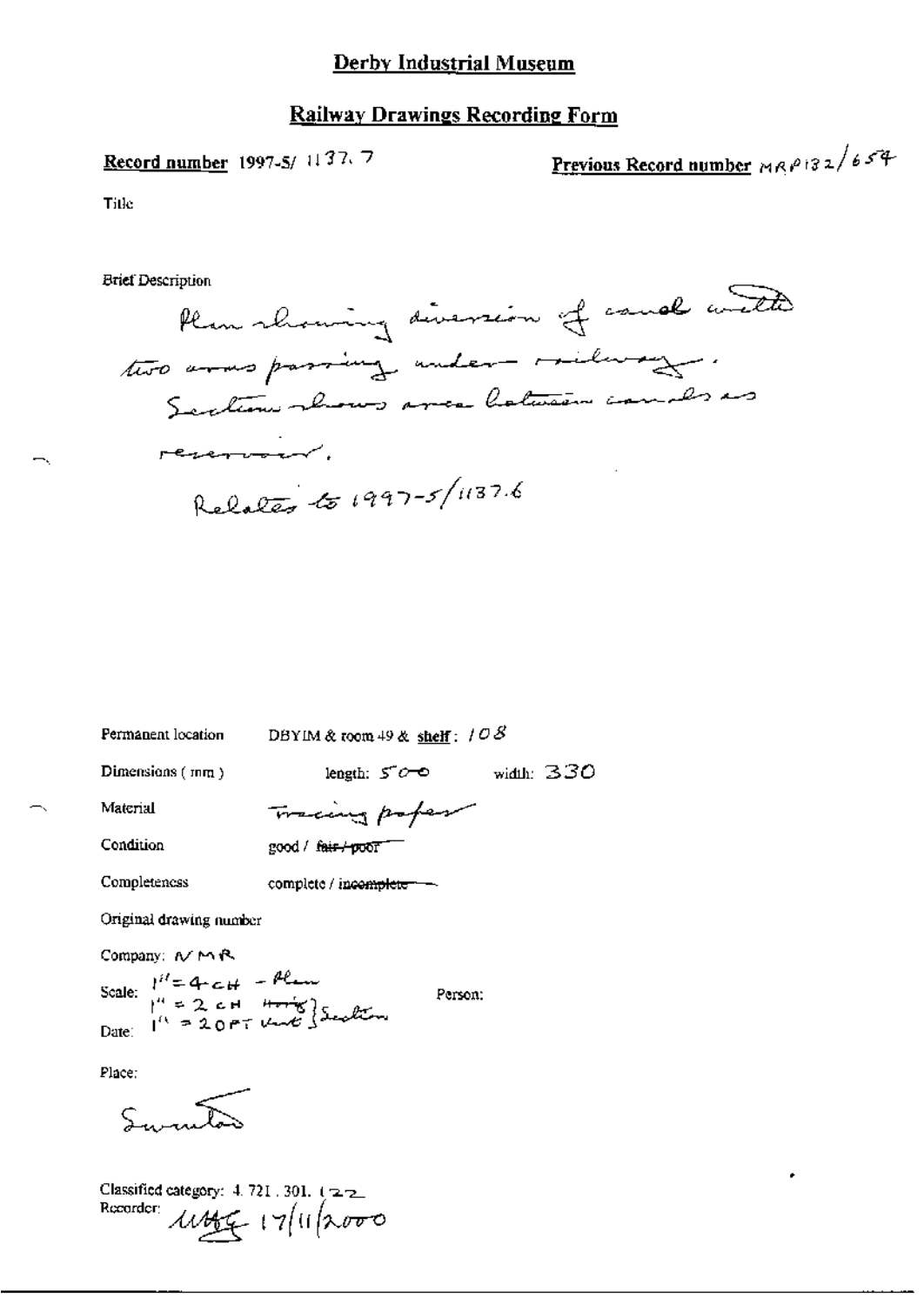# Derby Industrial Museum

## Railway Drawings Recording Form

**Record number** 1997-5/ 1137.7

**Previous Record number** MRP132/654

Title

Brief Description

Plan showing diversion of canal with two arms passing under railway. Section shows area between canals as reservoir.

Relates to 1997-5/1137.6

Permanent location DBYIM & room 49 & **shelf**: 108

Dimensions (mm) length: 500 width: 330

Material Tracing paper

Condition good / ~~fair / poor~~

Completeness complete / ~~incomplete~~

Original drawing number

Company: NMR

Scale: 1" = 4 CH - Plan; 1" = 2 CH Horiz, 1" = 20 FT Vert } Section

Person:

Date:

Place:

Swinton

Classified category: 4. 721. 301. 122

Recorder: MAG 17/11/2000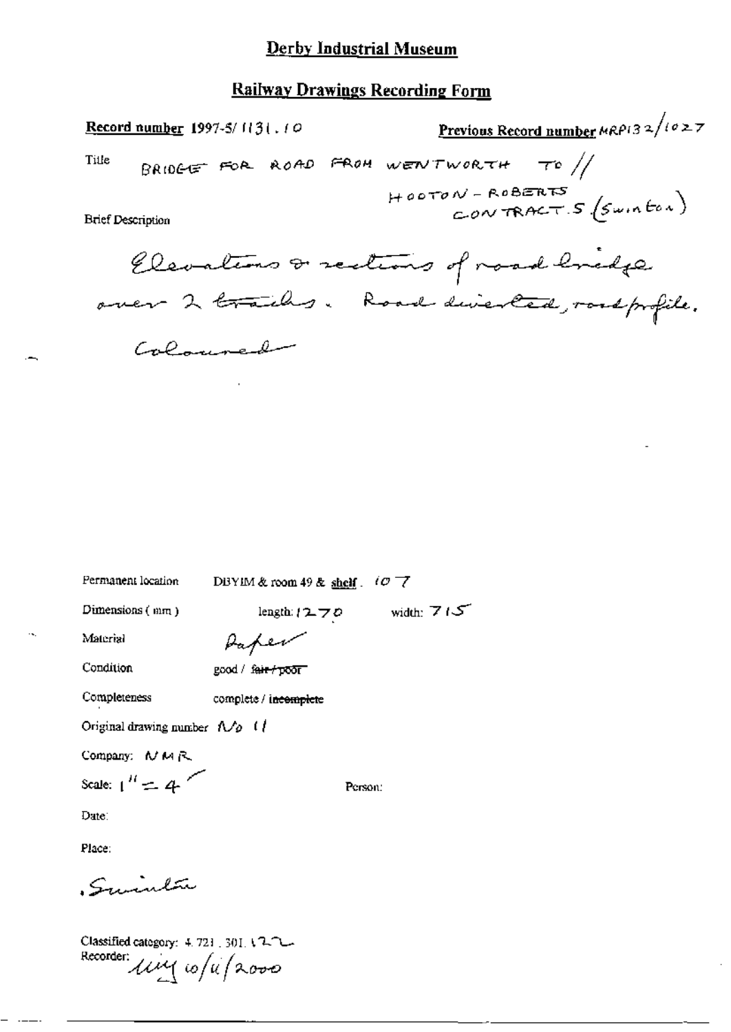# Derby Industrial Museum

## Railway Drawings Recording Form

**Record number** 1997-5/1131.10

**Previous Record number** MRP132/1027

Title BRIDGE FOR ROAD FROM WENTWORTH TO // HOOTON - ROBERTS CONTRACT. 5 (Swinton)

Brief Description

Elevations & sections of road bridge over 2 tracks. Road diverted, road profile. Coloured

Permanent location DBYIM & room 49 & shelf. 107

Dimensions (mm) length: 1270 width: 715

Material Paper

Condition good / ~~fair / poor~~

Completeness complete / ~~incomplete~~

Original drawing number No 11

Company: NMR

Scale: 1" = 4'

Person:

Date:

Place:

Swinton

Classified category: 4.721.301.122

Recorder: ung 10/11/2000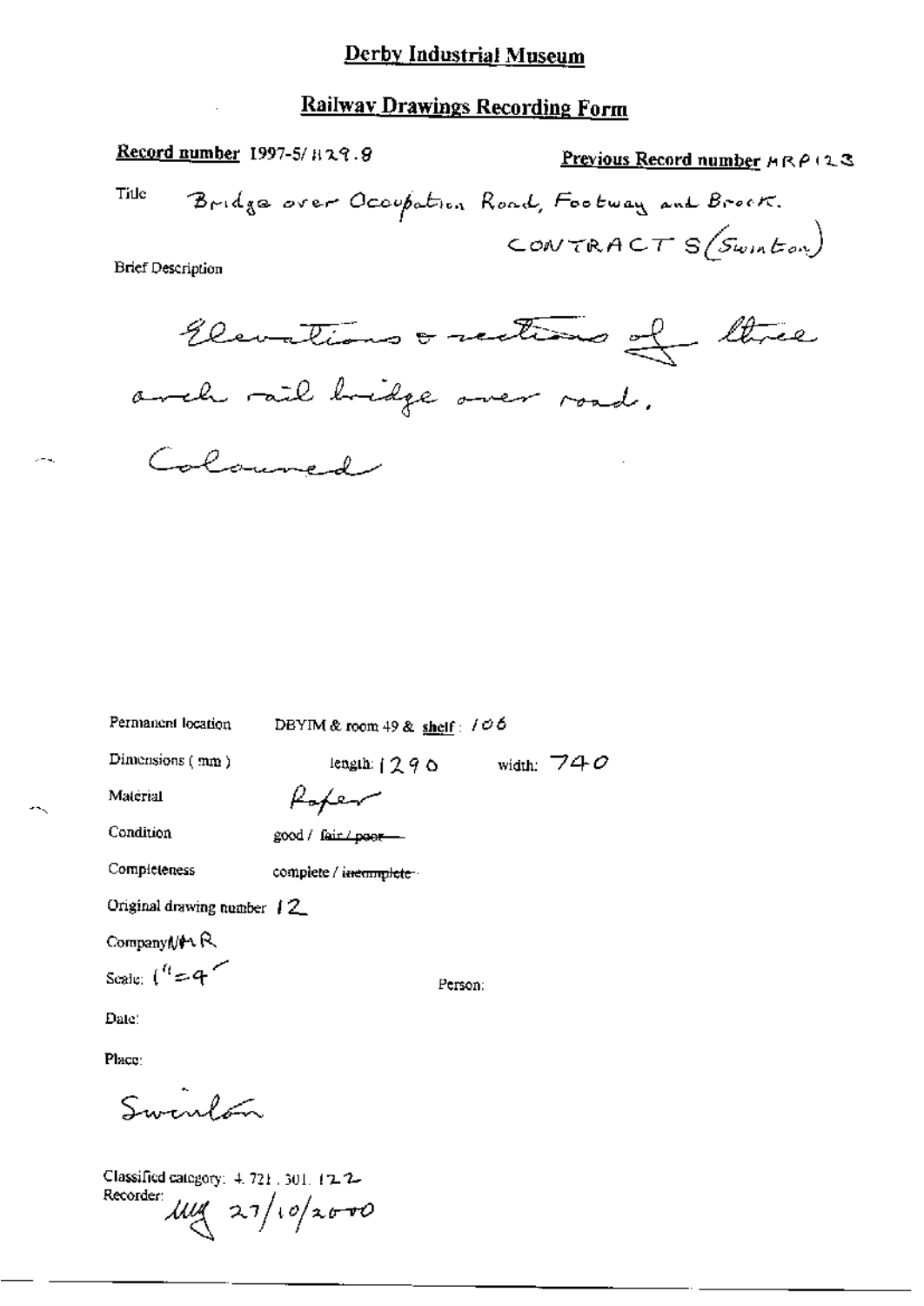# Derby Industrial Museum

## Railway Drawings Recording Form

**Record number** 1997-5/1129.8

**Previous Record number** MRP123

Title: Bridge over Occupation Road, Footway and Brook. CONTRACT S (Swinton)

Brief Description

Elevations & sections of three arch rail bridge over road. Coloured

Permanent location: DBYIM & room 49 & shelf: 106

Dimensions (mm): length: 1290 width: 740

Material: Paper

Condition: good / ~~fair / poor~~

Completeness: complete / ~~incomplete~~

Original drawing number: 12

Company: MR

Scale: 1" = 4'

Person:

Date:

Place: Swinton

Classified category: 4.721.301.122

Recorder: MG 27/10/2000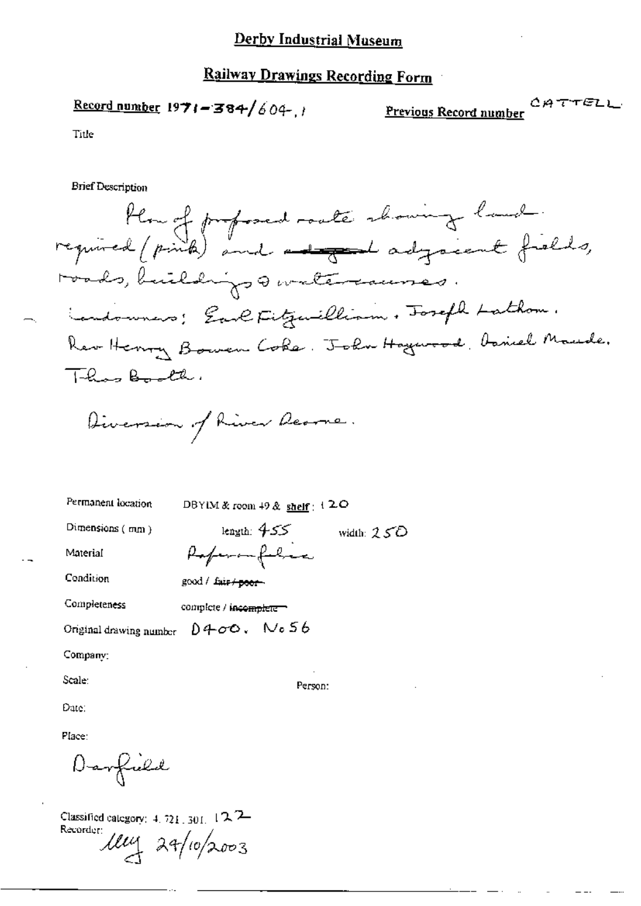# Derby Industrial Museum

## Railway Drawings Recording Form

**Record number** 1971-384/604.1

**Previous Record number** CATTELL

Title

Brief Description

Plan of proposed route showing land required (pink) and ~~adjoined~~ adjacent fields, roads, buildings & watercourses.

Landowners: Earl Fitzwilliam. Joseph Lathom. Rev Henry Bowen Coke. John Haywood. Daniel Maude. Thos Booth.

Diversion of River Dearne.

Permanent location: DBYIM & room 49 & shelf: 120

Dimensions (mm): length: 455 width: 250

Material: Paper on fabric

Condition: good / ~~fair / poor~~

Completeness: complete / ~~incomplete~~

Original drawing number: D400. No 56

Company:

Scale:

Person:

Date:

Place:

Darfield

Classified category: 4.721.301.122

Recorder: MG 24/10/2003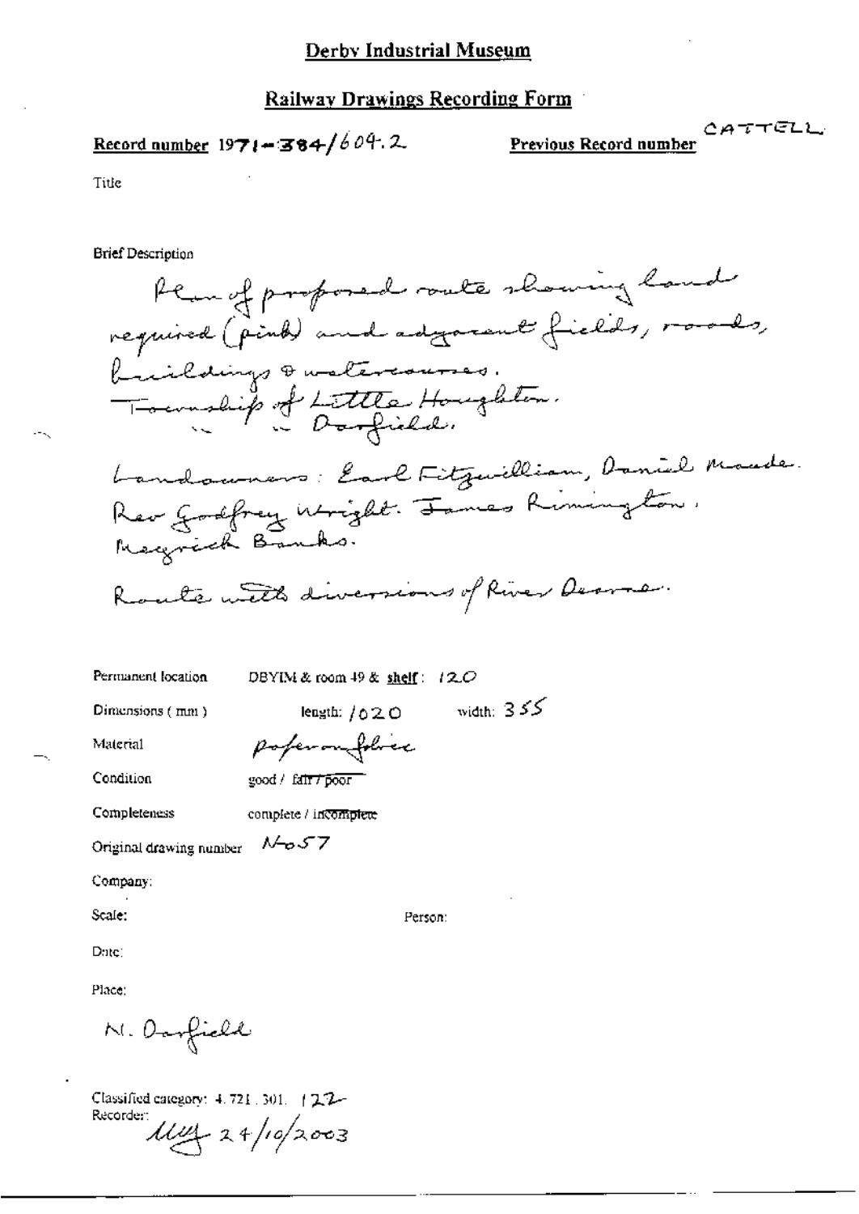# Derby Industrial Museum

## Railway Drawings Recording Form

**Record number** 1971-384/604.2

**Previous Record number** CATTELL

Title

Brief Description

Plan of proposed route showing land required (pink) and adjacent fields, roads, buildings & watercourses.
Township of Little Houghton.
" " Darfield.

Landowners: Earl Fitzwilliam, Daniel Maude.
Rev Godfrey Wright. James Rimington.
Megrick Banks.

Route with diversions of River Dearne.

Permanent location: DBYIM & room 49 & **shelf**: 120

Dimensions (mm): length: 1020 width: 355

Material: paper on fabric

Condition: good / ~~fair / poor~~

Completeness: complete / ~~incomplete~~

Original drawing number: No57

Company:

Scale:

Person:

Date:

Place:

N. Darfield

Classified category: 4.721.301. 122

Recorder: MW 24/10/2003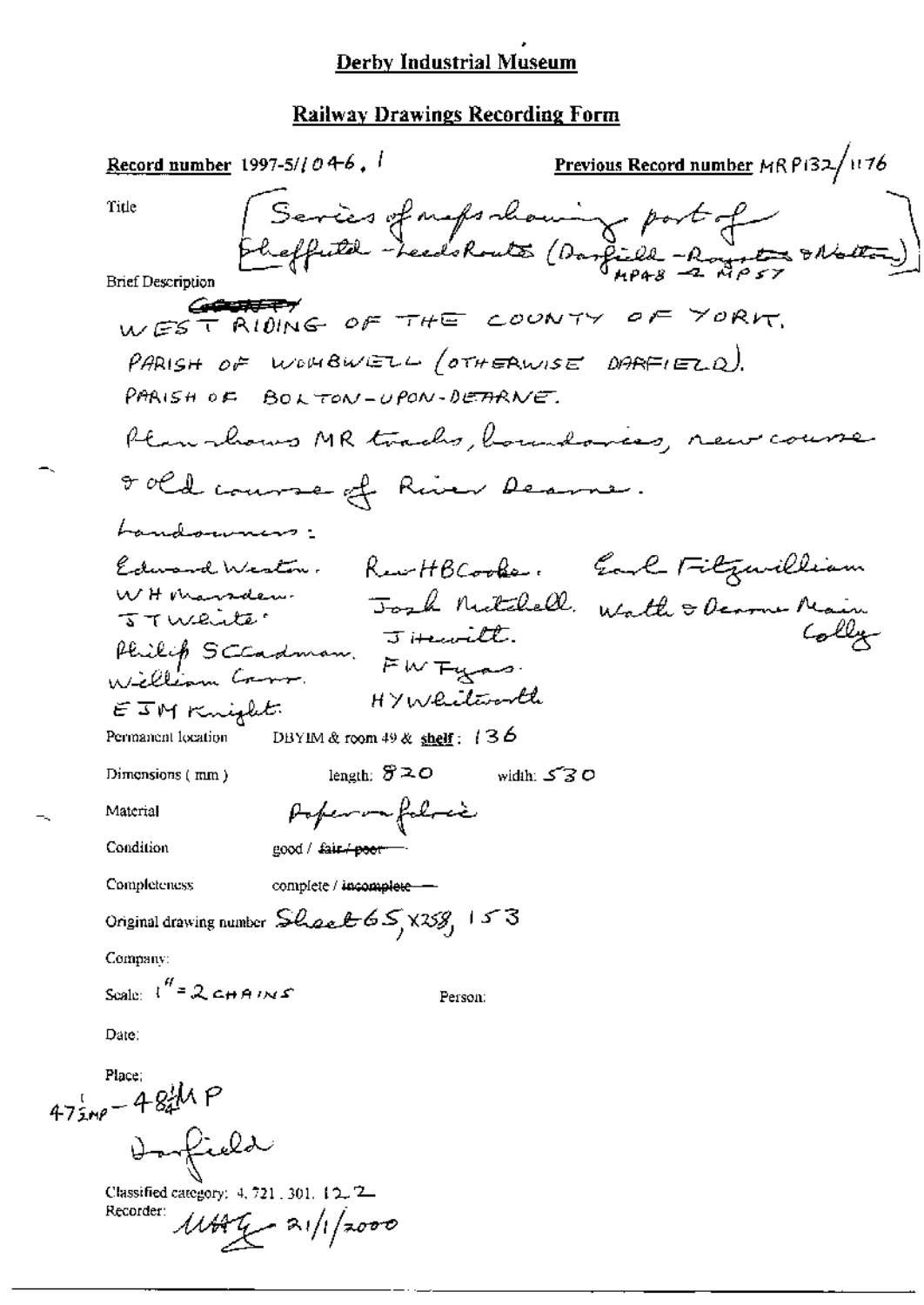# Derby Industrial Museum

## Railway Drawings Recording Form

**Record number** 1997-5/1046. 1 **Previous Record number** MRP132/1176

Title [Series of maps showing part of Sheffield - Leeds Route (Darfield - Royston & Notton) MP48 - MP57]

Brief Description

~~COUNTY~~ WEST RIDING OF THE COUNTY OF YORK.

PARISH OF WOMBWELL (OTHERWISE DARFIELD).

PARISH OF BOLTON-UPON-DEARNE.

Plan shows MR tracks, boundaries, new course & old course of River Dearne.

Landowners:

Edward Weston. Rev H B Cooke. Earl Fitzwilliam
W H Marsden. Josh Mitchell. Wath & Dearne Main Colly
J T White. J Hewitt.
Philip S Cadman. F W Fyas.
William Carr. H Y Whitworth
E J M Knight.

Permanent location DBYIM & room 49 & shelf: 136

Dimensions (mm) length: 820 width: 530

Material Paper on fabric

Condition good / ~~fair / poor~~

Completeness complete / ~~incomplete~~

Original drawing number Sheet 65, X258, 153

Company:

Scale: 1" = 2 CHAINS Person:

Date:

Place: 47½MP - 48¼MP Darfield

Classified category: 4. 721. 301. 12.2

Recorder: MAG 21/1/2000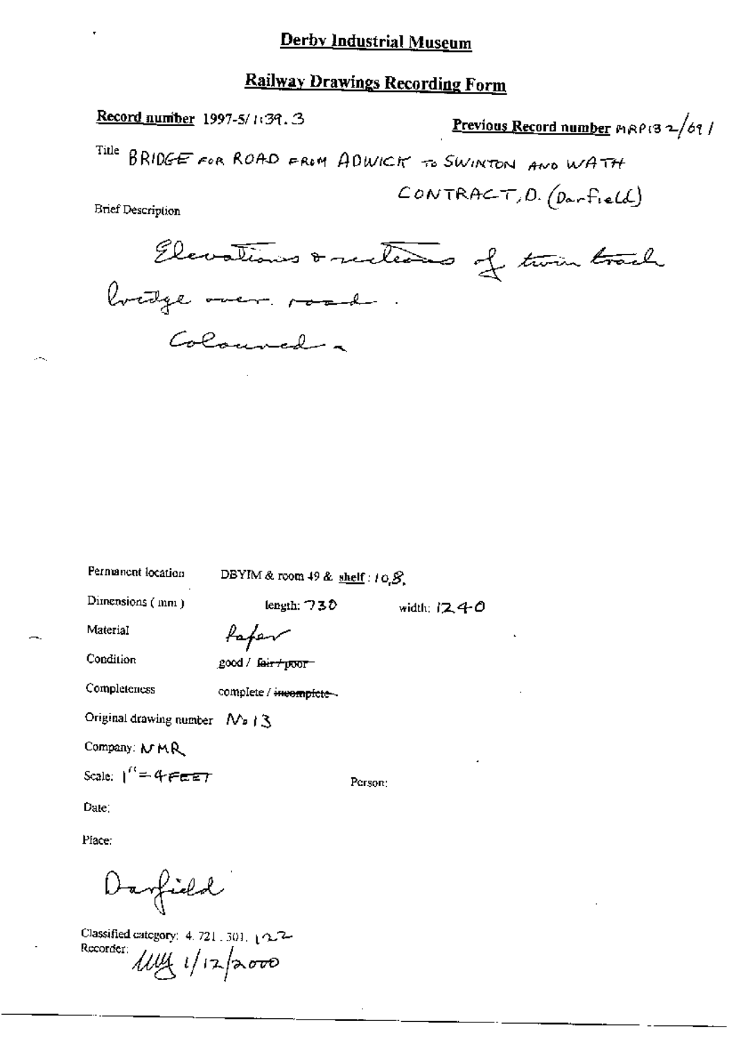# Derby Industrial Museum

## Railway Drawings Recording Form

**Record number** 1997-5/1139.3

**Previous Record number** MRP132/691

Title BRIDGE FOR ROAD FROM ADWICK TO SWINTON AND WATH CONTRACT, D. (Darfield)

Brief Description

Elevations & sections of twin track bridge over road. Coloured.

Permanent location DBYIM & room 49 & shelf: 108

Dimensions (mm) length: 730 width: 1240

Material Paper

Condition good / ~~fair / poor~~

Completeness complete / ~~incomplete~~

Original drawing number No 13

Company: MR

Scale: 1" = 4 FEET

Person:

Date:

Place:

Darfield

Classified category: 4. 721. 301. 122

Recorder: 1/12/2000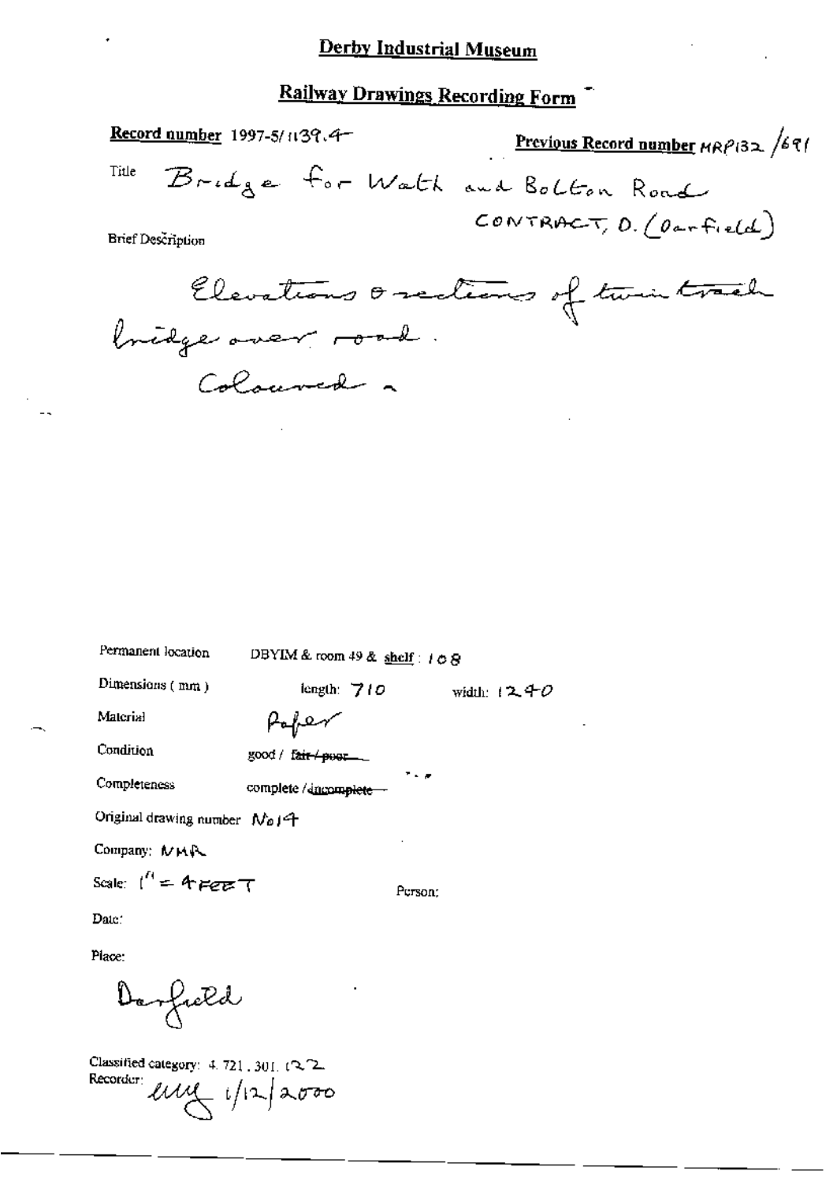# Derby Industrial Museum

## Railway Drawings Recording Form

**Record number** 1997-5/1139.4

**Previous Record number** MRP132 /691

Title Bridge for Wath and Bolton Road

CONTRACT, D. (Darfield)

Brief Description

Elevations & sections of twin track bridge over road.

Coloured.

Permanent location DBYIM & room 49 & shelf : 108

Dimensions (mm) length: 710 width: 1240

Material Paper

Condition good / ~~fair / poor~~

Completeness complete / ~~incomplete~~

Original drawing number No 14

Company: MR

Scale: 1" = 4 FEET

Person:

Date:

Place:

Darfield

Classified category: 4.721.301.122

Recorder: lmy 1/12/2000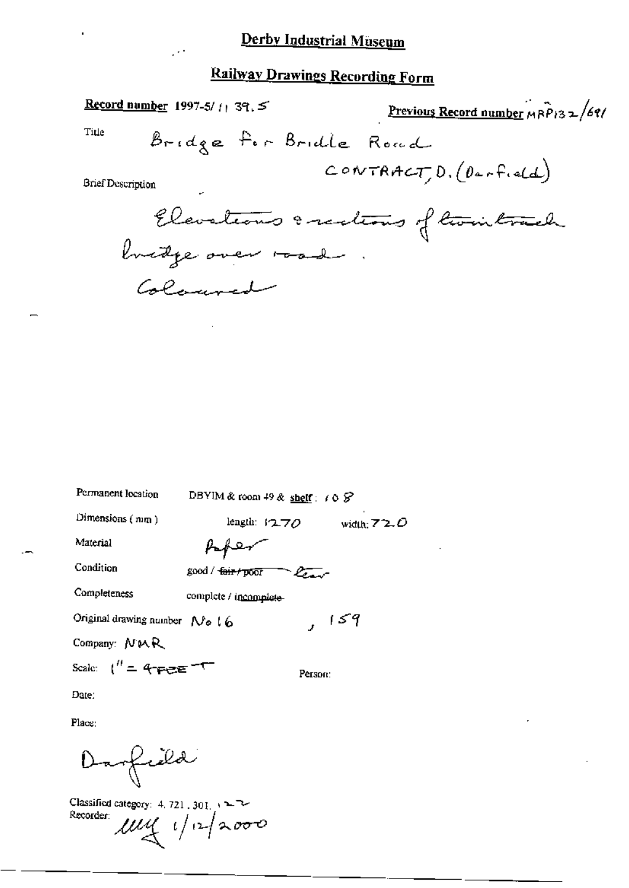# Derby Industrial Museum

## Railway Drawings Recording Form

**Record number** 1997-5/1139.5

**Previous Record number** MRP132/691

Title: Bridge for Bridle Road

CONTRACT D. (Darfield)

Brief Description

Elevations & sections of twin track bridge over road.

Coloured

Permanent location: DBYIM & room 49 & shelf: 108

Dimensions (mm): length: 1270 width: 720

Material: Paper

Condition: good / ~~fair / poor~~ tear

Completeness: complete / ~~incomplete~~

Original drawing number: No 16, 159

Company: NMR

Scale: 1" = 4 FEET

Person:

Date:

Place:

Darfield

Classified category: 4.721.301.122

Recorder: MM 1/12/2000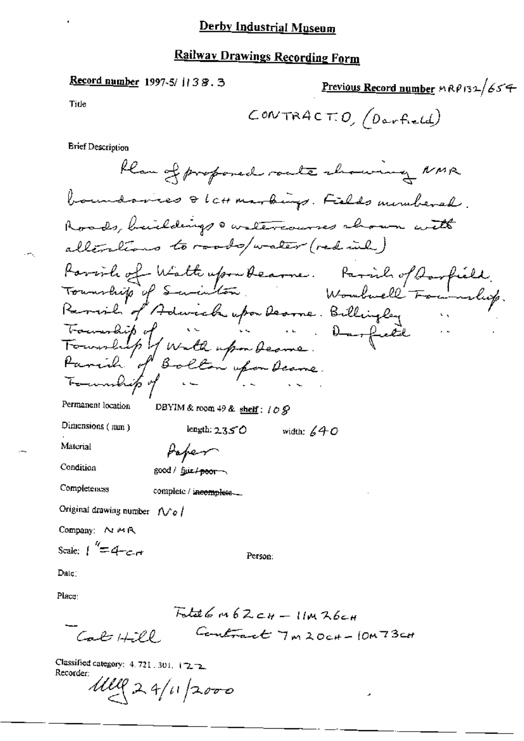# Derby Industrial Museum

## Railway Drawings Recording Form

**Record number** 1997-5/ 1138.3

**Previous Record number** MRP132/654

Title

CONTRACT.O, (Darfield)

Brief Description

Plan of proposed route showing NMR boundaries & 1CH markings. Fields numbered. Roads, buildings & watercourses shown with alterations to roads/water (red ink)
Parish of Wath upon Dearne. Parish of Darfield.
Township of Swinton. Wombwell Township.
Parish of Adwick upon Dearne. Billingley "
Township of " " " . Darfield "
Township of Wath upon Dearne.
Parish of Bolton upon Dearne.
Township of " " "

Permanent location DBYIM & room 49 & shelf: 108

Dimensions (mm) length: 2350 width: 640

Material Paper

Condition good / ~~fair / poor~~

Completeness complete / ~~incomplete~~

Original drawing number No 1

Company: NMR

Scale: 1" = 4 CH

Person:

Date:

Place:

Total 6M 62CH – 11M 26CH

Cat Hill Contract 7M 20CH – 10M 73CH

Classified category: 4.721.301.122

Recorder: MMG 24/11/2000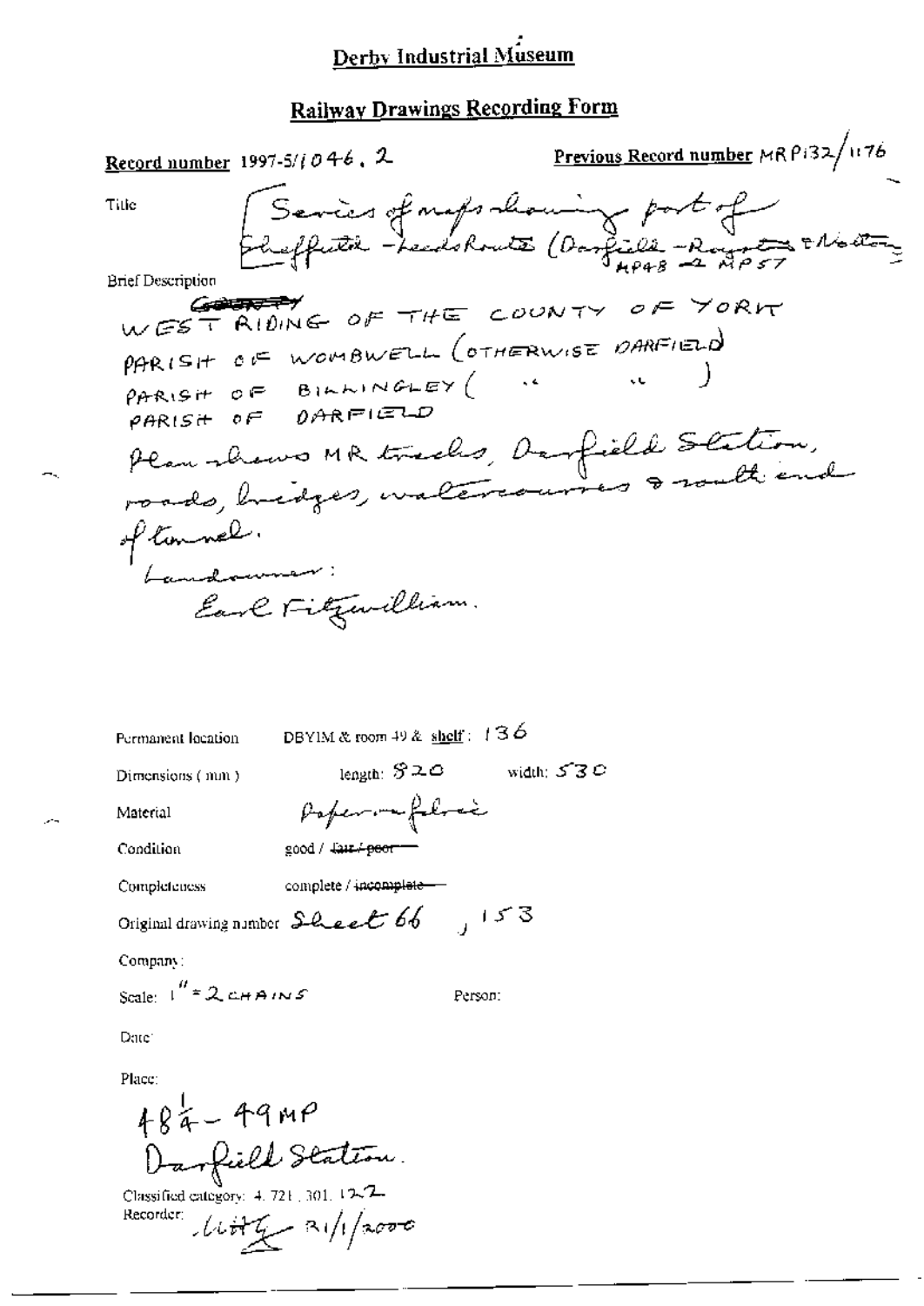# Derby Industrial Museum

## Railway Drawings Recording Form

**Record number** 1997-5/1046.2 **Previous Record number** MRP132/1176

Title

[Series of maps showing part of Sheffield - Leeds Route (Darfield - Royston & Notton) MP48 - MP57

Brief Description

~~COUNTY~~
WEST RIDING OF THE COUNTY OF YORK
PARISH OF WOMBWELL (OTHERWISE DARFIELD)
PARISH OF BILLINGLEY ( " " )
PARISH OF DARFIELD
Plan shows MR tracks, Darfield Station, roads, bridges, watercourses & south end of tunnel.
Landowner:
Earl Fitzwilliam.

Permanent location DBYIM & room 49 & shelf: 136

Dimensions (mm) length: 820 width: 530

Material Paper on fabric

Condition good / ~~fair / poor~~

Completeness complete / ~~incomplete~~

Original drawing number Sheet 66, 153

Company:

Scale: 1" = 2 CHAINS Person:

Date:

Place:

48¼ - 49MP
Darfield Station.

Classified category: 4.721.301.122

Recorder: [signature] 31/1/2000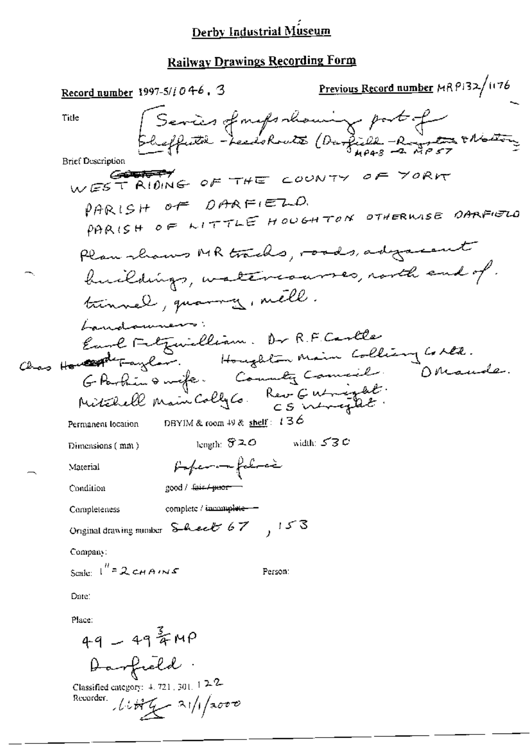# Derby Industrial Museum

## Railway Drawings Recording Form

**Record number** 1997-5/1046.3

**Previous Record number** MRP132/1176

**Title**
Series of maps showing part of Sheffield - Leeds Route (Darfield - Royston & Notton) MP48 - MP57

**Brief Description**
~~COUNTY~~ WEST RIDING OF THE COUNTY OF YORK
PARISH OF DARFIELD.
PARISH OF LITTLE HOUGHTON OTHERWISE DARFIELD
Plan shows MR tracks, roads, adjacent buildings, watercourses, north end of tunnel, quarry, mill.
Landowners:
Earl Fitzwilliam. Dr R.F. Castle
Chas ~~Howard~~ Taylor. Houghton Main Colliery Co Ltd.
G Parkin & wife. County Council. D Maude.
Mitchell Main Colly Co. Rev G Wright.
CS Wright.

**Permanent location** DBYIM & room 49 & shelf: 136

**Dimensions (mm)** length: 820 width: 530

**Material** Paper on fabric

**Condition** good / ~~fair / poor~~

**Completeness** complete / ~~incomplete~~

**Original drawing number** Sheet 67, 153

**Company:**

**Scale:** 1" = 2 CHAINS

**Person:**

**Date:**

**Place:**
49 - 49¾ MP
Darfield.

**Classified category:** 4.721.301.122

**Recorder:** LittG 21/1/2000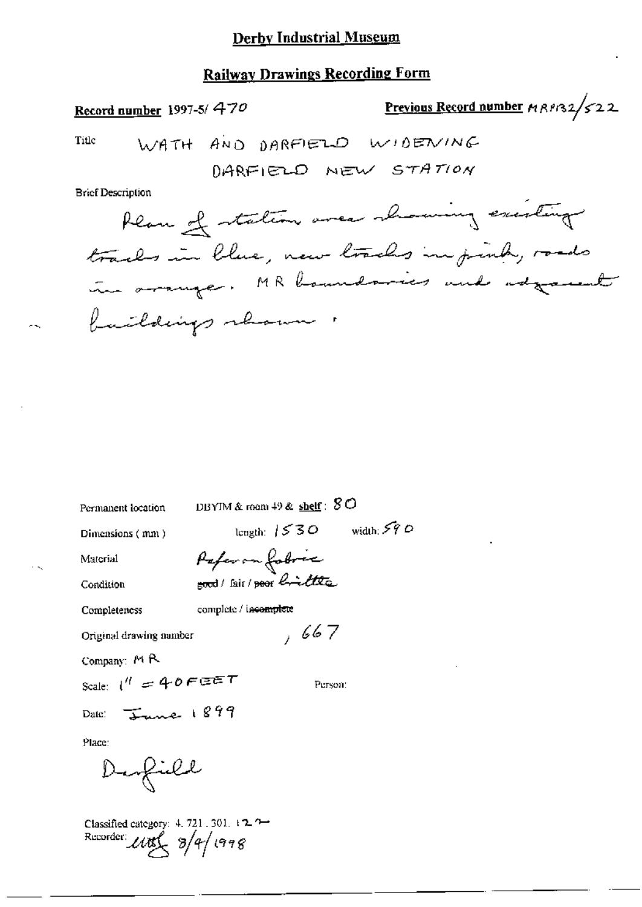# Derby Industrial Museum

## Railway Drawings Recording Form

**Record number** 1997-5/ 470

**Previous Record number** MRP132/522

Title WATH AND DARFIELD WIDENING DARFIELD NEW STATION

Brief Description

Plan of station area showing existing tracks in blue, new tracks in pink, roads in orange. MR boundaries and adjacent buildings shown.

Permanent location DBYIM & room 49 & shelf: 80

Dimensions (mm) length: 1530 width: 590

Material Paper on fabric

Condition ~~good~~ / fair / ~~poor~~ brittle

Completeness complete / ~~incomplete~~

Original drawing number , 667

Company: MR

Scale: 1" = 40 FEET

Person:

Date: June 1899

Place:

Darfield

Classified category: 4. 721. 301. 12

Recorder: [initials] 8/4/1998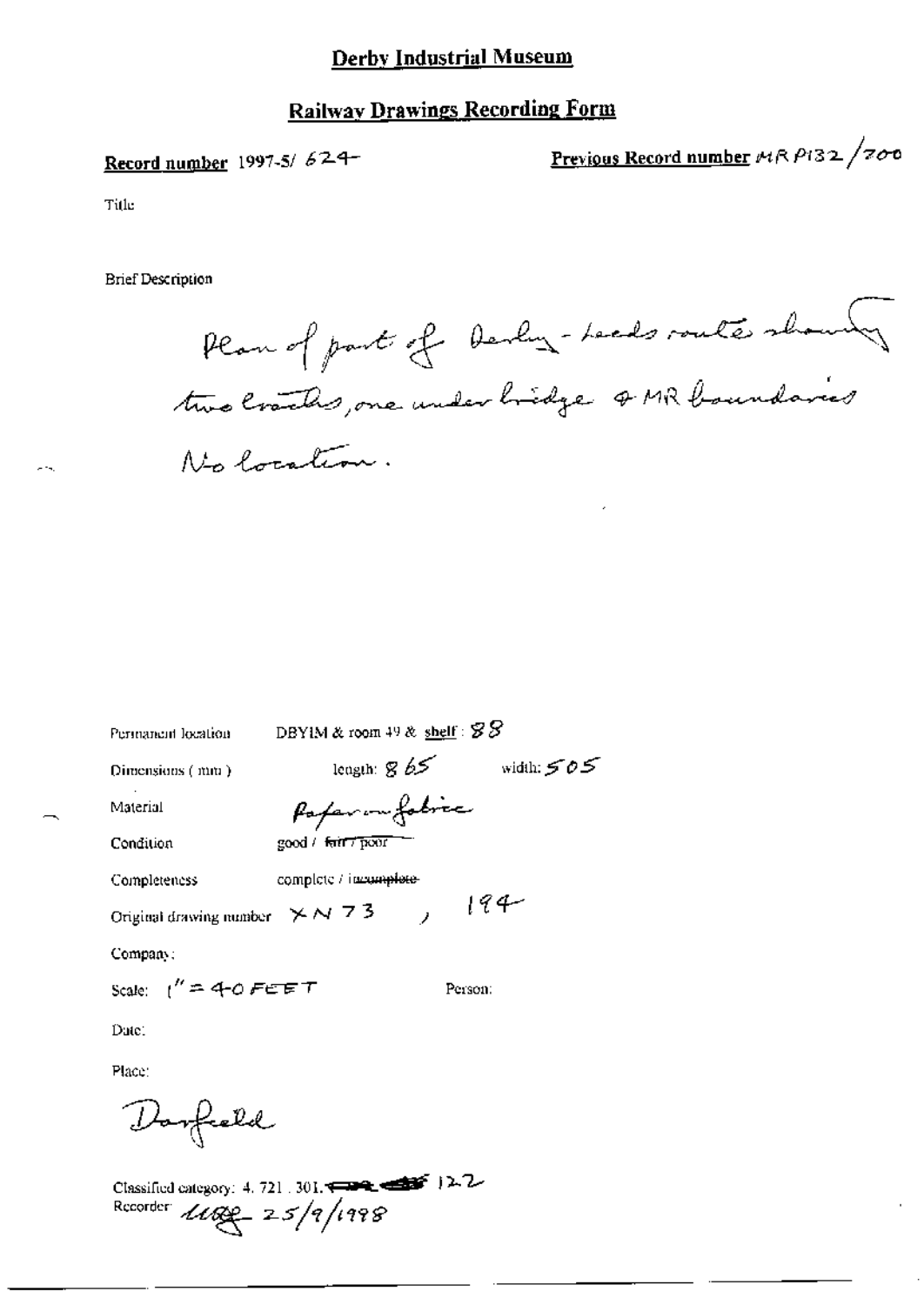# Derby Industrial Museum

## Railway Drawings Recording Form

**Record number** 1997-5/ 624

**Previous Record number** MR P132 /700

Title

Brief Description

Plan of part of Derby - Leeds route showing two tracks, one under bridge & MR boundaries No location.

Permanent location DBYIM & room 49 & shelf : 88

Dimensions (mm) length: 865 width: 505

Material Paper on fabric

Condition good / ~~fair / poor~~

Completeness complete / ~~incomplete~~

Original drawing number XN 73 , 194

Company:

Scale: 1" = 40 FEET Person:

Date:

Place:

Darfield

Classified category: 4. 721 . 301. ~~■■■ ■■■~~ 122

Recorder: 25/9/1998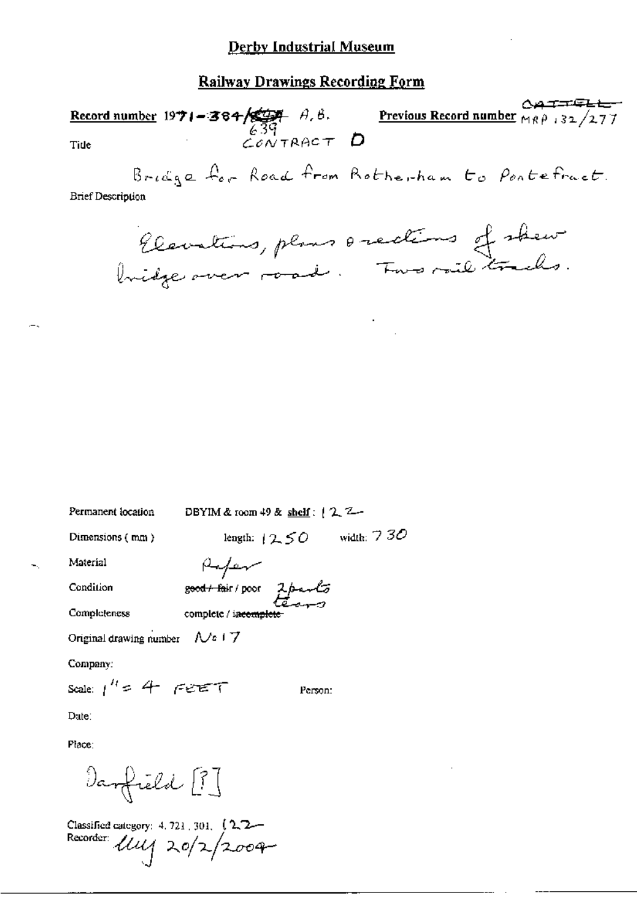# Derby Industrial Museum

## Railway Drawings Recording Form

**Record number** 1971-384/~~[illegible]~~ 639 A, B.

**Previous Record number** ~~CATTELL~~ MRP 132/277

Title CONTRACT D

Bridge for Road from Rotherham to Pontefract.

Brief Description

Elevations, plans & sections of skew bridge over road. Two rail tracks.

Permanent location DBYIM & room 49 & **shelf**: 122

Dimensions (mm) length: 1250 width: 730

Material Paper

Condition ~~good / fair~~ / poor 2 parts tears

Completeness complete / ~~incomplete~~

Original drawing number No 17

Company:

Scale: 1" = 4 FEET Person:

Date:

Place:

Darfield [?]

Classified category: 4.721.301. 122

Recorder: [illegible] 20/2/2004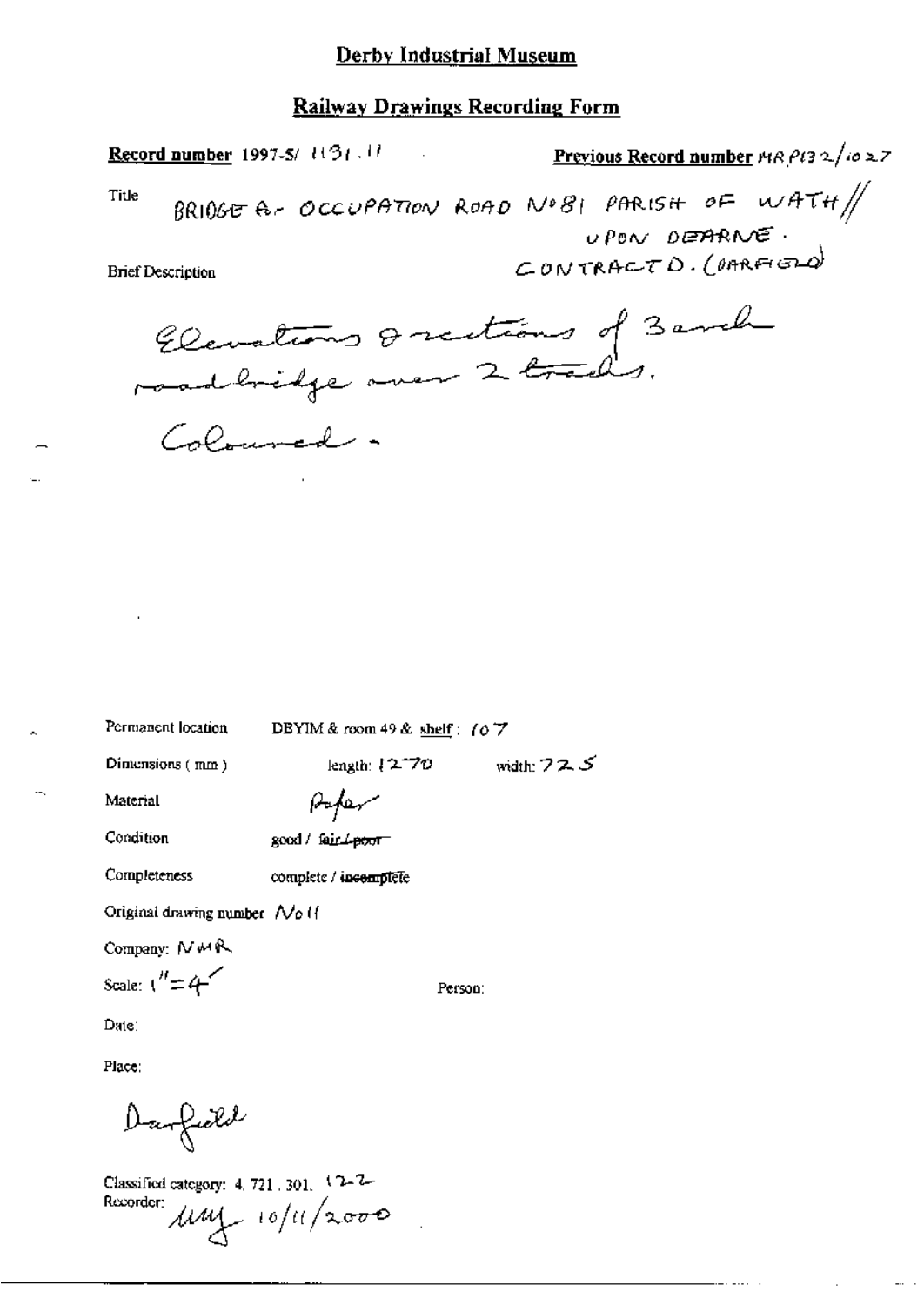## Derby Industrial Museum

## Railway Drawings Recording Form

**Record number** 1997-5/ 1131.11

**Previous Record number** MR P132/1027

Title

BRIDGE A- OCCUPATION ROAD No 81 PARISH OF WATH // UPON DEARNE. CONTRACT D. (DARFIELD)

Brief Description

Elevations & sections of 3 arch road bridge over 2 tracks.

Coloured.

Permanent location DBYIM & room 49 & shelf: 107

Dimensions (mm) length: 1270 width: 725

Material Paper

Condition good / ~~fair / poor~~

Completeness complete / ~~incomplete~~

Original drawing number No 11

Company: NMR

Scale: 1" = 4'

Person:

Date:

Place:

Darfield

Classified category: 4.721.301. 12-2

Recorder: MY 10/11/2000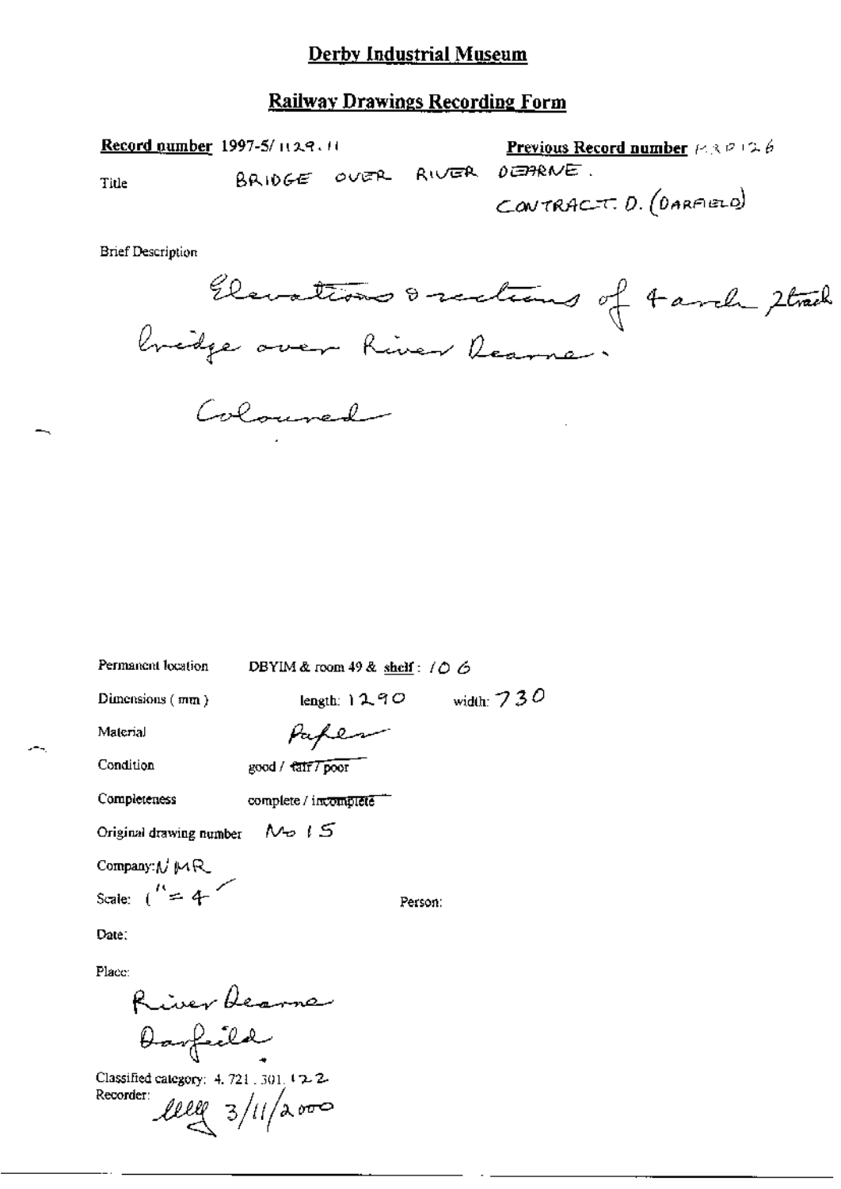# Derby Industrial Museum

## Railway Drawings Recording Form

**Record number** 1997-5/1129.11

**Previous Record number** MR0126

Title BRIDGE OVER RIVER DEARNE. CONTRACT. D. (DARFIELD)

Brief Description

Elevations & sections of 4 arch 2track bridge over River Dearne.

Coloured

Permanent location DBYIM & room 49 & shelf: 106

Dimensions (mm) length: 1290 width: 730

Material Paper

Condition good / ~~fair / poor~~

Completeness complete / ~~incomplete~~

Original drawing number No 15

Company: NMR

Scale: 1" = 4'

Person:

Date:

Place:

River Dearne

Darfield

Classified category: 4.721.301.122

Recorder: lllg 3/11/2000